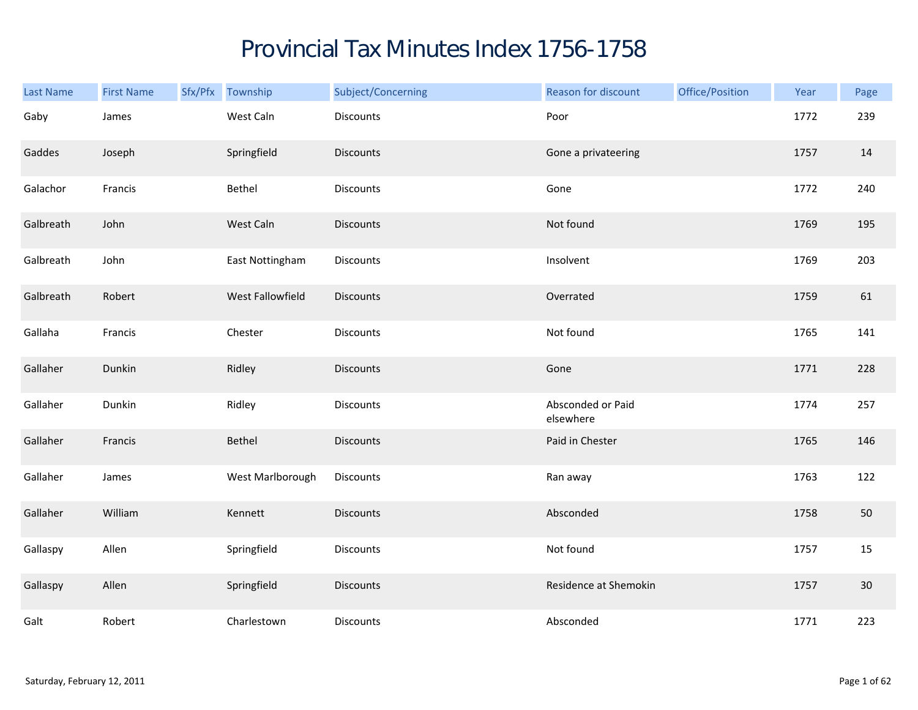# Provincial Tax Minutes Index 1756-1758

| Last Name | First Name | Sfx/Pfx | Township | Subject/Concerning | Reason for discount | Office/Position | Year | Page |
|---|---|---|---|---|---|---|---|---|
| Gaby | James | | West Caln | Discounts | Poor | | 1772 | 239 |
| Gaddes | Joseph | | Springfield | Discounts | Gone a privateering | | 1757 | 14 |
| Galachor | Francis | | Bethel | Discounts | Gone | | 1772 | 240 |
| Galbreath | John | | West Caln | Discounts | Not found | | 1769 | 195 |
| Galbreath | John | | East Nottingham | Discounts | Insolvent | | 1769 | 203 |
| Galbreath | Robert | | West Fallowfield | Discounts | Overrated | | 1759 | 61 |
| Gallaha | Francis | | Chester | Discounts | Not found | | 1765 | 141 |
| Gallaher | Dunkin | | Ridley | Discounts | Gone | | 1771 | 228 |
| Gallaher | Dunkin | | Ridley | Discounts | Absconded or Paid elsewhere | | 1774 | 257 |
| Gallaher | Francis | | Bethel | Discounts | Paid in Chester | | 1765 | 146 |
| Gallaher | James | | West Marlborough | Discounts | Ran away | | 1763 | 122 |
| Gallaher | William | | Kennett | Discounts | Absconded | | 1758 | 50 |
| Gallaspy | Allen | | Springfield | Discounts | Not found | | 1757 | 15 |
| Gallaspy | Allen | | Springfield | Discounts | Residence at Shemokin | | 1757 | 30 |
| Galt | Robert | | Charlestown | Discounts | Absconded | | 1771 | 223 |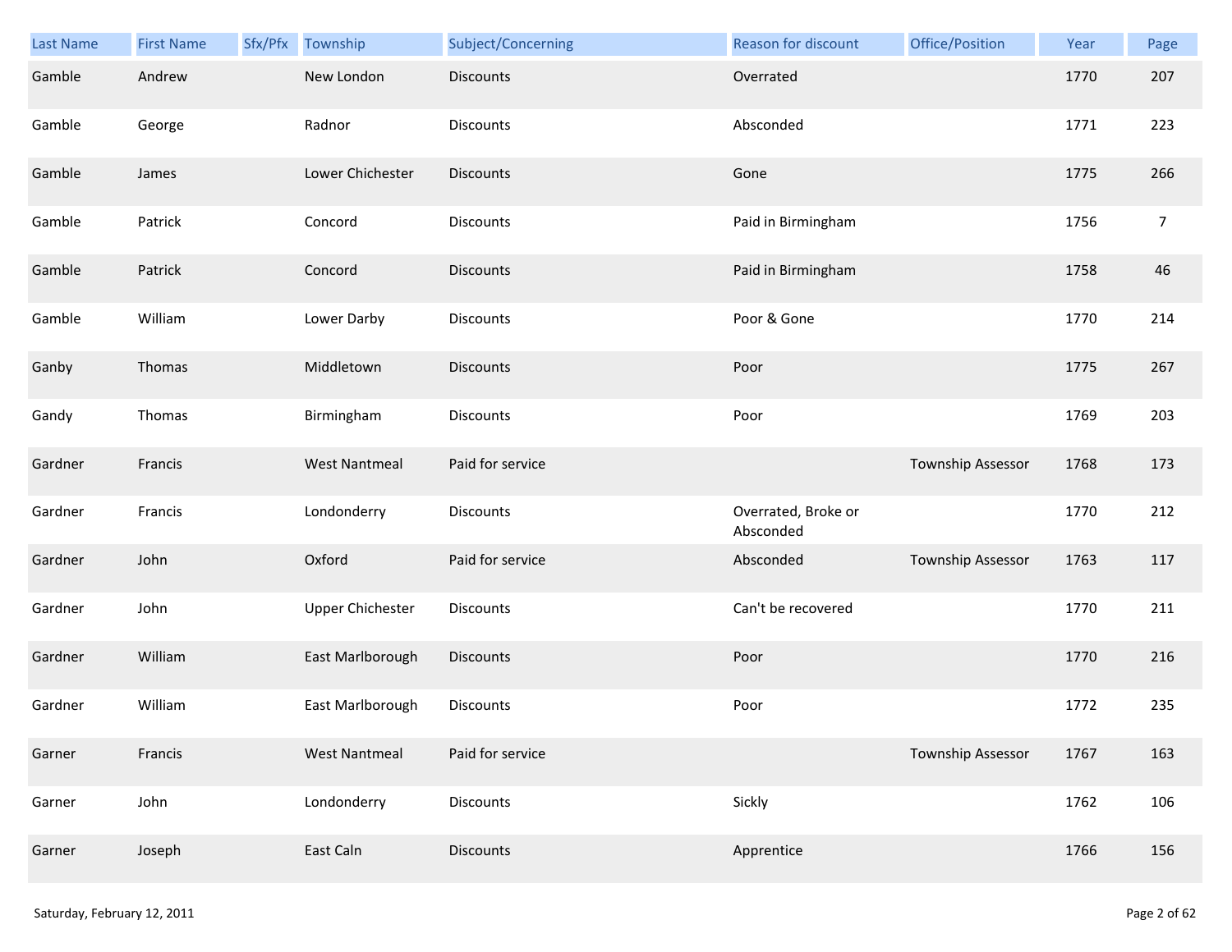| Last Name | First Name | Sfx/Pfx | Township | Subject/Concerning | Reason for discount | Office/Position | Year | Page |
|---|---|---|---|---|---|---|---|---|
| Gamble | Andrew | | New London | Discounts | Overrated | | 1770 | 207 |
| Gamble | George | | Radnor | Discounts | Absconded | | 1771 | 223 |
| Gamble | James | | Lower Chichester | Discounts | Gone | | 1775 | 266 |
| Gamble | Patrick | | Concord | Discounts | Paid in Birmingham | | 1756 | 7 |
| Gamble | Patrick | | Concord | Discounts | Paid in Birmingham | | 1758 | 46 |
| Gamble | William | | Lower Darby | Discounts | Poor & Gone | | 1770 | 214 |
| Ganby | Thomas | | Middletown | Discounts | Poor | | 1775 | 267 |
| Gandy | Thomas | | Birmingham | Discounts | Poor | | 1769 | 203 |
| Gardner | Francis | | West Nantmeal | Paid for service | | Township Assessor | 1768 | 173 |
| Gardner | Francis | | Londonderry | Discounts | Overrated, Broke or Absconded | | 1770 | 212 |
| Gardner | John | | Oxford | Paid for service | Absconded | Township Assessor | 1763 | 117 |
| Gardner | John | | Upper Chichester | Discounts | Can't be recovered | | 1770 | 211 |
| Gardner | William | | East Marlborough | Discounts | Poor | | 1770 | 216 |
| Gardner | William | | East Marlborough | Discounts | Poor | | 1772 | 235 |
| Garner | Francis | | West Nantmeal | Paid for service | | Township Assessor | 1767 | 163 |
| Garner | John | | Londonderry | Discounts | Sickly | | 1762 | 106 |
| Garner | Joseph | | East Caln | Discounts | Apprentice | | 1766 | 156 |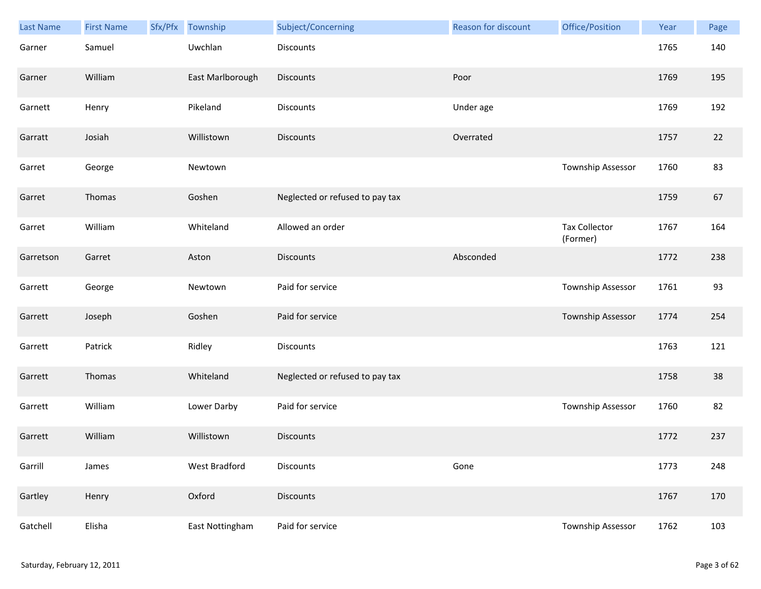| Last Name | First Name | Sfx/Pfx | Township | Subject/Concerning | Reason for discount | Office/Position | Year | Page |
|---|---|---|---|---|---|---|---|---|
| Garner | Samuel | | Uwchlan | Discounts | | | 1765 | 140 |
| Garner | William | | East Marlborough | Discounts | Poor | | 1769 | 195 |
| Garnett | Henry | | Pikeland | Discounts | Under age | | 1769 | 192 |
| Garratt | Josiah | | Willistown | Discounts | Overrated | | 1757 | 22 |
| Garret | George | | Newtown | | | Township Assessor | 1760 | 83 |
| Garret | Thomas | | Goshen | Neglected or refused to pay tax | | | 1759 | 67 |
| Garret | William | | Whiteland | Allowed an order | | Tax Collector (Former) | 1767 | 164 |
| Garretson | Garret | | Aston | Discounts | Absconded | | 1772 | 238 |
| Garrett | George | | Newtown | Paid for service | | Township Assessor | 1761 | 93 |
| Garrett | Joseph | | Goshen | Paid for service | | Township Assessor | 1774 | 254 |
| Garrett | Patrick | | Ridley | Discounts | | | 1763 | 121 |
| Garrett | Thomas | | Whiteland | Neglected or refused to pay tax | | | 1758 | 38 |
| Garrett | William | | Lower Darby | Paid for service | | Township Assessor | 1760 | 82 |
| Garrett | William | | Willistown | Discounts | | | 1772 | 237 |
| Garrill | James | | West Bradford | Discounts | Gone | | 1773 | 248 |
| Gartley | Henry | | Oxford | Discounts | | | 1767 | 170 |
| Gatchell | Elisha | | East Nottingham | Paid for service | | Township Assessor | 1762 | 103 |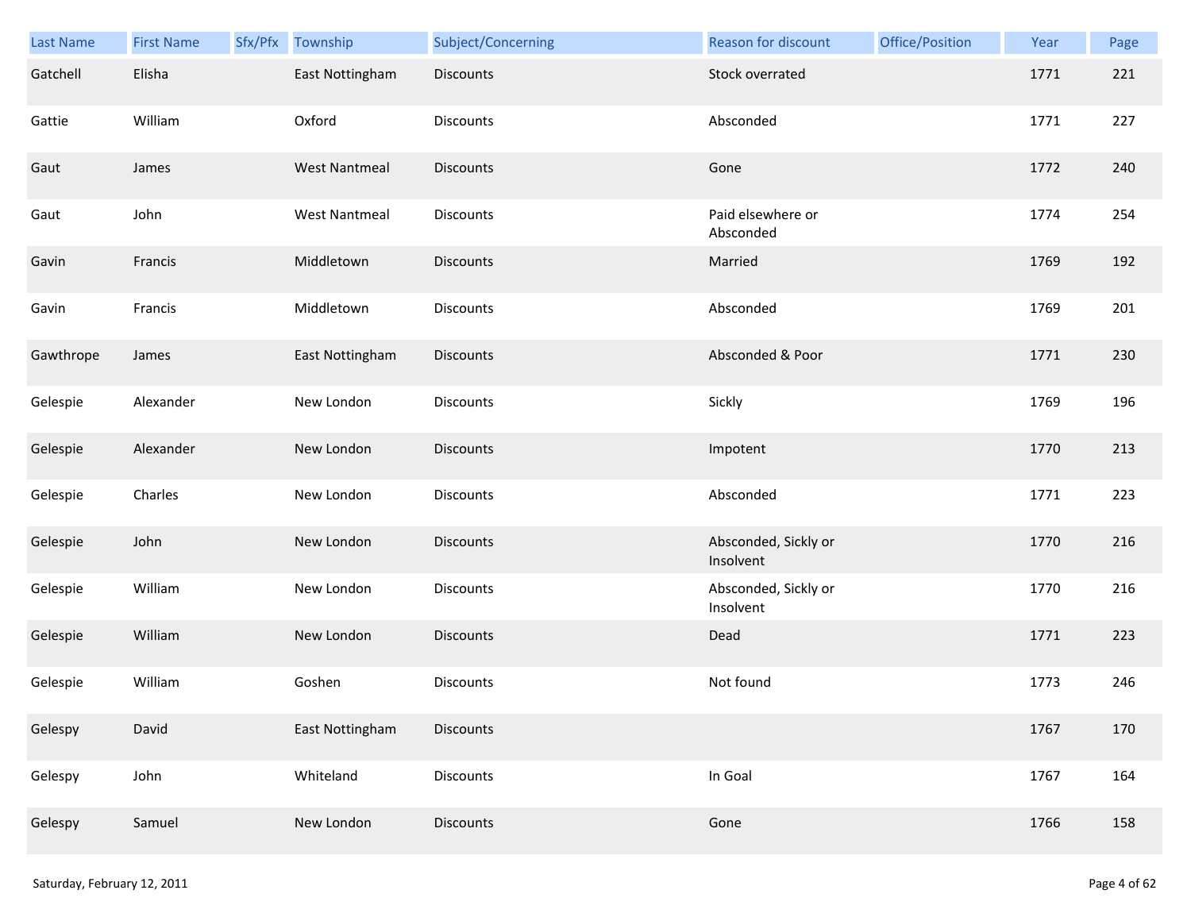| Last Name | First Name | Sfx/Pfx | Township | Subject/Concerning | Reason for discount | Office/Position | Year | Page |
|---|---|---|---|---|---|---|---|---|
| Gatchell | Elisha | | East Nottingham | Discounts | Stock overrated | | 1771 | 221 |
| Gattie | William | | Oxford | Discounts | Absconded | | 1771 | 227 |
| Gaut | James | | West Nantmeal | Discounts | Gone | | 1772 | 240 |
| Gaut | John | | West Nantmeal | Discounts | Paid elsewhere or Absconded | | 1774 | 254 |
| Gavin | Francis | | Middletown | Discounts | Married | | 1769 | 192 |
| Gavin | Francis | | Middletown | Discounts | Absconded | | 1769 | 201 |
| Gawthrope | James | | East Nottingham | Discounts | Absconded & Poor | | 1771 | 230 |
| Gelespie | Alexander | | New London | Discounts | Sickly | | 1769 | 196 |
| Gelespie | Alexander | | New London | Discounts | Impotent | | 1770 | 213 |
| Gelespie | Charles | | New London | Discounts | Absconded | | 1771 | 223 |
| Gelespie | John | | New London | Discounts | Absconded, Sickly or Insolvent | | 1770 | 216 |
| Gelespie | William | | New London | Discounts | Absconded, Sickly or Insolvent | | 1770 | 216 |
| Gelespie | William | | New London | Discounts | Dead | | 1771 | 223 |
| Gelespie | William | | Goshen | Discounts | Not found | | 1773 | 246 |
| Gelespy | David | | East Nottingham | Discounts | | | 1767 | 170 |
| Gelespy | John | | Whiteland | Discounts | In Goal | | 1767 | 164 |
| Gelespy | Samuel | | New London | Discounts | Gone | | 1766 | 158 |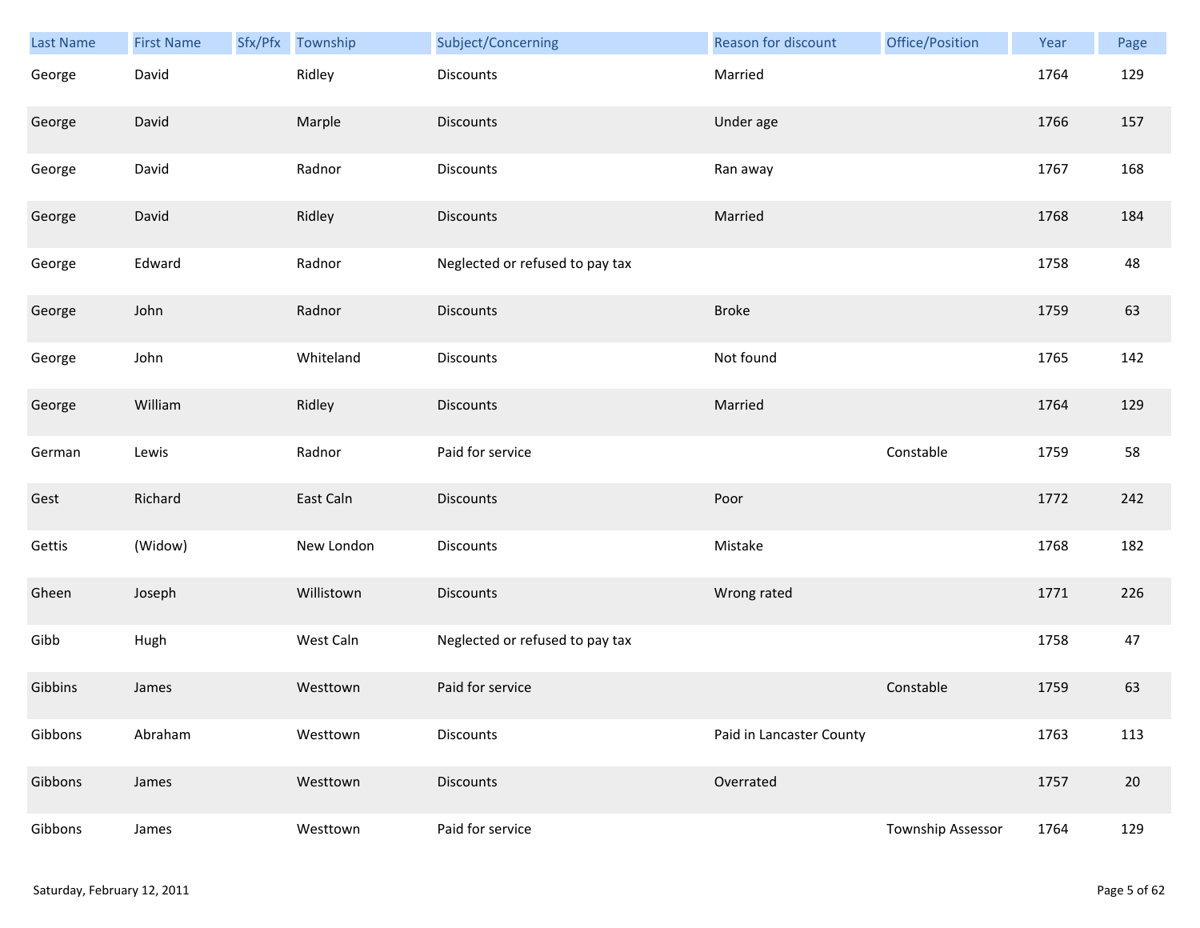| Last Name | First Name | Sfx/Pfx | Township | Subject/Concerning | Reason for discount | Office/Position | Year | Page |
|---|---|---|---|---|---|---|---|---|
| George | David | | Ridley | Discounts | Married | | 1764 | 129 |
| George | David | | Marple | Discounts | Under age | | 1766 | 157 |
| George | David | | Radnor | Discounts | Ran away | | 1767 | 168 |
| George | David | | Ridley | Discounts | Married | | 1768 | 184 |
| George | Edward | | Radnor | Neglected or refused to pay tax | | | 1758 | 48 |
| George | John | | Radnor | Discounts | Broke | | 1759 | 63 |
| George | John | | Whiteland | Discounts | Not found | | 1765 | 142 |
| George | William | | Ridley | Discounts | Married | | 1764 | 129 |
| German | Lewis | | Radnor | Paid for service | | Constable | 1759 | 58 |
| Gest | Richard | | East Caln | Discounts | Poor | | 1772 | 242 |
| Gettis | (Widow) | | New London | Discounts | Mistake | | 1768 | 182 |
| Gheen | Joseph | | Willistown | Discounts | Wrong rated | | 1771 | 226 |
| Gibb | Hugh | | West Caln | Neglected or refused to pay tax | | | 1758 | 47 |
| Gibbins | James | | Westtown | Paid for service | | Constable | 1759 | 63 |
| Gibbons | Abraham | | Westtown | Discounts | Paid in Lancaster County | | 1763 | 113 |
| Gibbons | James | | Westtown | Discounts | Overrated | | 1757 | 20 |
| Gibbons | James | | Westtown | Paid for service | | Township Assessor | 1764 | 129 |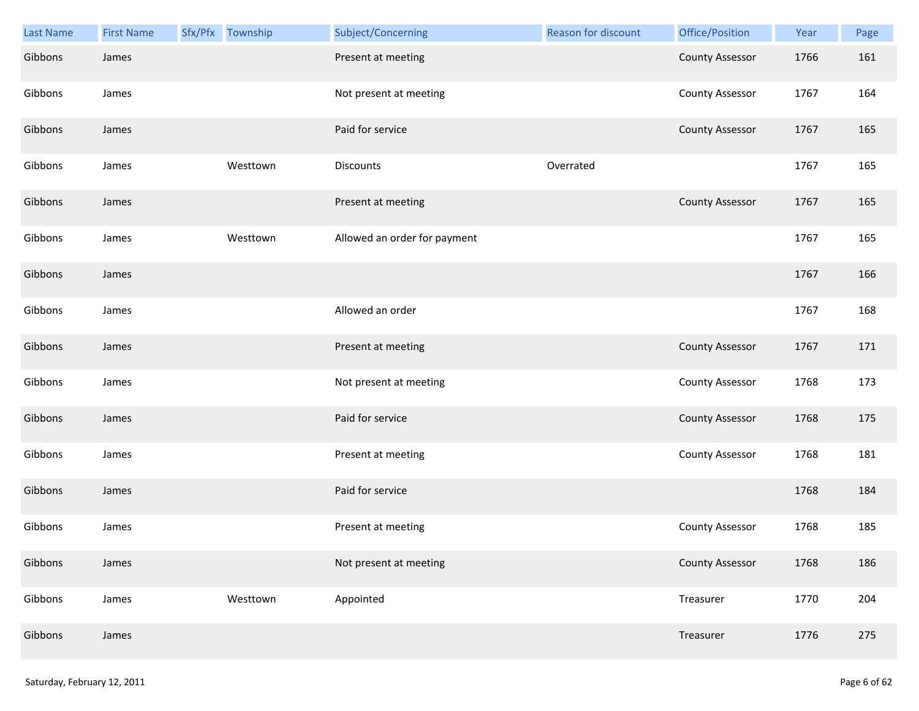| Last Name | First Name | Sfx/Pfx | Township | Subject/Concerning | Reason for discount | Office/Position | Year | Page |
|---|---|---|---|---|---|---|---|---|
| Gibbons | James | | | Present at meeting | | County Assessor | 1766 | 161 |
| Gibbons | James | | | Not present at meeting | | County Assessor | 1767 | 164 |
| Gibbons | James | | | Paid for service | | County Assessor | 1767 | 165 |
| Gibbons | James | | Westtown | Discounts | Overrated | | 1767 | 165 |
| Gibbons | James | | | Present at meeting | | County Assessor | 1767 | 165 |
| Gibbons | James | | Westtown | Allowed an order for payment | | | 1767 | 165 |
| Gibbons | James | | | | | | 1767 | 166 |
| Gibbons | James | | | Allowed an order | | | 1767 | 168 |
| Gibbons | James | | | Present at meeting | | County Assessor | 1767 | 171 |
| Gibbons | James | | | Not present at meeting | | County Assessor | 1768 | 173 |
| Gibbons | James | | | Paid for service | | County Assessor | 1768 | 175 |
| Gibbons | James | | | Present at meeting | | County Assessor | 1768 | 181 |
| Gibbons | James | | | Paid for service | | | 1768 | 184 |
| Gibbons | James | | | Present at meeting | | County Assessor | 1768 | 185 |
| Gibbons | James | | | Not present at meeting | | County Assessor | 1768 | 186 |
| Gibbons | James | | Westtown | Appointed | | Treasurer | 1770 | 204 |
| Gibbons | James | | | | | Treasurer | 1776 | 275 |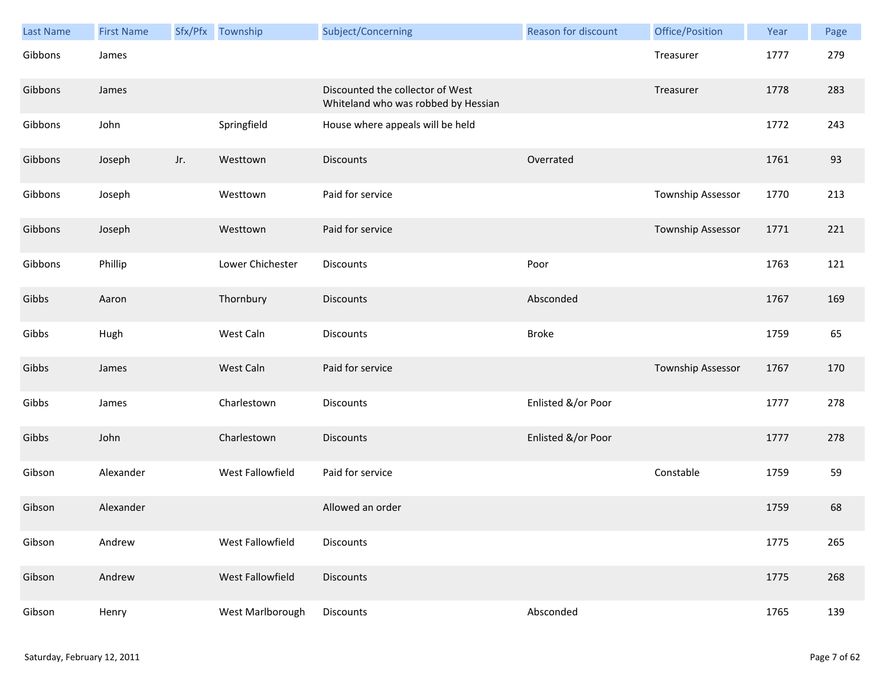| Last Name | First Name | Sfx/Pfx | Township | Subject/Concerning | Reason for discount | Office/Position | Year | Page |
|---|---|---|---|---|---|---|---|---|
| Gibbons | James | | | | | Treasurer | 1777 | 279 |
| Gibbons | James | | | Discounted the collector of West Whiteland who was robbed by Hessian | | Treasurer | 1778 | 283 |
| Gibbons | John | | Springfield | House where appeals will be held | | | 1772 | 243 |
| Gibbons | Joseph | Jr. | Westtown | Discounts | Overrated | | 1761 | 93 |
| Gibbons | Joseph | | Westtown | Paid for service | | Township Assessor | 1770 | 213 |
| Gibbons | Joseph | | Westtown | Paid for service | | Township Assessor | 1771 | 221 |
| Gibbons | Phillip | | Lower Chichester | Discounts | Poor | | 1763 | 121 |
| Gibbs | Aaron | | Thornbury | Discounts | Absconded | | 1767 | 169 |
| Gibbs | Hugh | | West Caln | Discounts | Broke | | 1759 | 65 |
| Gibbs | James | | West Caln | Paid for service | | Township Assessor | 1767 | 170 |
| Gibbs | James | | Charlestown | Discounts | Enlisted &/or Poor | | 1777 | 278 |
| Gibbs | John | | Charlestown | Discounts | Enlisted &/or Poor | | 1777 | 278 |
| Gibson | Alexander | | West Fallowfield | Paid for service | | Constable | 1759 | 59 |
| Gibson | Alexander | | | Allowed an order | | | 1759 | 68 |
| Gibson | Andrew | | West Fallowfield | Discounts | | | 1775 | 265 |
| Gibson | Andrew | | West Fallowfield | Discounts | | | 1775 | 268 |
| Gibson | Henry | | West Marlborough | Discounts | Absconded | | 1765 | 139 |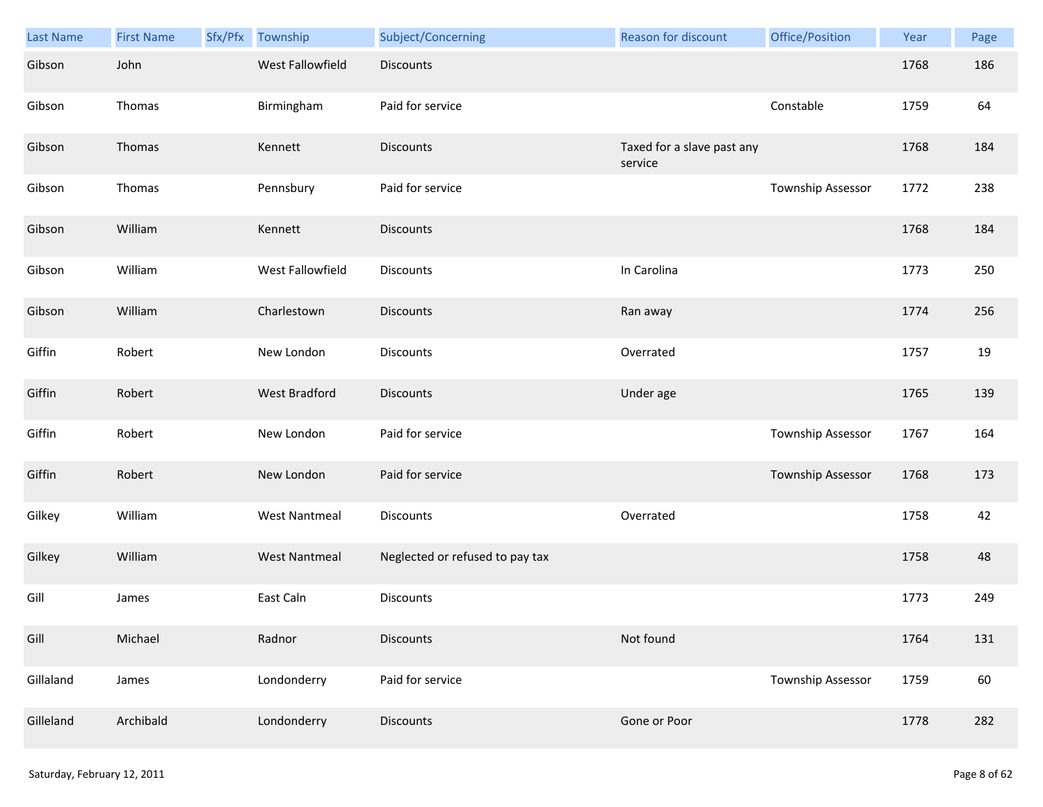| Last Name | First Name | Sfx/Pfx | Township | Subject/Concerning | Reason for discount | Office/Position | Year | Page |
|---|---|---|---|---|---|---|---|---|
| Gibson | John | | West Fallowfield | Discounts | | | 1768 | 186 |
| Gibson | Thomas | | Birmingham | Paid for service | | Constable | 1759 | 64 |
| Gibson | Thomas | | Kennett | Discounts | Taxed for a slave past any service | | 1768 | 184 |
| Gibson | Thomas | | Pennsbury | Paid for service | | Township Assessor | 1772 | 238 |
| Gibson | William | | Kennett | Discounts | | | 1768 | 184 |
| Gibson | William | | West Fallowfield | Discounts | In Carolina | | 1773 | 250 |
| Gibson | William | | Charlestown | Discounts | Ran away | | 1774 | 256 |
| Giffin | Robert | | New London | Discounts | Overrated | | 1757 | 19 |
| Giffin | Robert | | West Bradford | Discounts | Under age | | 1765 | 139 |
| Giffin | Robert | | New London | Paid for service | | Township Assessor | 1767 | 164 |
| Giffin | Robert | | New London | Paid for service | | Township Assessor | 1768 | 173 |
| Gilkey | William | | West Nantmeal | Discounts | Overrated | | 1758 | 42 |
| Gilkey | William | | West Nantmeal | Neglected or refused to pay tax | | | 1758 | 48 |
| Gill | James | | East Caln | Discounts | | | 1773 | 249 |
| Gill | Michael | | Radnor | Discounts | Not found | | 1764 | 131 |
| Gillaland | James | | Londonderry | Paid for service | | Township Assessor | 1759 | 60 |
| Gilleland | Archibald | | Londonderry | Discounts | Gone or Poor | | 1778 | 282 |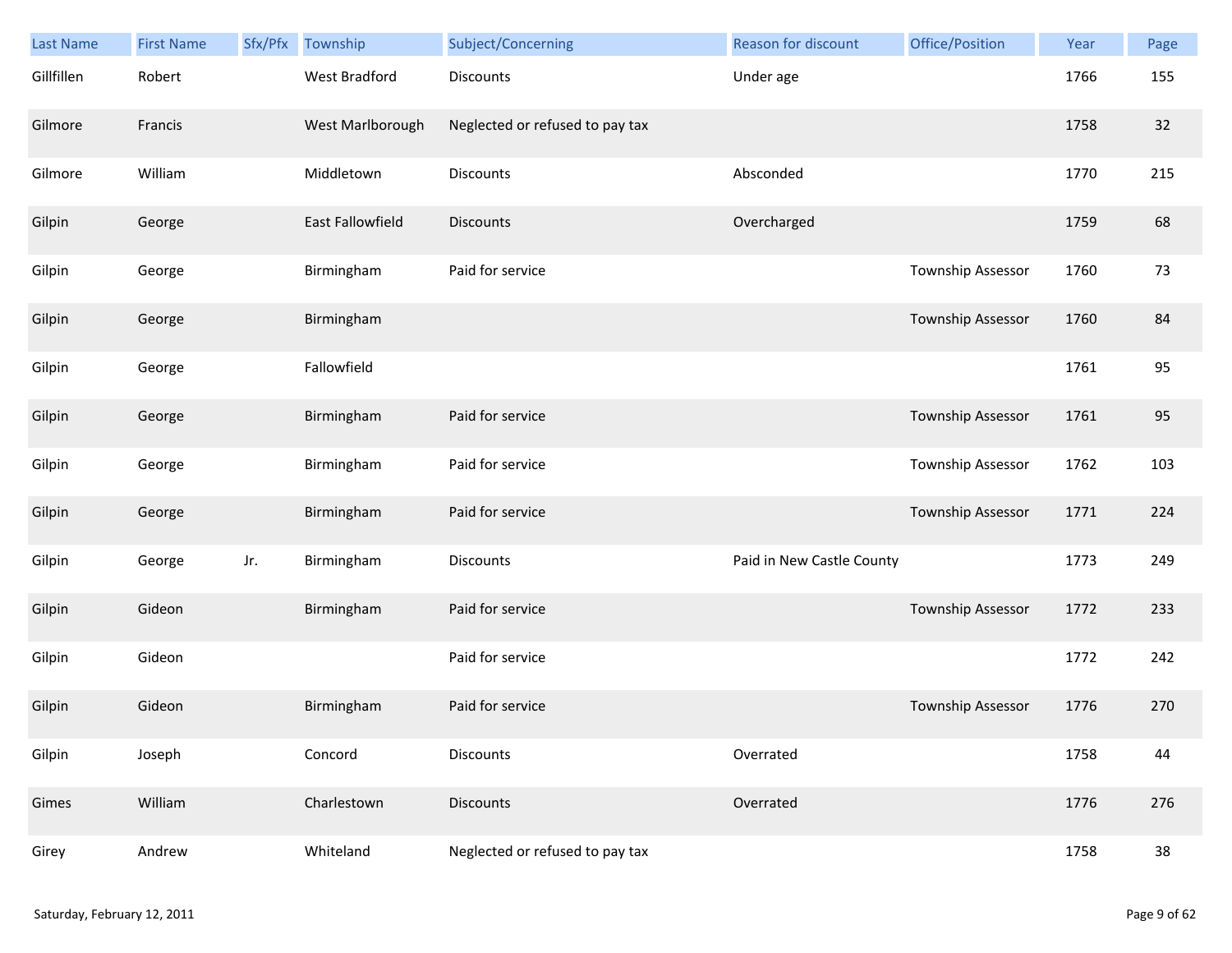| Last Name | First Name | Sfx/Pfx | Township | Subject/Concerning | Reason for discount | Office/Position | Year | Page |
|---|---|---|---|---|---|---|---|---|
| Gillfillen | Robert | | West Bradford | Discounts | Under age | | 1766 | 155 |
| Gilmore | Francis | | West Marlborough | Neglected or refused to pay tax | | | 1758 | 32 |
| Gilmore | William | | Middletown | Discounts | Absconded | | 1770 | 215 |
| Gilpin | George | | East Fallowfield | Discounts | Overcharged | | 1759 | 68 |
| Gilpin | George | | Birmingham | Paid for service | | Township Assessor | 1760 | 73 |
| Gilpin | George | | Birmingham | | | Township Assessor | 1760 | 84 |
| Gilpin | George | | Fallowfield | | | | 1761 | 95 |
| Gilpin | George | | Birmingham | Paid for service | | Township Assessor | 1761 | 95 |
| Gilpin | George | | Birmingham | Paid for service | | Township Assessor | 1762 | 103 |
| Gilpin | George | | Birmingham | Paid for service | | Township Assessor | 1771 | 224 |
| Gilpin | George | Jr. | Birmingham | Discounts | Paid in New Castle County | | 1773 | 249 |
| Gilpin | Gideon | | Birmingham | Paid for service | | Township Assessor | 1772 | 233 |
| Gilpin | Gideon | | | Paid for service | | | 1772 | 242 |
| Gilpin | Gideon | | Birmingham | Paid for service | | Township Assessor | 1776 | 270 |
| Gilpin | Joseph | | Concord | Discounts | Overrated | | 1758 | 44 |
| Gimes | William | | Charlestown | Discounts | Overrated | | 1776 | 276 |
| Girey | Andrew | | Whiteland | Neglected or refused to pay tax | | | 1758 | 38 |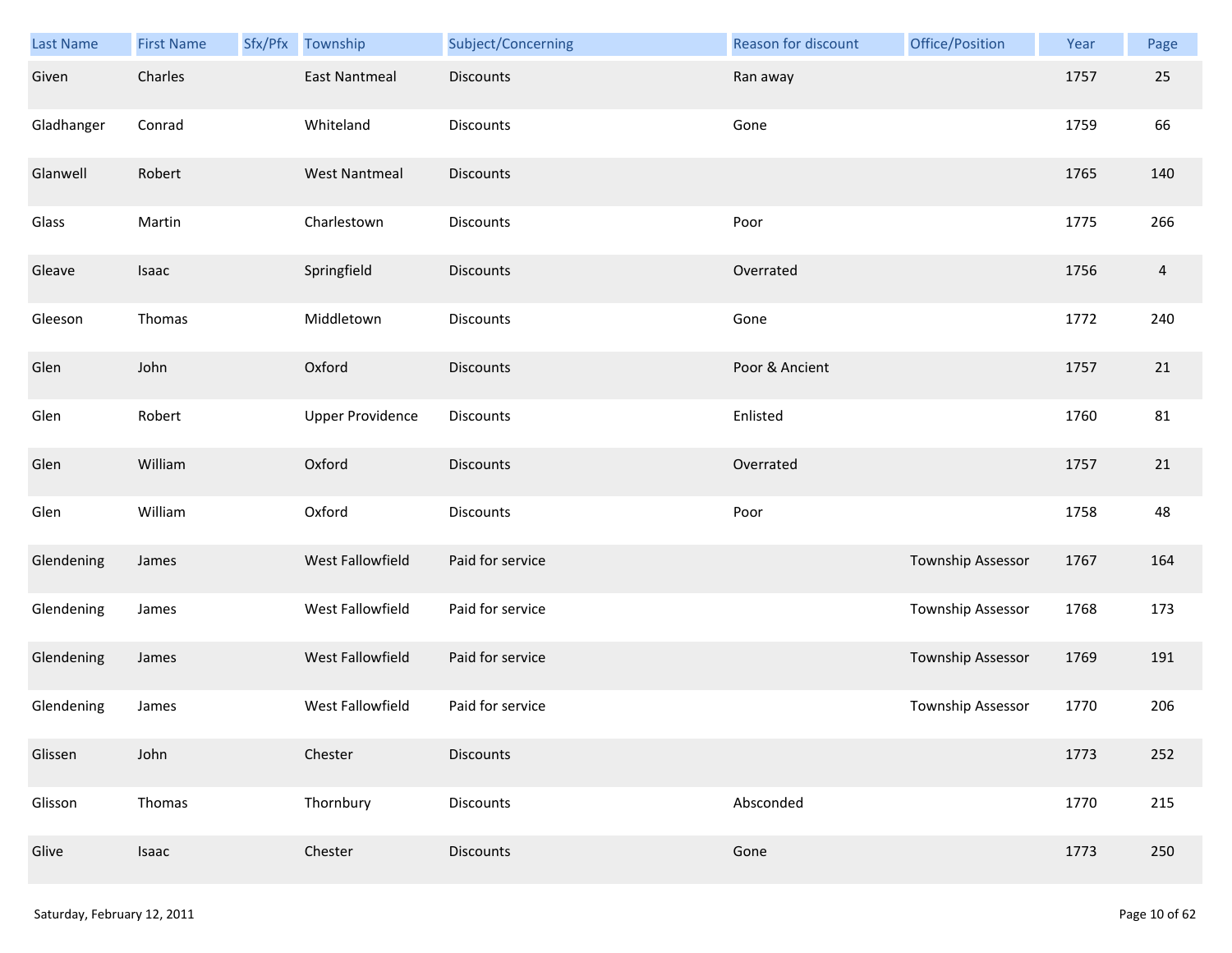| Last Name | First Name | Sfx/Pfx | Township | Subject/Concerning | Reason for discount | Office/Position | Year | Page |
|---|---|---|---|---|---|---|---|---|
| Given | Charles | | East Nantmeal | Discounts | Ran away | | 1757 | 25 |
| Gladhanger | Conrad | | Whiteland | Discounts | Gone | | 1759 | 66 |
| Glanwell | Robert | | West Nantmeal | Discounts | | | 1765 | 140 |
| Glass | Martin | | Charlestown | Discounts | Poor | | 1775 | 266 |
| Gleave | Isaac | | Springfield | Discounts | Overrated | | 1756 | 4 |
| Gleeson | Thomas | | Middletown | Discounts | Gone | | 1772 | 240 |
| Glen | John | | Oxford | Discounts | Poor & Ancient | | 1757 | 21 |
| Glen | Robert | | Upper Providence | Discounts | Enlisted | | 1760 | 81 |
| Glen | William | | Oxford | Discounts | Overrated | | 1757 | 21 |
| Glen | William | | Oxford | Discounts | Poor | | 1758 | 48 |
| Glendening | James | | West Fallowfield | Paid for service | | Township Assessor | 1767 | 164 |
| Glendening | James | | West Fallowfield | Paid for service | | Township Assessor | 1768 | 173 |
| Glendening | James | | West Fallowfield | Paid for service | | Township Assessor | 1769 | 191 |
| Glendening | James | | West Fallowfield | Paid for service | | Township Assessor | 1770 | 206 |
| Glissen | John | | Chester | Discounts | | | 1773 | 252 |
| Glisson | Thomas | | Thornbury | Discounts | Absconded | | 1770 | 215 |
| Glive | Isaac | | Chester | Discounts | Gone | | 1773 | 250 |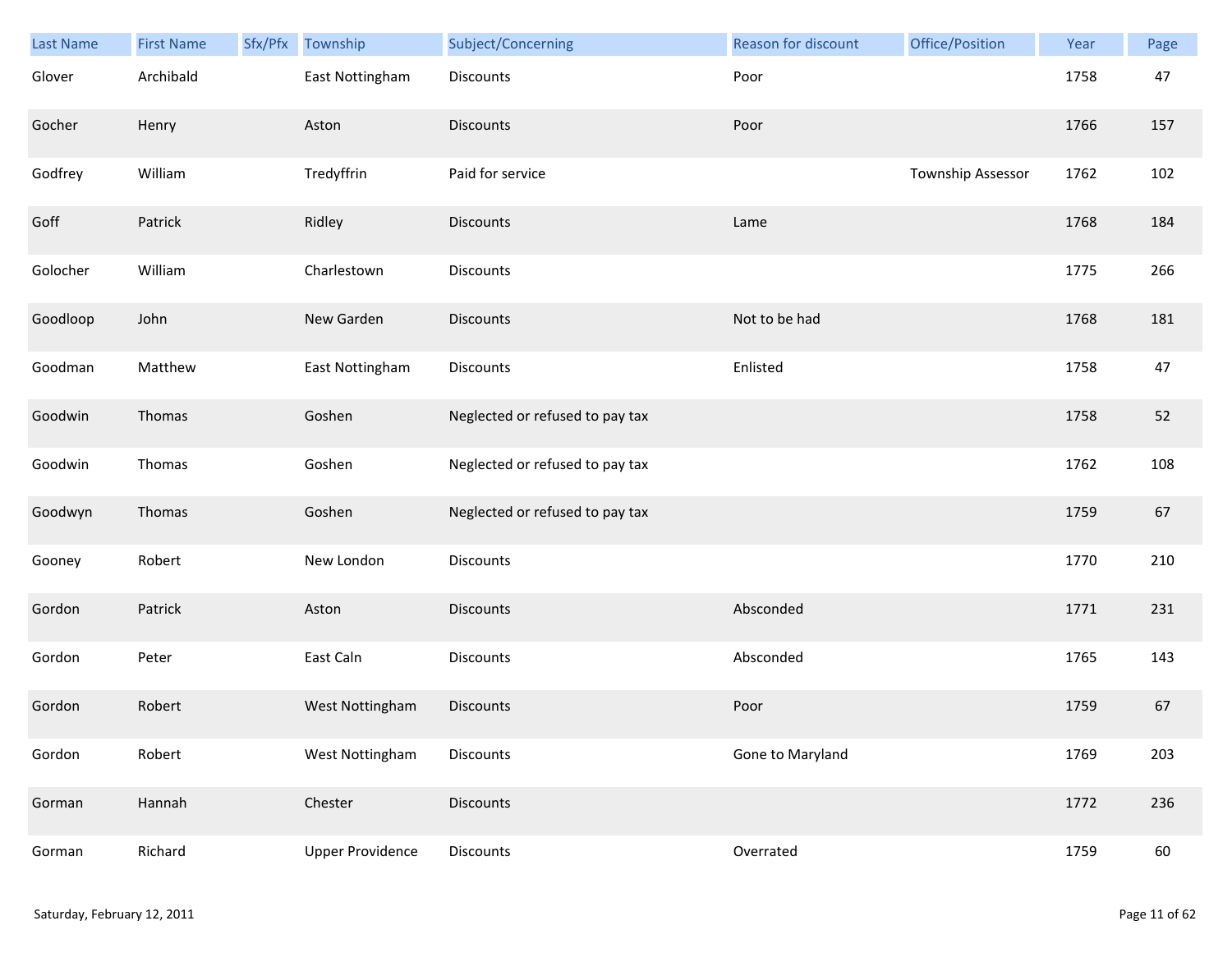| Last Name | First Name | Sfx/Pfx | Township | Subject/Concerning | Reason for discount | Office/Position | Year | Page |
|---|---|---|---|---|---|---|---|---|
| Glover | Archibald | | East Nottingham | Discounts | Poor | | 1758 | 47 |
| Gocher | Henry | | Aston | Discounts | Poor | | 1766 | 157 |
| Godfrey | William | | Tredyffrin | Paid for service | | Township Assessor | 1762 | 102 |
| Goff | Patrick | | Ridley | Discounts | Lame | | 1768 | 184 |
| Golocher | William | | Charlestown | Discounts | | | 1775 | 266 |
| Goodloop | John | | New Garden | Discounts | Not to be had | | 1768 | 181 |
| Goodman | Matthew | | East Nottingham | Discounts | Enlisted | | 1758 | 47 |
| Goodwin | Thomas | | Goshen | Neglected or refused to pay tax | | | 1758 | 52 |
| Goodwin | Thomas | | Goshen | Neglected or refused to pay tax | | | 1762 | 108 |
| Goodwyn | Thomas | | Goshen | Neglected or refused to pay tax | | | 1759 | 67 |
| Gooney | Robert | | New London | Discounts | | | 1770 | 210 |
| Gordon | Patrick | | Aston | Discounts | Absconded | | 1771 | 231 |
| Gordon | Peter | | East Caln | Discounts | Absconded | | 1765 | 143 |
| Gordon | Robert | | West Nottingham | Discounts | Poor | | 1759 | 67 |
| Gordon | Robert | | West Nottingham | Discounts | Gone to Maryland | | 1769 | 203 |
| Gorman | Hannah | | Chester | Discounts | | | 1772 | 236 |
| Gorman | Richard | | Upper Providence | Discounts | Overrated | | 1759 | 60 |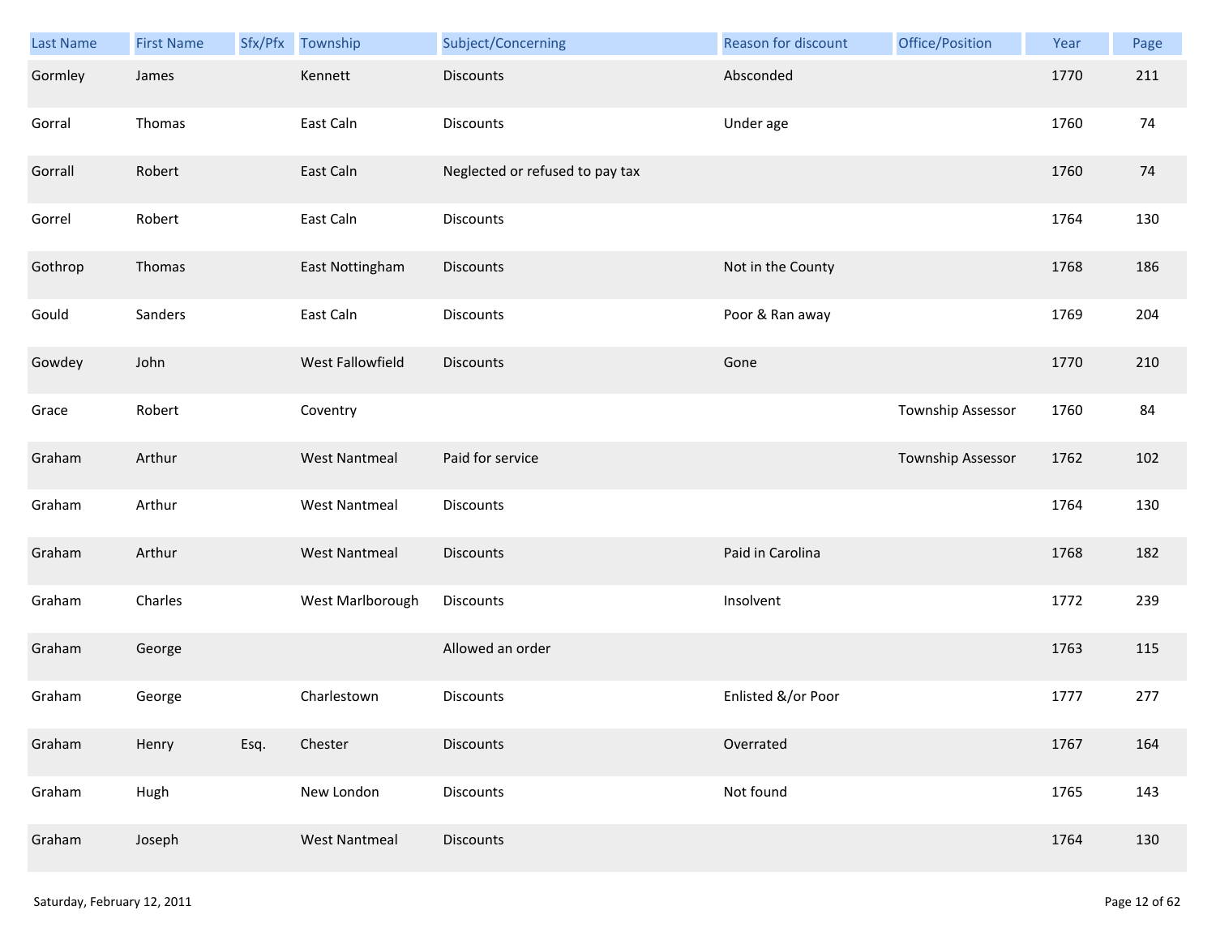| Last Name | First Name | Sfx/Pfx | Township | Subject/Concerning | Reason for discount | Office/Position | Year | Page |
|---|---|---|---|---|---|---|---|---|
| Gormley | James | | Kennett | Discounts | Absconded | | 1770 | 211 |
| Gorral | Thomas | | East Caln | Discounts | Under age | | 1760 | 74 |
| Gorrall | Robert | | East Caln | Neglected or refused to pay tax | | | 1760 | 74 |
| Gorrel | Robert | | East Caln | Discounts | | | 1764 | 130 |
| Gothrop | Thomas | | East Nottingham | Discounts | Not in the County | | 1768 | 186 |
| Gould | Sanders | | East Caln | Discounts | Poor & Ran away | | 1769 | 204 |
| Gowdey | John | | West Fallowfield | Discounts | Gone | | 1770 | 210 |
| Grace | Robert | | Coventry | | | Township Assessor | 1760 | 84 |
| Graham | Arthur | | West Nantmeal | Paid for service | | Township Assessor | 1762 | 102 |
| Graham | Arthur | | West Nantmeal | Discounts | | | 1764 | 130 |
| Graham | Arthur | | West Nantmeal | Discounts | Paid in Carolina | | 1768 | 182 |
| Graham | Charles | | West Marlborough | Discounts | Insolvent | | 1772 | 239 |
| Graham | George | | | Allowed an order | | | 1763 | 115 |
| Graham | George | | Charlestown | Discounts | Enlisted &/or Poor | | 1777 | 277 |
| Graham | Henry | Esq. | Chester | Discounts | Overrated | | 1767 | 164 |
| Graham | Hugh | | New London | Discounts | Not found | | 1765 | 143 |
| Graham | Joseph | | West Nantmeal | Discounts | | | 1764 | 130 |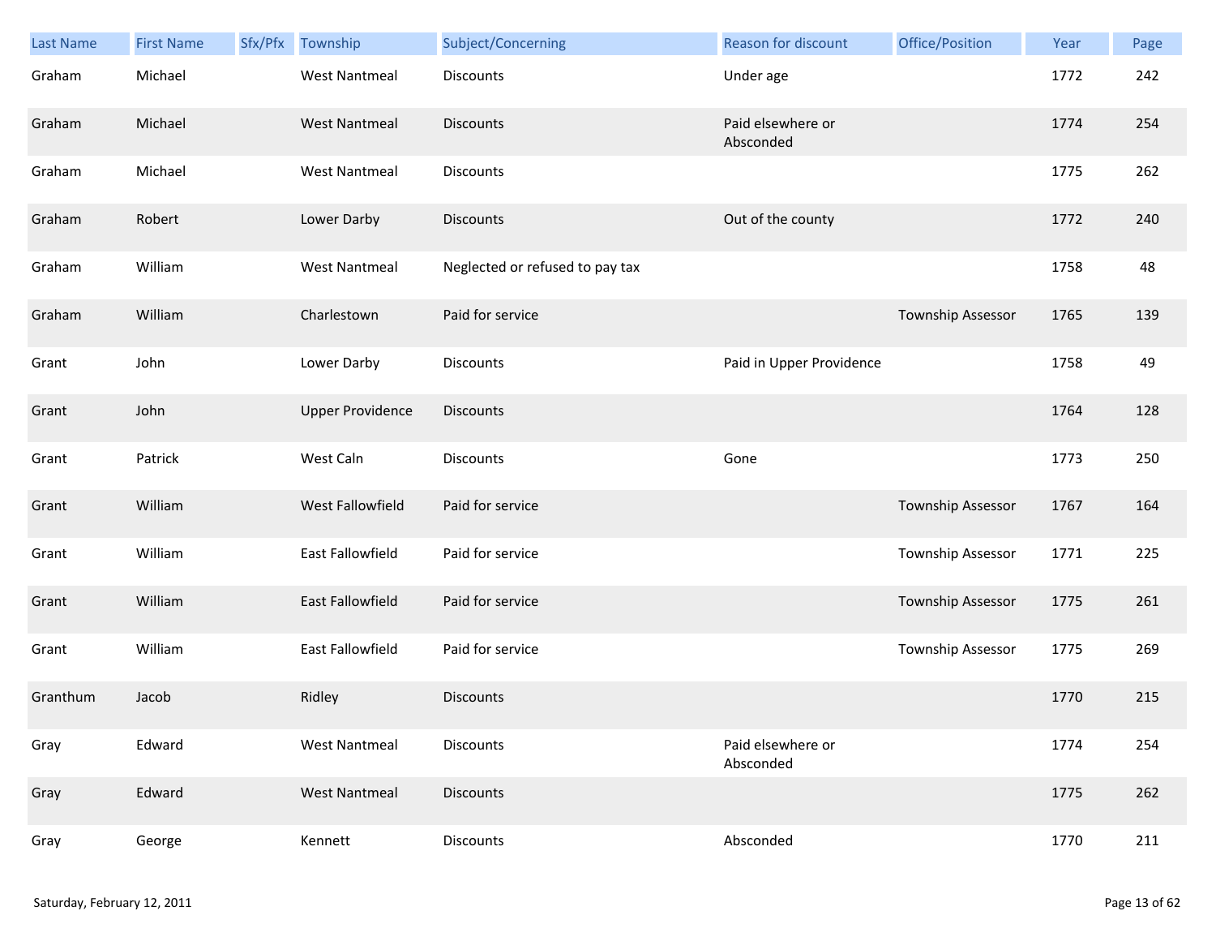| Last Name | First Name | Sfx/Pfx | Township | Subject/Concerning | Reason for discount | Office/Position | Year | Page |
|---|---|---|---|---|---|---|---|---|
| Graham | Michael | | West Nantmeal | Discounts | Under age | | 1772 | 242 |
| Graham | Michael | | West Nantmeal | Discounts | Paid elsewhere or Absconded | | 1774 | 254 |
| Graham | Michael | | West Nantmeal | Discounts | | | 1775 | 262 |
| Graham | Robert | | Lower Darby | Discounts | Out of the county | | 1772 | 240 |
| Graham | William | | West Nantmeal | Neglected or refused to pay tax | | | 1758 | 48 |
| Graham | William | | Charlestown | Paid for service | | Township Assessor | 1765 | 139 |
| Grant | John | | Lower Darby | Discounts | Paid in Upper Providence | | 1758 | 49 |
| Grant | John | | Upper Providence | Discounts | | | 1764 | 128 |
| Grant | Patrick | | West Caln | Discounts | Gone | | 1773 | 250 |
| Grant | William | | West Fallowfield | Paid for service | | Township Assessor | 1767 | 164 |
| Grant | William | | East Fallowfield | Paid for service | | Township Assessor | 1771 | 225 |
| Grant | William | | East Fallowfield | Paid for service | | Township Assessor | 1775 | 261 |
| Grant | William | | East Fallowfield | Paid for service | | Township Assessor | 1775 | 269 |
| Granthum | Jacob | | Ridley | Discounts | | | 1770 | 215 |
| Gray | Edward | | West Nantmeal | Discounts | Paid elsewhere or Absconded | | 1774 | 254 |
| Gray | Edward | | West Nantmeal | Discounts | | | 1775 | 262 |
| Gray | George | | Kennett | Discounts | Absconded | | 1770 | 211 |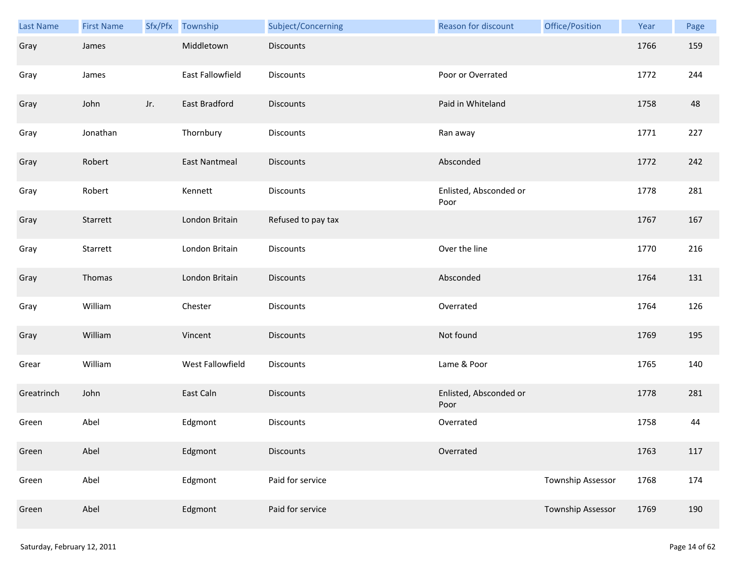| Last Name | First Name | Sfx/Pfx | Township | Subject/Concerning | Reason for discount | Office/Position | Year | Page |
|---|---|---|---|---|---|---|---|---|
| Gray | James | | Middletown | Discounts | | | 1766 | 159 |
| Gray | James | | East Fallowfield | Discounts | Poor or Overrated | | 1772 | 244 |
| Gray | John | Jr. | East Bradford | Discounts | Paid in Whiteland | | 1758 | 48 |
| Gray | Jonathan | | Thornbury | Discounts | Ran away | | 1771 | 227 |
| Gray | Robert | | East Nantmeal | Discounts | Absconded | | 1772 | 242 |
| Gray | Robert | | Kennett | Discounts | Enlisted, Absconded or Poor | | 1778 | 281 |
| Gray | Starrett | | London Britain | Refused to pay tax | | | 1767 | 167 |
| Gray | Starrett | | London Britain | Discounts | Over the line | | 1770 | 216 |
| Gray | Thomas | | London Britain | Discounts | Absconded | | 1764 | 131 |
| Gray | William | | Chester | Discounts | Overrated | | 1764 | 126 |
| Gray | William | | Vincent | Discounts | Not found | | 1769 | 195 |
| Grear | William | | West Fallowfield | Discounts | Lame & Poor | | 1765 | 140 |
| Greatrinch | John | | East Caln | Discounts | Enlisted, Absconded or Poor | | 1778 | 281 |
| Green | Abel | | Edgmont | Discounts | Overrated | | 1758 | 44 |
| Green | Abel | | Edgmont | Discounts | Overrated | | 1763 | 117 |
| Green | Abel | | Edgmont | Paid for service | | Township Assessor | 1768 | 174 |
| Green | Abel | | Edgmont | Paid for service | | Township Assessor | 1769 | 190 |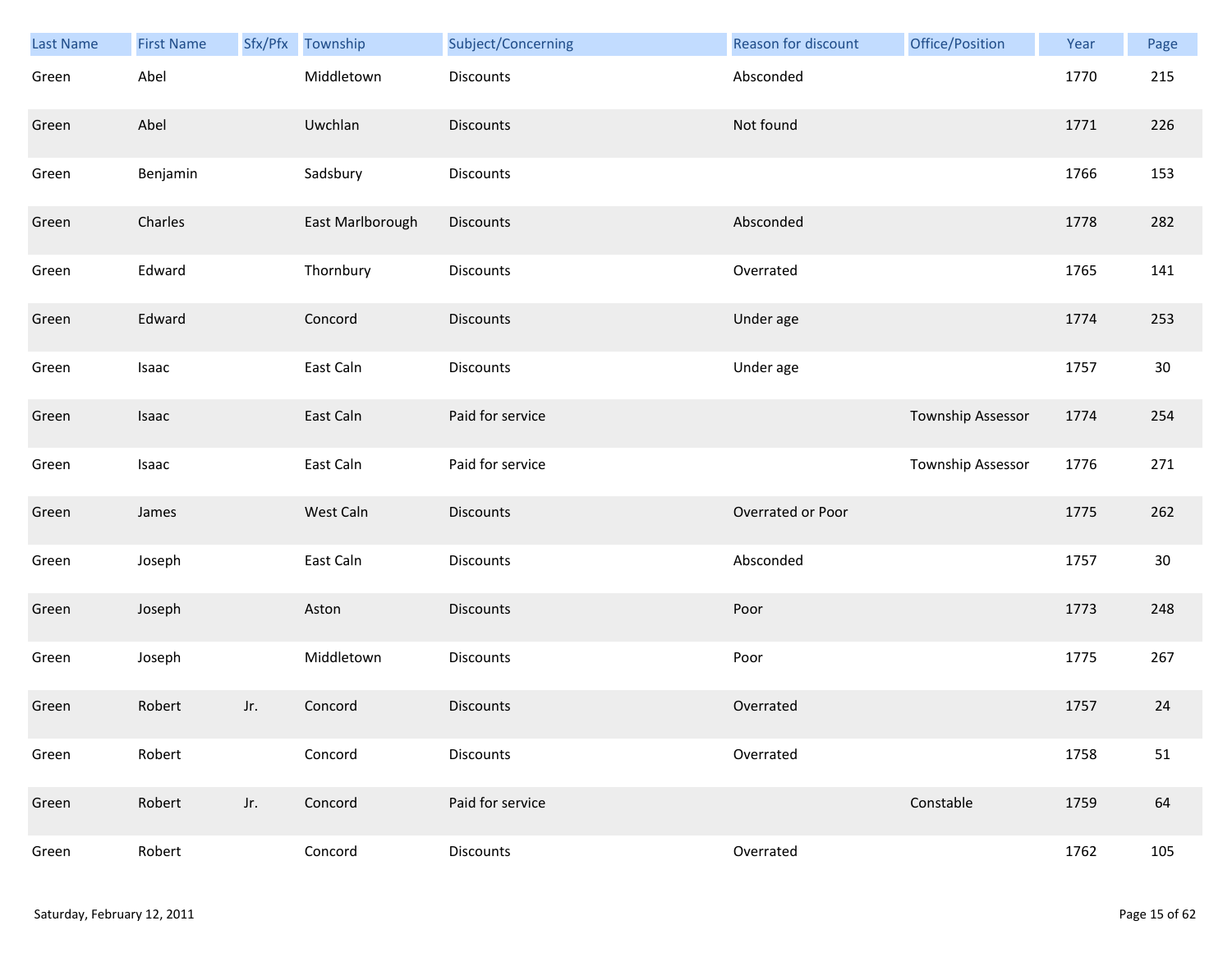| Last Name | First Name | Sfx/Pfx | Township | Subject/Concerning | Reason for discount | Office/Position | Year | Page |
|---|---|---|---|---|---|---|---|---|
| Green | Abel | | Middletown | Discounts | Absconded | | 1770 | 215 |
| Green | Abel | | Uwchlan | Discounts | Not found | | 1771 | 226 |
| Green | Benjamin | | Sadsbury | Discounts | | | 1766 | 153 |
| Green | Charles | | East Marlborough | Discounts | Absconded | | 1778 | 282 |
| Green | Edward | | Thornbury | Discounts | Overrated | | 1765 | 141 |
| Green | Edward | | Concord | Discounts | Under age | | 1774 | 253 |
| Green | Isaac | | East Caln | Discounts | Under age | | 1757 | 30 |
| Green | Isaac | | East Caln | Paid for service | | Township Assessor | 1774 | 254 |
| Green | Isaac | | East Caln | Paid for service | | Township Assessor | 1776 | 271 |
| Green | James | | West Caln | Discounts | Overrated or Poor | | 1775 | 262 |
| Green | Joseph | | East Caln | Discounts | Absconded | | 1757 | 30 |
| Green | Joseph | | Aston | Discounts | Poor | | 1773 | 248 |
| Green | Joseph | | Middletown | Discounts | Poor | | 1775 | 267 |
| Green | Robert | Jr. | Concord | Discounts | Overrated | | 1757 | 24 |
| Green | Robert | | Concord | Discounts | Overrated | | 1758 | 51 |
| Green | Robert | Jr. | Concord | Paid for service | | Constable | 1759 | 64 |
| Green | Robert | | Concord | Discounts | Overrated | | 1762 | 105 |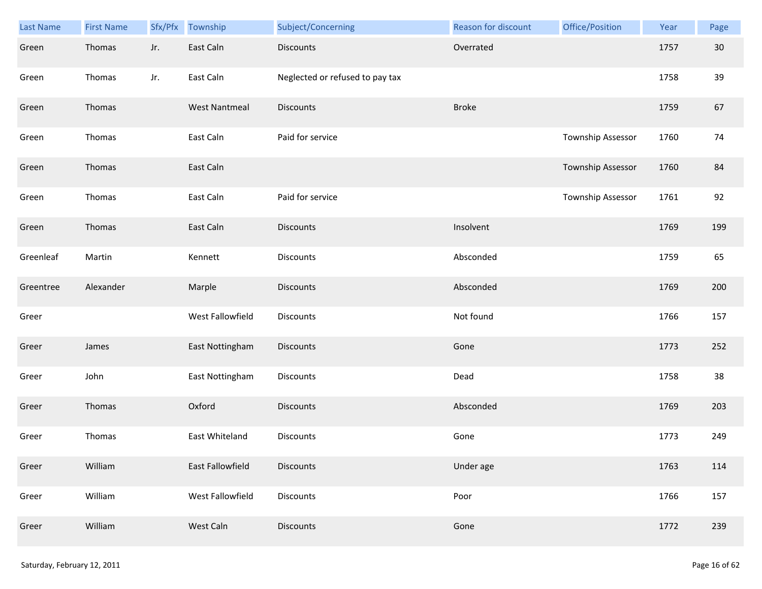| Last Name | First Name | Sfx/Pfx | Township | Subject/Concerning | Reason for discount | Office/Position | Year | Page |
|---|---|---|---|---|---|---|---|---|
| Green | Thomas | Jr. | East Caln | Discounts | Overrated | | 1757 | 30 |
| Green | Thomas | Jr. | East Caln | Neglected or refused to pay tax | | | 1758 | 39 |
| Green | Thomas | | West Nantmeal | Discounts | Broke | | 1759 | 67 |
| Green | Thomas | | East Caln | Paid for service | | Township Assessor | 1760 | 74 |
| Green | Thomas | | East Caln | | | Township Assessor | 1760 | 84 |
| Green | Thomas | | East Caln | Paid for service | | Township Assessor | 1761 | 92 |
| Green | Thomas | | East Caln | Discounts | Insolvent | | 1769 | 199 |
| Greenleaf | Martin | | Kennett | Discounts | Absconded | | 1759 | 65 |
| Greentree | Alexander | | Marple | Discounts | Absconded | | 1769 | 200 |
| Greer | | | West Fallowfield | Discounts | Not found | | 1766 | 157 |
| Greer | James | | East Nottingham | Discounts | Gone | | 1773 | 252 |
| Greer | John | | East Nottingham | Discounts | Dead | | 1758 | 38 |
| Greer | Thomas | | Oxford | Discounts | Absconded | | 1769 | 203 |
| Greer | Thomas | | East Whiteland | Discounts | Gone | | 1773 | 249 |
| Greer | William | | East Fallowfield | Discounts | Under age | | 1763 | 114 |
| Greer | William | | West Fallowfield | Discounts | Poor | | 1766 | 157 |
| Greer | William | | West Caln | Discounts | Gone | | 1772 | 239 |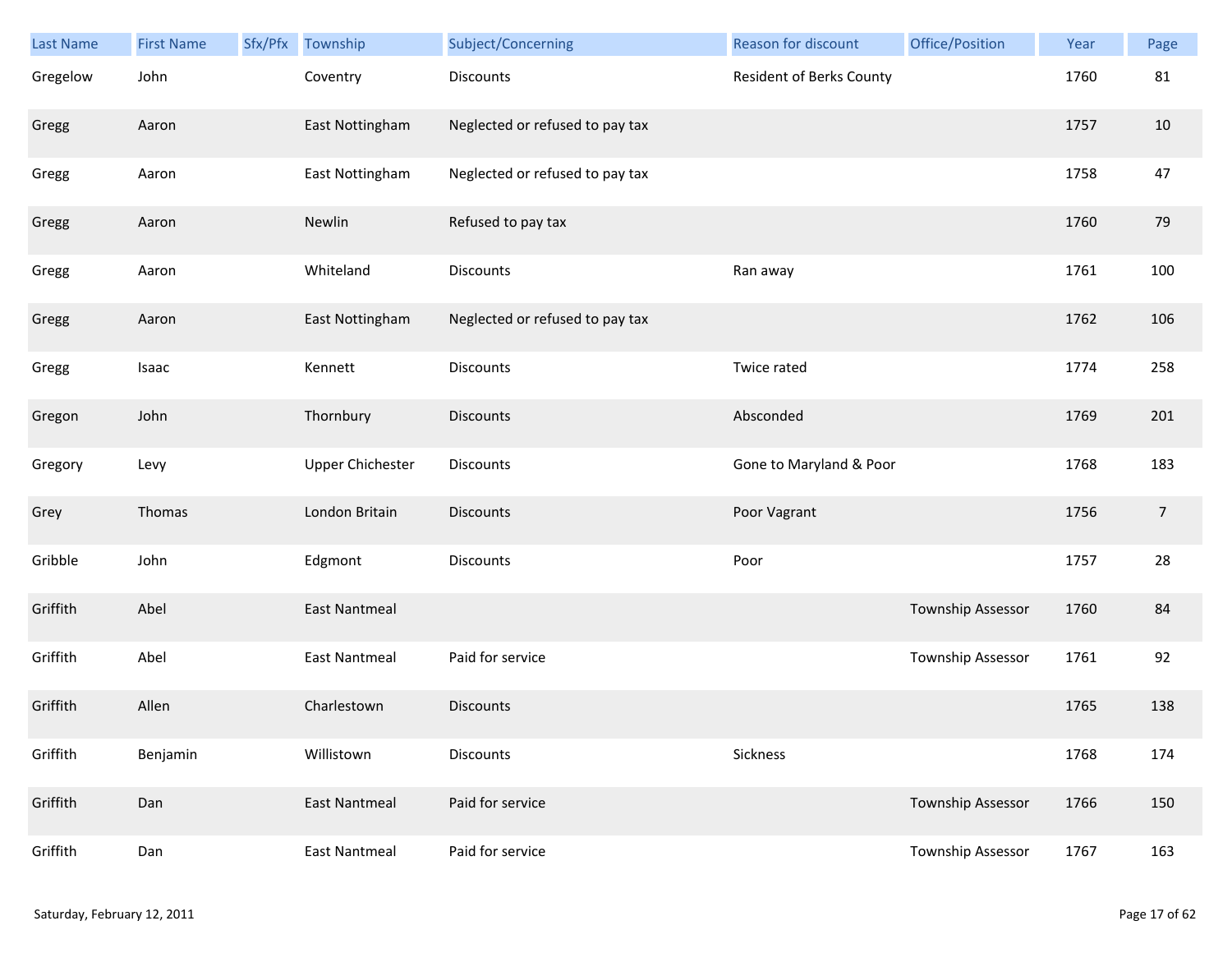| Last Name | First Name | Sfx/Pfx | Township | Subject/Concerning | Reason for discount | Office/Position | Year | Page |
|---|---|---|---|---|---|---|---|---|
| Gregelow | John | | Coventry | Discounts | Resident of Berks County | | 1760 | 81 |
| Gregg | Aaron | | East Nottingham | Neglected or refused to pay tax | | | 1757 | 10 |
| Gregg | Aaron | | East Nottingham | Neglected or refused to pay tax | | | 1758 | 47 |
| Gregg | Aaron | | Newlin | Refused to pay tax | | | 1760 | 79 |
| Gregg | Aaron | | Whiteland | Discounts | Ran away | | 1761 | 100 |
| Gregg | Aaron | | East Nottingham | Neglected or refused to pay tax | | | 1762 | 106 |
| Gregg | Isaac | | Kennett | Discounts | Twice rated | | 1774 | 258 |
| Gregon | John | | Thornbury | Discounts | Absconded | | 1769 | 201 |
| Gregory | Levy | | Upper Chichester | Discounts | Gone to Maryland & Poor | | 1768 | 183 |
| Grey | Thomas | | London Britain | Discounts | Poor Vagrant | | 1756 | 7 |
| Gribble | John | | Edgmont | Discounts | Poor | | 1757 | 28 |
| Griffith | Abel | | East Nantmeal | | | Township Assessor | 1760 | 84 |
| Griffith | Abel | | East Nantmeal | Paid for service | | Township Assessor | 1761 | 92 |
| Griffith | Allen | | Charlestown | Discounts | | | 1765 | 138 |
| Griffith | Benjamin | | Willistown | Discounts | Sickness | | 1768 | 174 |
| Griffith | Dan | | East Nantmeal | Paid for service | | Township Assessor | 1766 | 150 |
| Griffith | Dan | | East Nantmeal | Paid for service | | Township Assessor | 1767 | 163 |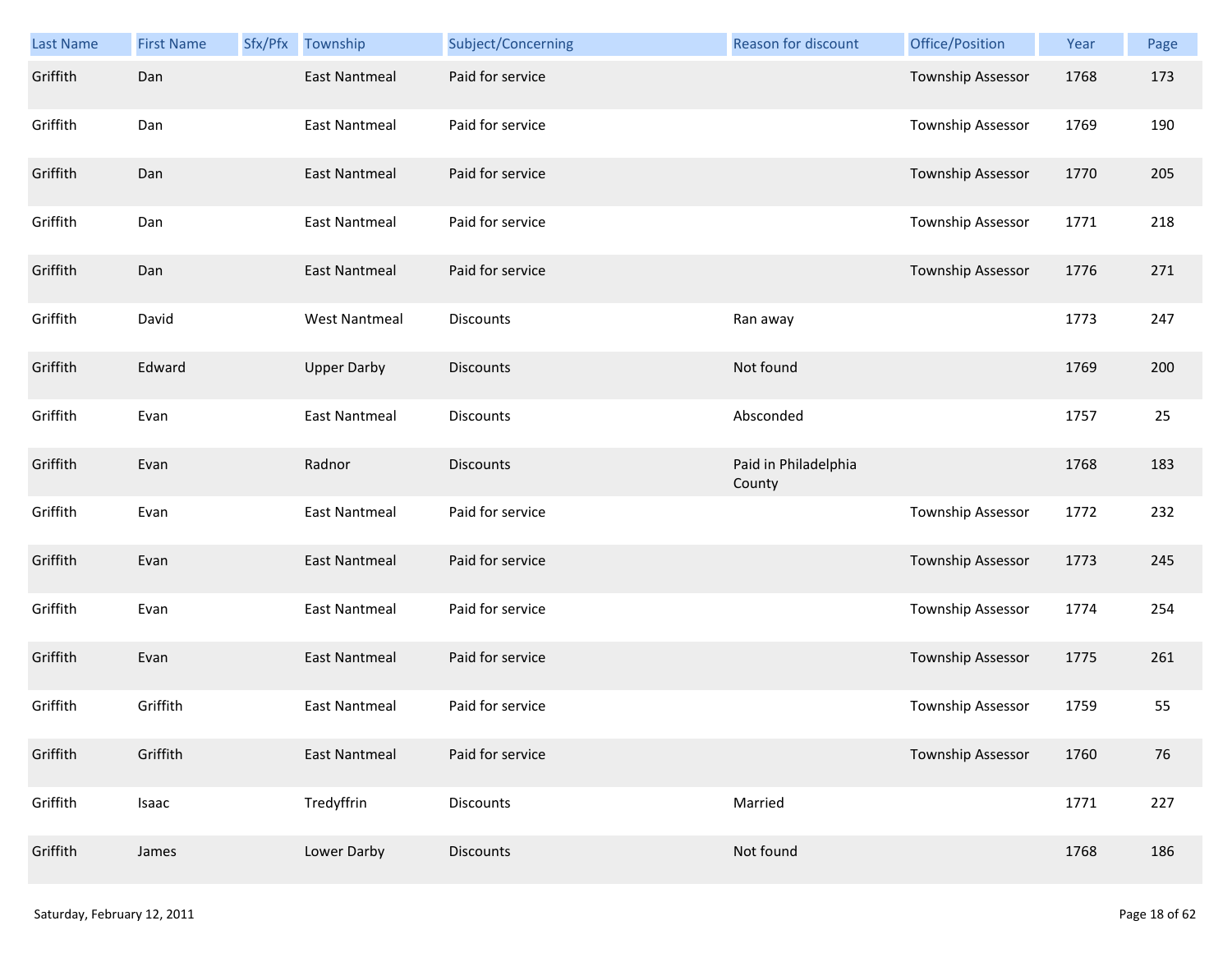| Last Name | First Name | Sfx/Pfx | Township | Subject/Concerning | Reason for discount | Office/Position | Year | Page |
|---|---|---|---|---|---|---|---|---|
| Griffith | Dan | | East Nantmeal | Paid for service | | Township Assessor | 1768 | 173 |
| Griffith | Dan | | East Nantmeal | Paid for service | | Township Assessor | 1769 | 190 |
| Griffith | Dan | | East Nantmeal | Paid for service | | Township Assessor | 1770 | 205 |
| Griffith | Dan | | East Nantmeal | Paid for service | | Township Assessor | 1771 | 218 |
| Griffith | Dan | | East Nantmeal | Paid for service | | Township Assessor | 1776 | 271 |
| Griffith | David | | West Nantmeal | Discounts | Ran away | | 1773 | 247 |
| Griffith | Edward | | Upper Darby | Discounts | Not found | | 1769 | 200 |
| Griffith | Evan | | East Nantmeal | Discounts | Absconded | | 1757 | 25 |
| Griffith | Evan | | Radnor | Discounts | Paid in Philadelphia County | | 1768 | 183 |
| Griffith | Evan | | East Nantmeal | Paid for service | | Township Assessor | 1772 | 232 |
| Griffith | Evan | | East Nantmeal | Paid for service | | Township Assessor | 1773 | 245 |
| Griffith | Evan | | East Nantmeal | Paid for service | | Township Assessor | 1774 | 254 |
| Griffith | Evan | | East Nantmeal | Paid for service | | Township Assessor | 1775 | 261 |
| Griffith | Griffith | | East Nantmeal | Paid for service | | Township Assessor | 1759 | 55 |
| Griffith | Griffith | | East Nantmeal | Paid for service | | Township Assessor | 1760 | 76 |
| Griffith | Isaac | | Tredyffrin | Discounts | Married | | 1771 | 227 |
| Griffith | James | | Lower Darby | Discounts | Not found | | 1768 | 186 |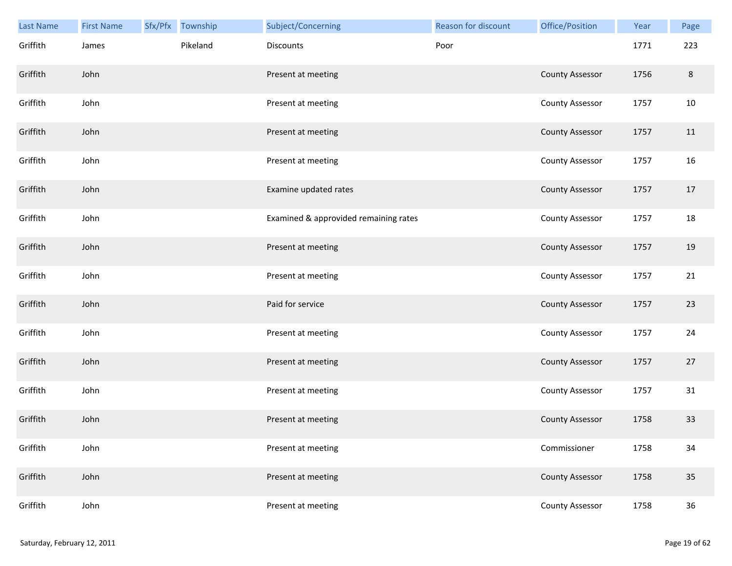| Last Name | First Name | Sfx/Pfx | Township | Subject/Concerning | Reason for discount | Office/Position | Year | Page |
|---|---|---|---|---|---|---|---|---|
| Griffith | James | | Pikeland | Discounts | Poor | | 1771 | 223 |
| Griffith | John | | | Present at meeting | | County Assessor | 1756 | 8 |
| Griffith | John | | | Present at meeting | | County Assessor | 1757 | 10 |
| Griffith | John | | | Present at meeting | | County Assessor | 1757 | 11 |
| Griffith | John | | | Present at meeting | | County Assessor | 1757 | 16 |
| Griffith | John | | | Examine updated rates | | County Assessor | 1757 | 17 |
| Griffith | John | | | Examined & approvided remaining rates | | County Assessor | 1757 | 18 |
| Griffith | John | | | Present at meeting | | County Assessor | 1757 | 19 |
| Griffith | John | | | Present at meeting | | County Assessor | 1757 | 21 |
| Griffith | John | | | Paid for service | | County Assessor | 1757 | 23 |
| Griffith | John | | | Present at meeting | | County Assessor | 1757 | 24 |
| Griffith | John | | | Present at meeting | | County Assessor | 1757 | 27 |
| Griffith | John | | | Present at meeting | | County Assessor | 1757 | 31 |
| Griffith | John | | | Present at meeting | | County Assessor | 1758 | 33 |
| Griffith | John | | | Present at meeting | | Commissioner | 1758 | 34 |
| Griffith | John | | | Present at meeting | | County Assessor | 1758 | 35 |
| Griffith | John | | | Present at meeting | | County Assessor | 1758 | 36 |

Saturday, February 12, 2011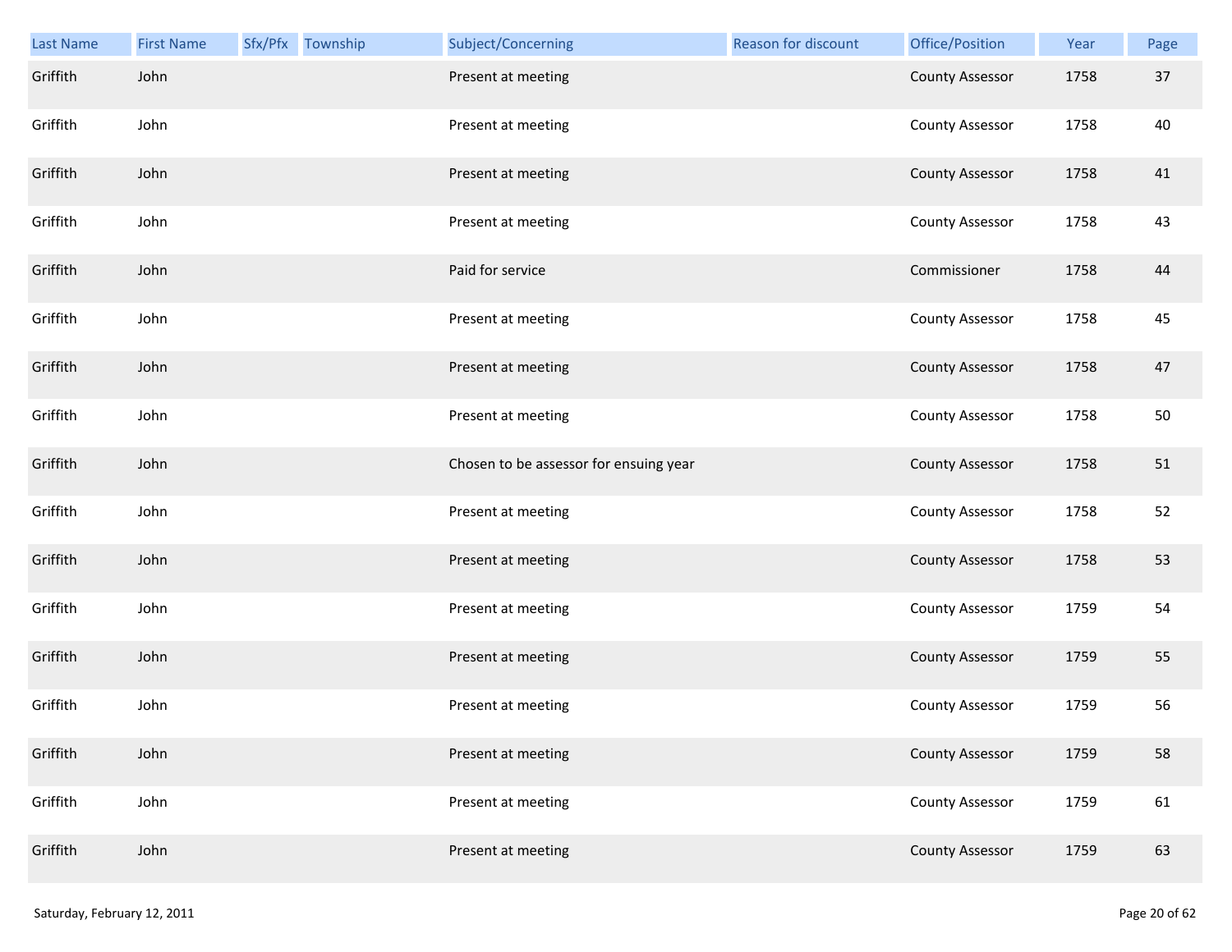| Last Name | First Name | Sfx/Pfx | Township | Subject/Concerning | Reason for discount | Office/Position | Year | Page |
|---|---|---|---|---|---|---|---|---|
| Griffith | John | | | Present at meeting | | County Assessor | 1758 | 37 |
| Griffith | John | | | Present at meeting | | County Assessor | 1758 | 40 |
| Griffith | John | | | Present at meeting | | County Assessor | 1758 | 41 |
| Griffith | John | | | Present at meeting | | County Assessor | 1758 | 43 |
| Griffith | John | | | Paid for service | | Commissioner | 1758 | 44 |
| Griffith | John | | | Present at meeting | | County Assessor | 1758 | 45 |
| Griffith | John | | | Present at meeting | | County Assessor | 1758 | 47 |
| Griffith | John | | | Present at meeting | | County Assessor | 1758 | 50 |
| Griffith | John | | | Chosen to be assessor for ensuing year | | County Assessor | 1758 | 51 |
| Griffith | John | | | Present at meeting | | County Assessor | 1758 | 52 |
| Griffith | John | | | Present at meeting | | County Assessor | 1758 | 53 |
| Griffith | John | | | Present at meeting | | County Assessor | 1759 | 54 |
| Griffith | John | | | Present at meeting | | County Assessor | 1759 | 55 |
| Griffith | John | | | Present at meeting | | County Assessor | 1759 | 56 |
| Griffith | John | | | Present at meeting | | County Assessor | 1759 | 58 |
| Griffith | John | | | Present at meeting | | County Assessor | 1759 | 61 |
| Griffith | John | | | Present at meeting | | County Assessor | 1759 | 63 |

Saturday, February 12, 2011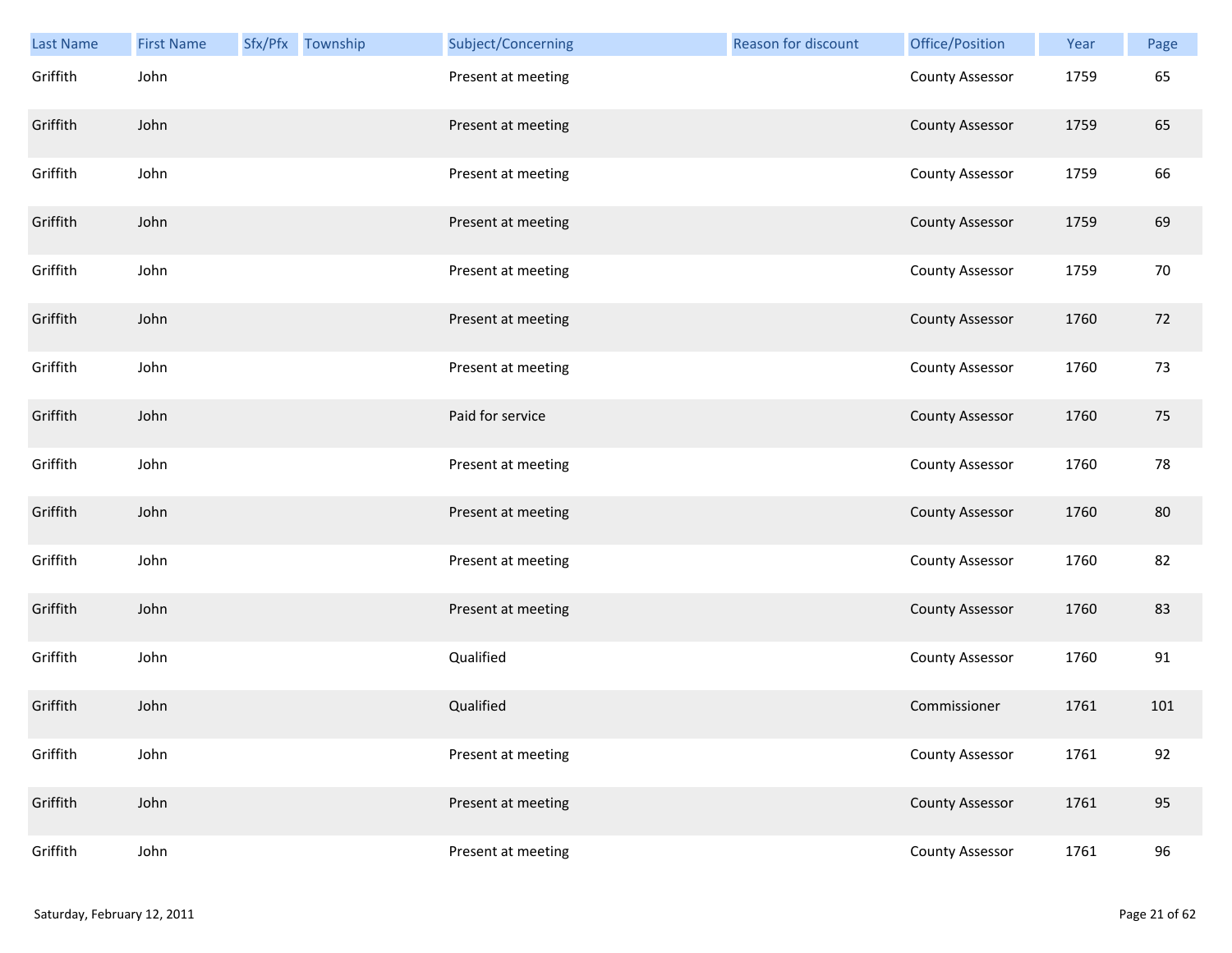| Last Name | First Name | Sfx/Pfx | Township | Subject/Concerning | Reason for discount | Office/Position | Year | Page |
|---|---|---|---|---|---|---|---|---|
| Griffith | John | | | Present at meeting | | County Assessor | 1759 | 65 |
| Griffith | John | | | Present at meeting | | County Assessor | 1759 | 65 |
| Griffith | John | | | Present at meeting | | County Assessor | 1759 | 66 |
| Griffith | John | | | Present at meeting | | County Assessor | 1759 | 69 |
| Griffith | John | | | Present at meeting | | County Assessor | 1759 | 70 |
| Griffith | John | | | Present at meeting | | County Assessor | 1760 | 72 |
| Griffith | John | | | Present at meeting | | County Assessor | 1760 | 73 |
| Griffith | John | | | Paid for service | | County Assessor | 1760 | 75 |
| Griffith | John | | | Present at meeting | | County Assessor | 1760 | 78 |
| Griffith | John | | | Present at meeting | | County Assessor | 1760 | 80 |
| Griffith | John | | | Present at meeting | | County Assessor | 1760 | 82 |
| Griffith | John | | | Present at meeting | | County Assessor | 1760 | 83 |
| Griffith | John | | | Qualified | | County Assessor | 1760 | 91 |
| Griffith | John | | | Qualified | | Commissioner | 1761 | 101 |
| Griffith | John | | | Present at meeting | | County Assessor | 1761 | 92 |
| Griffith | John | | | Present at meeting | | County Assessor | 1761 | 95 |
| Griffith | John | | | Present at meeting | | County Assessor | 1761 | 96 |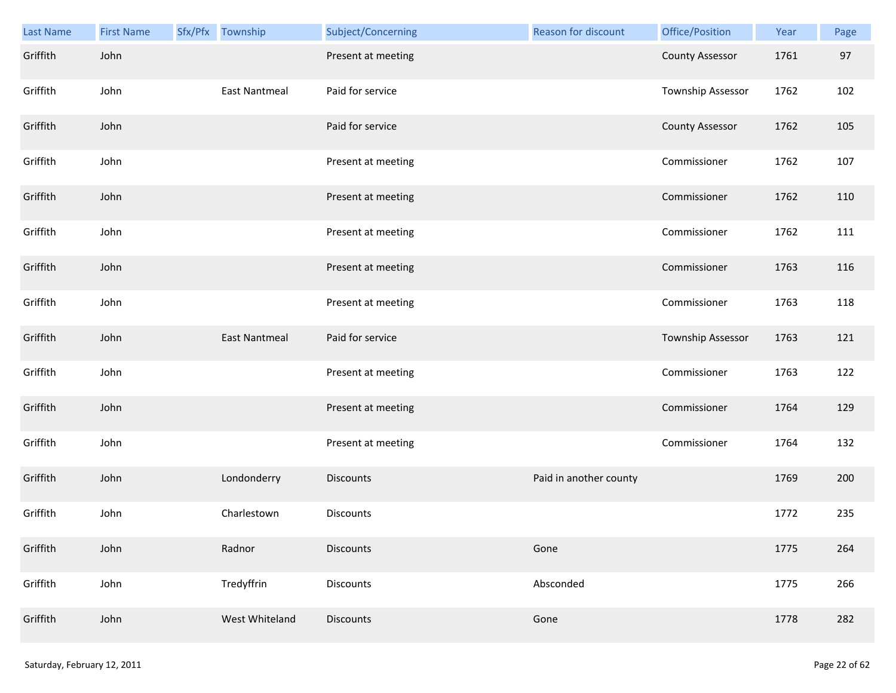| Last Name | First Name | Sfx/Pfx | Township | Subject/Concerning | Reason for discount | Office/Position | Year | Page |
|---|---|---|---|---|---|---|---|---|
| Griffith | John | | | Present at meeting | | County Assessor | 1761 | 97 |
| Griffith | John | | East Nantmeal | Paid for service | | Township Assessor | 1762 | 102 |
| Griffith | John | | | Paid for service | | County Assessor | 1762 | 105 |
| Griffith | John | | | Present at meeting | | Commissioner | 1762 | 107 |
| Griffith | John | | | Present at meeting | | Commissioner | 1762 | 110 |
| Griffith | John | | | Present at meeting | | Commissioner | 1762 | 111 |
| Griffith | John | | | Present at meeting | | Commissioner | 1763 | 116 |
| Griffith | John | | | Present at meeting | | Commissioner | 1763 | 118 |
| Griffith | John | | East Nantmeal | Paid for service | | Township Assessor | 1763 | 121 |
| Griffith | John | | | Present at meeting | | Commissioner | 1763 | 122 |
| Griffith | John | | | Present at meeting | | Commissioner | 1764 | 129 |
| Griffith | John | | | Present at meeting | | Commissioner | 1764 | 132 |
| Griffith | John | | Londonderry | Discounts | Paid in another county | | 1769 | 200 |
| Griffith | John | | Charlestown | Discounts | | | 1772 | 235 |
| Griffith | John | | Radnor | Discounts | Gone | | 1775 | 264 |
| Griffith | John | | Tredyffrin | Discounts | Absconded | | 1775 | 266 |
| Griffith | John | | West Whiteland | Discounts | Gone | | 1778 | 282 |

Saturday, February 12, 2011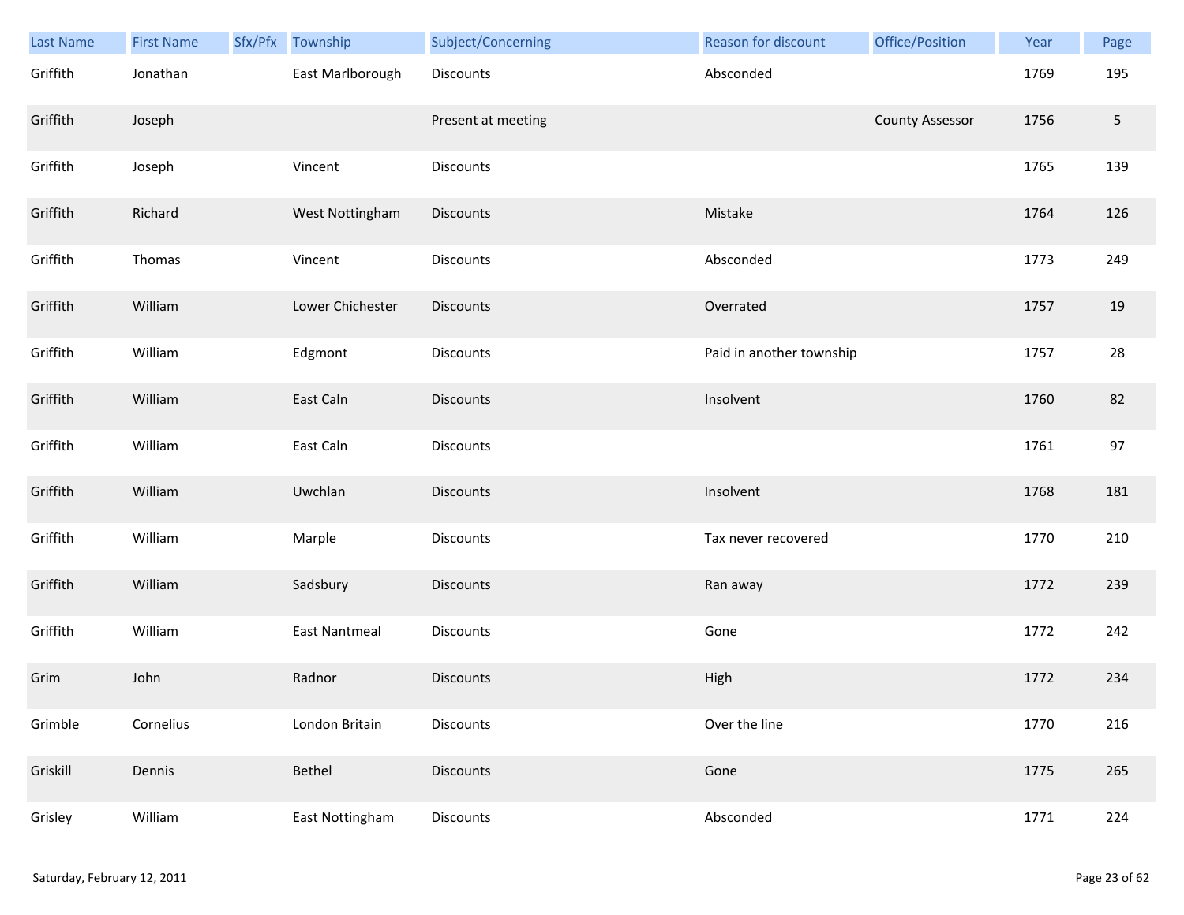| Last Name | First Name | Sfx/Pfx | Township | Subject/Concerning | Reason for discount | Office/Position | Year | Page |
| --- | --- | --- | --- | --- | --- | --- | --- | --- |
| Griffith | Jonathan | | East Marlborough | Discounts | Absconded | | 1769 | 195 |
| Griffith | Joseph | | | Present at meeting | | County Assessor | 1756 | 5 |
| Griffith | Joseph | | Vincent | Discounts | | | 1765 | 139 |
| Griffith | Richard | | West Nottingham | Discounts | Mistake | | 1764 | 126 |
| Griffith | Thomas | | Vincent | Discounts | Absconded | | 1773 | 249 |
| Griffith | William | | Lower Chichester | Discounts | Overrated | | 1757 | 19 |
| Griffith | William | | Edgmont | Discounts | Paid in another township | | 1757 | 28 |
| Griffith | William | | East Caln | Discounts | Insolvent | | 1760 | 82 |
| Griffith | William | | East Caln | Discounts | | | 1761 | 97 |
| Griffith | William | | Uwchlan | Discounts | Insolvent | | 1768 | 181 |
| Griffith | William | | Marple | Discounts | Tax never recovered | | 1770 | 210 |
| Griffith | William | | Sadsbury | Discounts | Ran away | | 1772 | 239 |
| Griffith | William | | East Nantmeal | Discounts | Gone | | 1772 | 242 |
| Grim | John | | Radnor | Discounts | High | | 1772 | 234 |
| Grimble | Cornelius | | London Britain | Discounts | Over the line | | 1770 | 216 |
| Griskill | Dennis | | Bethel | Discounts | Gone | | 1775 | 265 |
| Grisley | William | | East Nottingham | Discounts | Absconded | | 1771 | 224 |

Saturday, February 12, 2011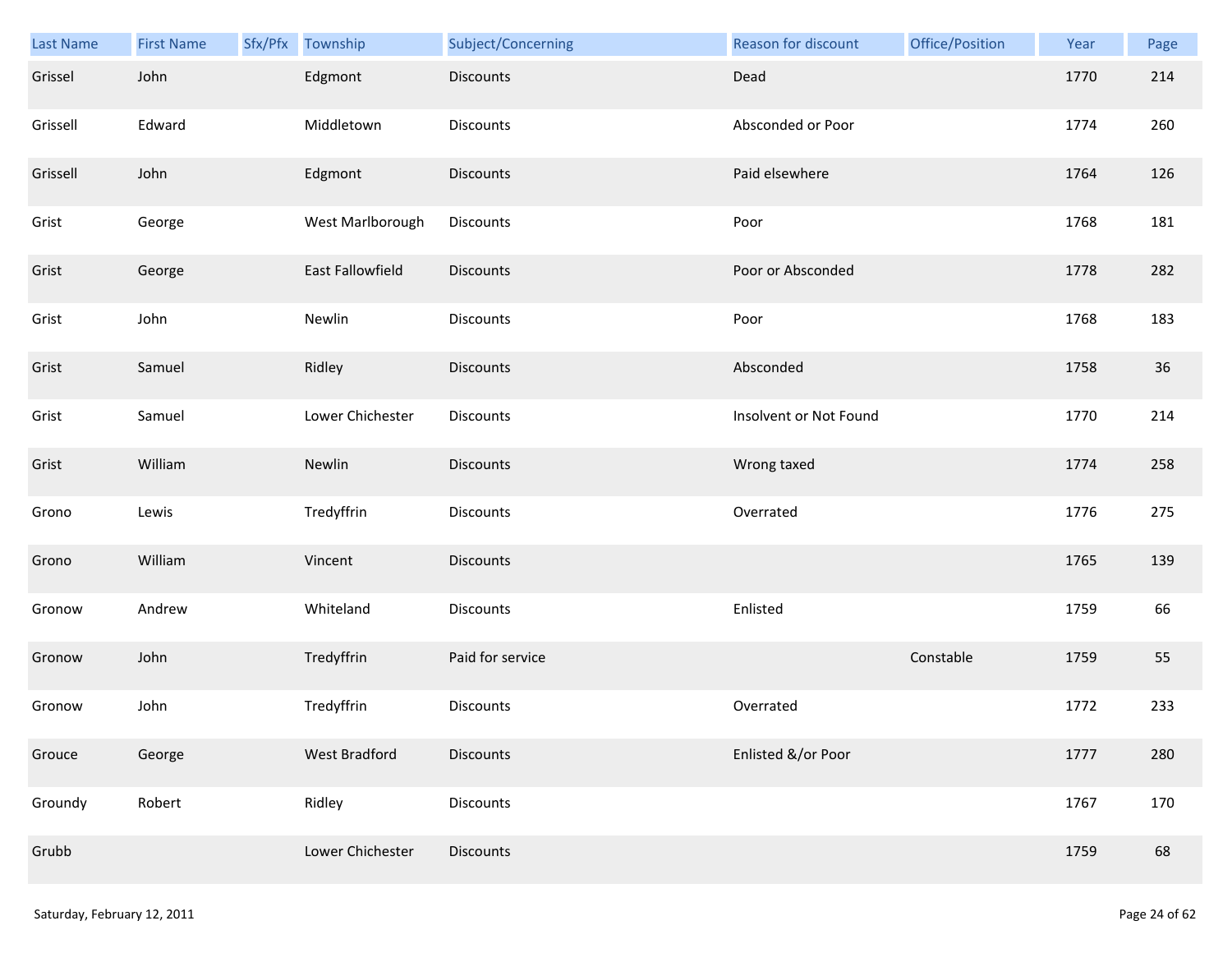| Last Name | First Name | Sfx/Pfx | Township | Subject/Concerning | Reason for discount | Office/Position | Year | Page |
|---|---|---|---|---|---|---|---|---|
| Grissel | John | | Edgmont | Discounts | Dead | | 1770 | 214 |
| Grissell | Edward | | Middletown | Discounts | Absconded or Poor | | 1774 | 260 |
| Grissell | John | | Edgmont | Discounts | Paid elsewhere | | 1764 | 126 |
| Grist | George | | West Marlborough | Discounts | Poor | | 1768 | 181 |
| Grist | George | | East Fallowfield | Discounts | Poor or Absconded | | 1778 | 282 |
| Grist | John | | Newlin | Discounts | Poor | | 1768 | 183 |
| Grist | Samuel | | Ridley | Discounts | Absconded | | 1758 | 36 |
| Grist | Samuel | | Lower Chichester | Discounts | Insolvent or Not Found | | 1770 | 214 |
| Grist | William | | Newlin | Discounts | Wrong taxed | | 1774 | 258 |
| Grono | Lewis | | Tredyffrin | Discounts | Overrated | | 1776 | 275 |
| Grono | William | | Vincent | Discounts | | | 1765 | 139 |
| Gronow | Andrew | | Whiteland | Discounts | Enlisted | | 1759 | 66 |
| Gronow | John | | Tredyffrin | Paid for service | | Constable | 1759 | 55 |
| Gronow | John | | Tredyffrin | Discounts | Overrated | | 1772 | 233 |
| Grouce | George | | West Bradford | Discounts | Enlisted &/or Poor | | 1777 | 280 |
| Groundy | Robert | | Ridley | Discounts | | | 1767 | 170 |
| Grubb | | | Lower Chichester | Discounts | | | 1759 | 68 |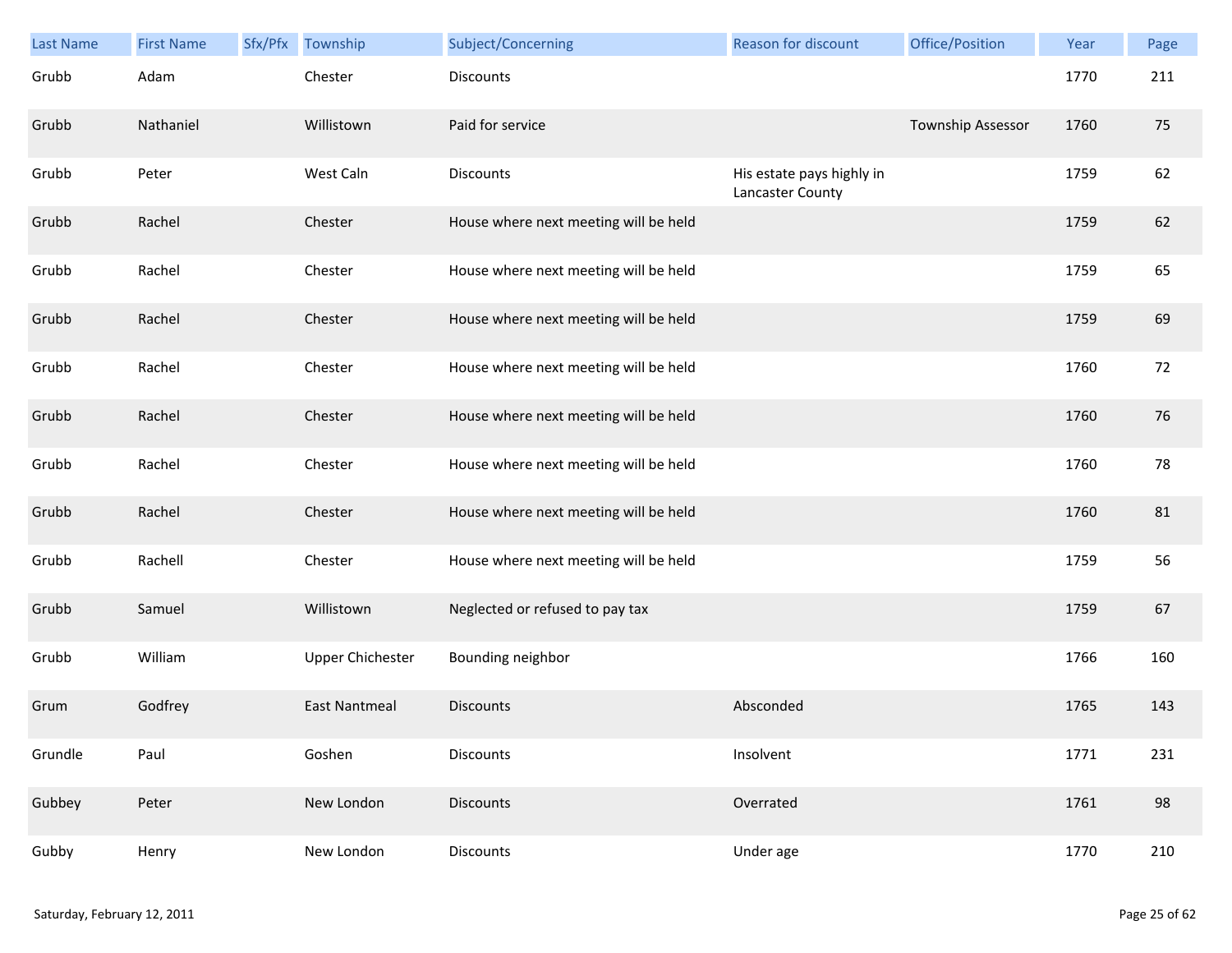| Last Name | First Name | Sfx/Pfx | Township | Subject/Concerning | Reason for discount | Office/Position | Year | Page |
|---|---|---|---|---|---|---|---|---|
| Grubb | Adam | | Chester | Discounts | | | 1770 | 211 |
| Grubb | Nathaniel | | Willistown | Paid for service | | Township Assessor | 1760 | 75 |
| Grubb | Peter | | West Caln | Discounts | His estate pays highly in Lancaster County | | 1759 | 62 |
| Grubb | Rachel | | Chester | House where next meeting will be held | | | 1759 | 62 |
| Grubb | Rachel | | Chester | House where next meeting will be held | | | 1759 | 65 |
| Grubb | Rachel | | Chester | House where next meeting will be held | | | 1759 | 69 |
| Grubb | Rachel | | Chester | House where next meeting will be held | | | 1760 | 72 |
| Grubb | Rachel | | Chester | House where next meeting will be held | | | 1760 | 76 |
| Grubb | Rachel | | Chester | House where next meeting will be held | | | 1760 | 78 |
| Grubb | Rachel | | Chester | House where next meeting will be held | | | 1760 | 81 |
| Grubb | Rachell | | Chester | House where next meeting will be held | | | 1759 | 56 |
| Grubb | Samuel | | Willistown | Neglected or refused to pay tax | | | 1759 | 67 |
| Grubb | William | | Upper Chichester | Bounding neighbor | | | 1766 | 160 |
| Grum | Godfrey | | East Nantmeal | Discounts | Absconded | | 1765 | 143 |
| Grundle | Paul | | Goshen | Discounts | Insolvent | | 1771 | 231 |
| Gubbey | Peter | | New London | Discounts | Overrated | | 1761 | 98 |
| Gubby | Henry | | New London | Discounts | Under age | | 1770 | 210 |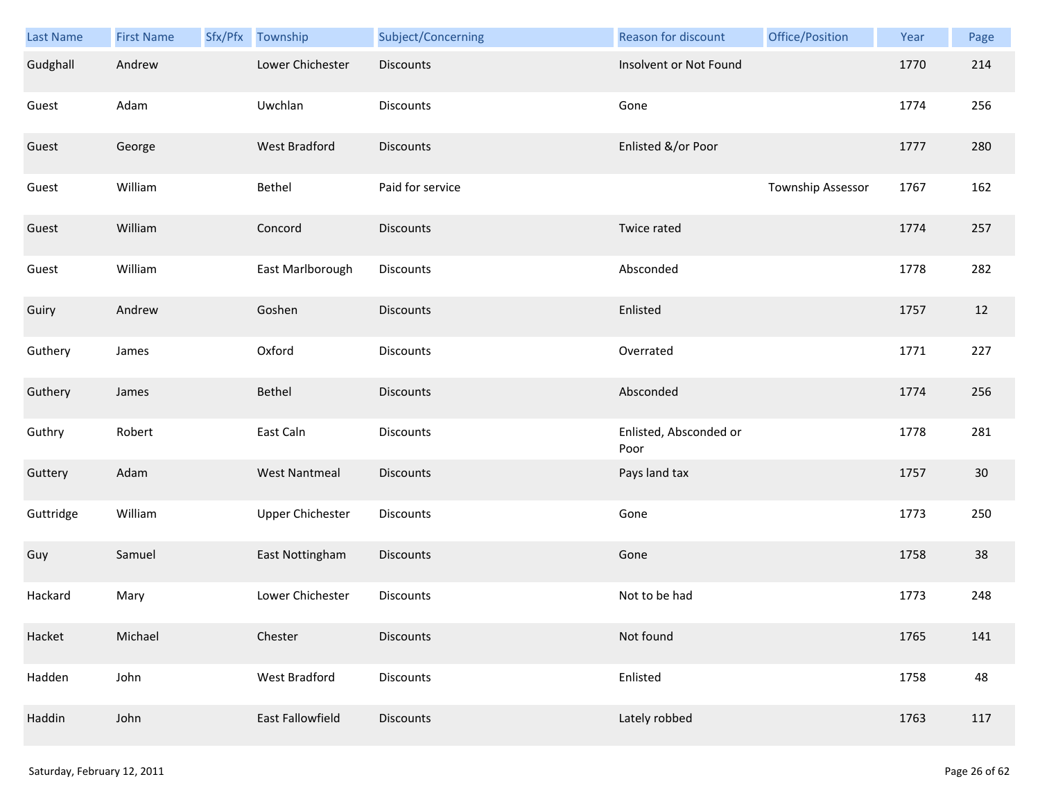| Last Name | First Name | Sfx/Pfx | Township | Subject/Concerning | Reason for discount | Office/Position | Year | Page |
|---|---|---|---|---|---|---|---|---|
| Gudghall | Andrew | | Lower Chichester | Discounts | Insolvent or Not Found | | 1770 | 214 |
| Guest | Adam | | Uwchlan | Discounts | Gone | | 1774 | 256 |
| Guest | George | | West Bradford | Discounts | Enlisted &/or Poor | | 1777 | 280 |
| Guest | William | | Bethel | Paid for service | | Township Assessor | 1767 | 162 |
| Guest | William | | Concord | Discounts | Twice rated | | 1774 | 257 |
| Guest | William | | East Marlborough | Discounts | Absconded | | 1778 | 282 |
| Guiry | Andrew | | Goshen | Discounts | Enlisted | | 1757 | 12 |
| Guthery | James | | Oxford | Discounts | Overrated | | 1771 | 227 |
| Guthery | James | | Bethel | Discounts | Absconded | | 1774 | 256 |
| Guthry | Robert | | East Caln | Discounts | Enlisted, Absconded or Poor | | 1778 | 281 |
| Guttery | Adam | | West Nantmeal | Discounts | Pays land tax | | 1757 | 30 |
| Guttridge | William | | Upper Chichester | Discounts | Gone | | 1773 | 250 |
| Guy | Samuel | | East Nottingham | Discounts | Gone | | 1758 | 38 |
| Hackard | Mary | | Lower Chichester | Discounts | Not to be had | | 1773 | 248 |
| Hacket | Michael | | Chester | Discounts | Not found | | 1765 | 141 |
| Hadden | John | | West Bradford | Discounts | Enlisted | | 1758 | 48 |
| Haddin | John | | East Fallowfield | Discounts | Lately robbed | | 1763 | 117 |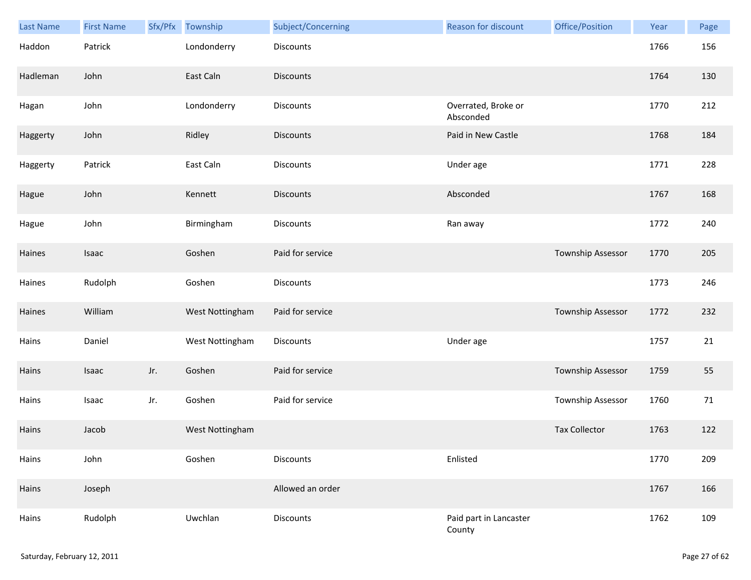| Last Name | First Name | Sfx/Pfx | Township | Subject/Concerning | Reason for discount | Office/Position | Year | Page |
|---|---|---|---|---|---|---|---|---|
| Haddon | Patrick | | Londonderry | Discounts | | | 1766 | 156 |
| Hadleman | John | | East Caln | Discounts | | | 1764 | 130 |
| Hagan | John | | Londonderry | Discounts | Overrated, Broke or Absconded | | 1770 | 212 |
| Haggerty | John | | Ridley | Discounts | Paid in New Castle | | 1768 | 184 |
| Haggerty | Patrick | | East Caln | Discounts | Under age | | 1771 | 228 |
| Hague | John | | Kennett | Discounts | Absconded | | 1767 | 168 |
| Hague | John | | Birmingham | Discounts | Ran away | | 1772 | 240 |
| Haines | Isaac | | Goshen | Paid for service | | Township Assessor | 1770 | 205 |
| Haines | Rudolph | | Goshen | Discounts | | | 1773 | 246 |
| Haines | William | | West Nottingham | Paid for service | | Township Assessor | 1772 | 232 |
| Hains | Daniel | | West Nottingham | Discounts | Under age | | 1757 | 21 |
| Hains | Isaac | Jr. | Goshen | Paid for service | | Township Assessor | 1759 | 55 |
| Hains | Isaac | Jr. | Goshen | Paid for service | | Township Assessor | 1760 | 71 |
| Hains | Jacob | | West Nottingham | | | Tax Collector | 1763 | 122 |
| Hains | John | | Goshen | Discounts | Enlisted | | 1770 | 209 |
| Hains | Joseph | | | Allowed an order | | | 1767 | 166 |
| Hains | Rudolph | | Uwchlan | Discounts | Paid part in Lancaster County | | 1762 | 109 |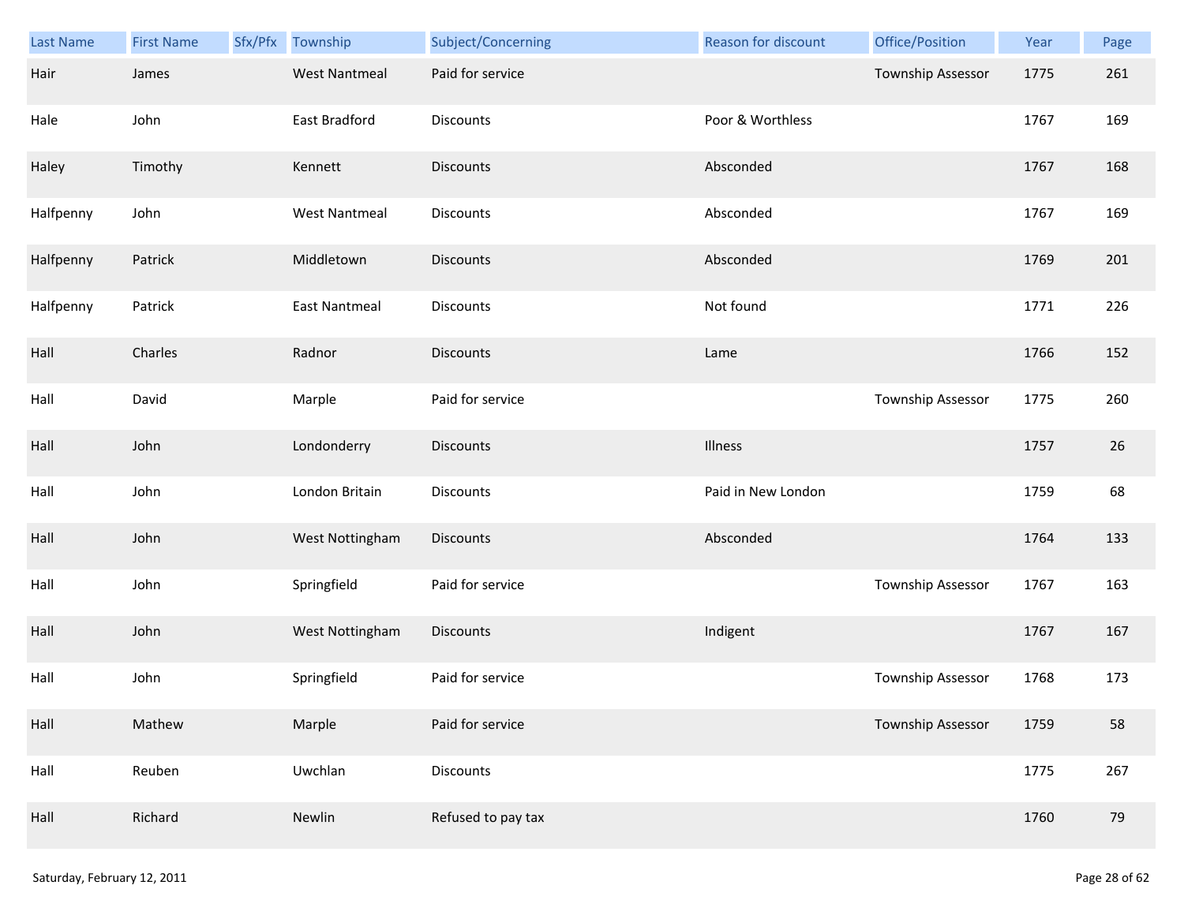| Last Name | First Name | Sfx/Pfx | Township | Subject/Concerning | Reason for discount | Office/Position | Year | Page |
|---|---|---|---|---|---|---|---|---|
| Hair | James | | West Nantmeal | Paid for service | | Township Assessor | 1775 | 261 |
| Hale | John | | East Bradford | Discounts | Poor & Worthless | | 1767 | 169 |
| Haley | Timothy | | Kennett | Discounts | Absconded | | 1767 | 168 |
| Halfpenny | John | | West Nantmeal | Discounts | Absconded | | 1767 | 169 |
| Halfpenny | Patrick | | Middletown | Discounts | Absconded | | 1769 | 201 |
| Halfpenny | Patrick | | East Nantmeal | Discounts | Not found | | 1771 | 226 |
| Hall | Charles | | Radnor | Discounts | Lame | | 1766 | 152 |
| Hall | David | | Marple | Paid for service | | Township Assessor | 1775 | 260 |
| Hall | John | | Londonderry | Discounts | Illness | | 1757 | 26 |
| Hall | John | | London Britain | Discounts | Paid in New London | | 1759 | 68 |
| Hall | John | | West Nottingham | Discounts | Absconded | | 1764 | 133 |
| Hall | John | | Springfield | Paid for service | | Township Assessor | 1767 | 163 |
| Hall | John | | West Nottingham | Discounts | Indigent | | 1767 | 167 |
| Hall | John | | Springfield | Paid for service | | Township Assessor | 1768 | 173 |
| Hall | Mathew | | Marple | Paid for service | | Township Assessor | 1759 | 58 |
| Hall | Reuben | | Uwchlan | Discounts | | | 1775 | 267 |
| Hall | Richard | | Newlin | Refused to pay tax | | | 1760 | 79 |

Saturday, February 12, 2011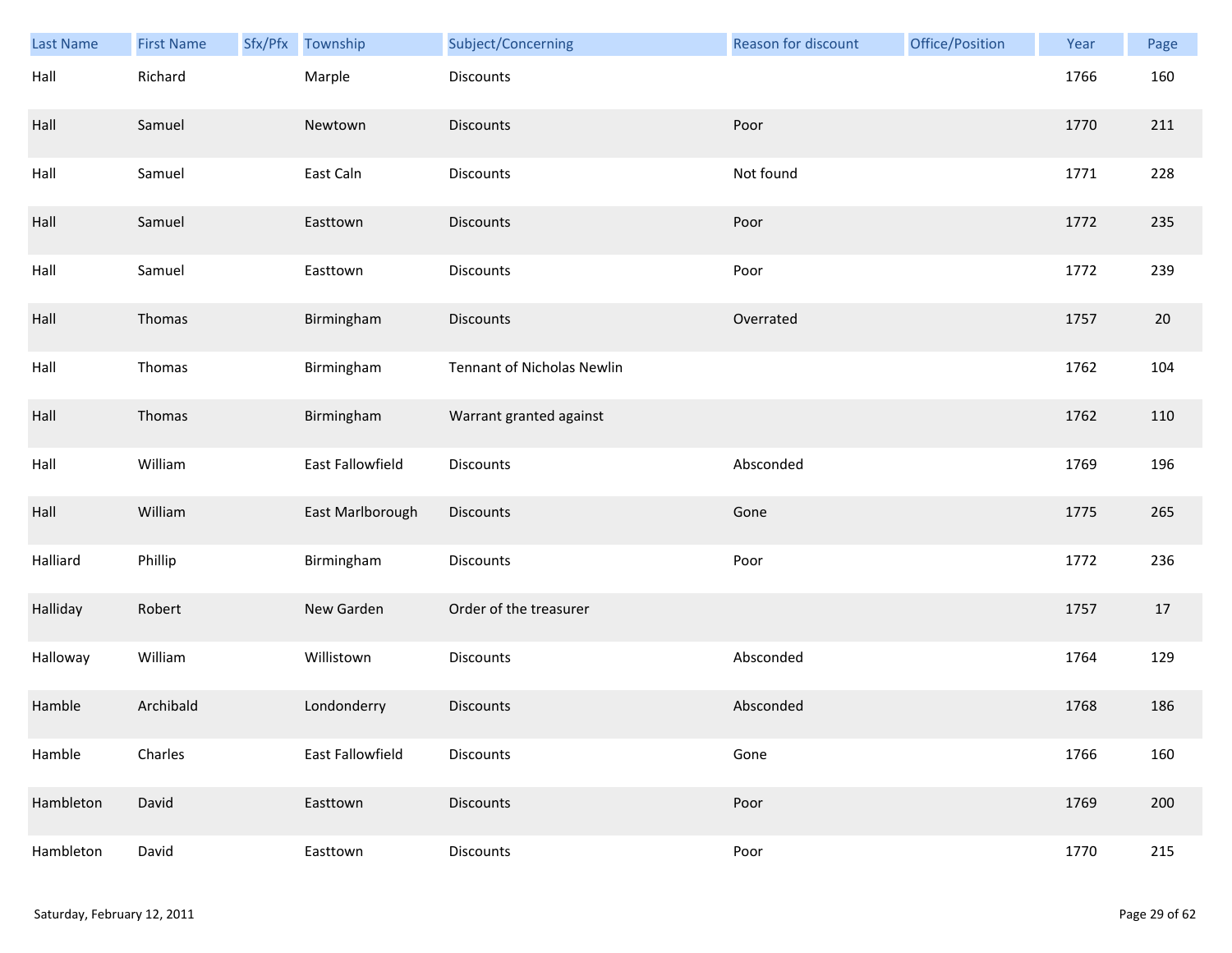| Last Name | First Name | Sfx/Pfx | Township | Subject/Concerning | Reason for discount | Office/Position | Year | Page |
|---|---|---|---|---|---|---|---|---|
| Hall | Richard | | Marple | Discounts | | | 1766 | 160 |
| Hall | Samuel | | Newtown | Discounts | Poor | | 1770 | 211 |
| Hall | Samuel | | East Caln | Discounts | Not found | | 1771 | 228 |
| Hall | Samuel | | Easttown | Discounts | Poor | | 1772 | 235 |
| Hall | Samuel | | Easttown | Discounts | Poor | | 1772 | 239 |
| Hall | Thomas | | Birmingham | Discounts | Overrated | | 1757 | 20 |
| Hall | Thomas | | Birmingham | Tennant of Nicholas Newlin | | | 1762 | 104 |
| Hall | Thomas | | Birmingham | Warrant granted against | | | 1762 | 110 |
| Hall | William | | East Fallowfield | Discounts | Absconded | | 1769 | 196 |
| Hall | William | | East Marlborough | Discounts | Gone | | 1775 | 265 |
| Halliard | Phillip | | Birmingham | Discounts | Poor | | 1772 | 236 |
| Halliday | Robert | | New Garden | Order of the treasurer | | | 1757 | 17 |
| Halloway | William | | Willistown | Discounts | Absconded | | 1764 | 129 |
| Hamble | Archibald | | Londonderry | Discounts | Absconded | | 1768 | 186 |
| Hamble | Charles | | East Fallowfield | Discounts | Gone | | 1766 | 160 |
| Hambleton | David | | Easttown | Discounts | Poor | | 1769 | 200 |
| Hambleton | David | | Easttown | Discounts | Poor | | 1770 | 215 |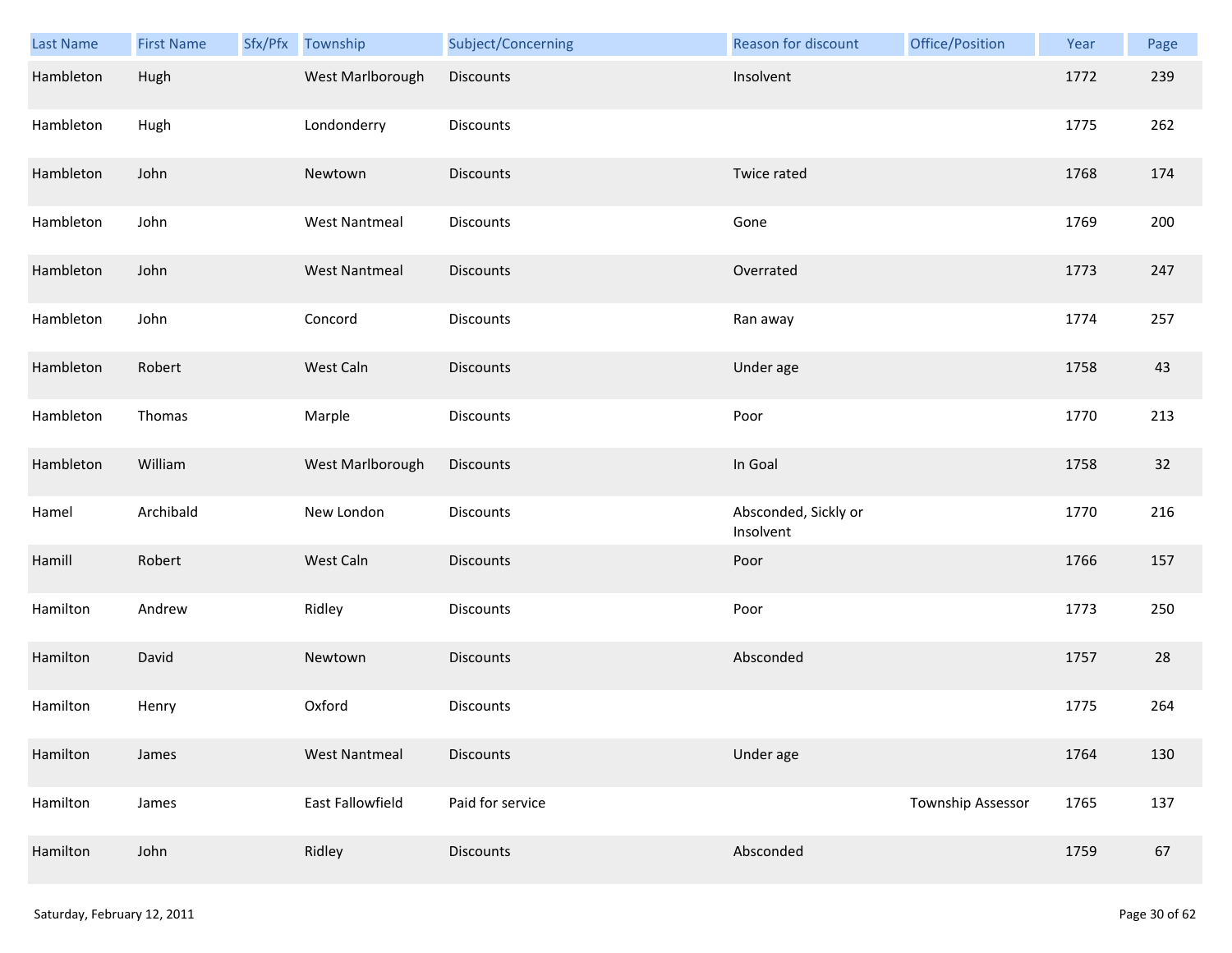| Last Name | First Name | Sfx/Pfx | Township | Subject/Concerning | Reason for discount | Office/Position | Year | Page |
|---|---|---|---|---|---|---|---|---|
| Hambleton | Hugh | | West Marlborough | Discounts | Insolvent | | 1772 | 239 |
| Hambleton | Hugh | | Londonderry | Discounts | | | 1775 | 262 |
| Hambleton | John | | Newtown | Discounts | Twice rated | | 1768 | 174 |
| Hambleton | John | | West Nantmeal | Discounts | Gone | | 1769 | 200 |
| Hambleton | John | | West Nantmeal | Discounts | Overrated | | 1773 | 247 |
| Hambleton | John | | Concord | Discounts | Ran away | | 1774 | 257 |
| Hambleton | Robert | | West Caln | Discounts | Under age | | 1758 | 43 |
| Hambleton | Thomas | | Marple | Discounts | Poor | | 1770 | 213 |
| Hambleton | William | | West Marlborough | Discounts | In Goal | | 1758 | 32 |
| Hamel | Archibald | | New London | Discounts | Absconded, Sickly or Insolvent | | 1770 | 216 |
| Hamill | Robert | | West Caln | Discounts | Poor | | 1766 | 157 |
| Hamilton | Andrew | | Ridley | Discounts | Poor | | 1773 | 250 |
| Hamilton | David | | Newtown | Discounts | Absconded | | 1757 | 28 |
| Hamilton | Henry | | Oxford | Discounts | | | 1775 | 264 |
| Hamilton | James | | West Nantmeal | Discounts | Under age | | 1764 | 130 |
| Hamilton | James | | East Fallowfield | Paid for service | | Township Assessor | 1765 | 137 |
| Hamilton | John | | Ridley | Discounts | Absconded | | 1759 | 67 |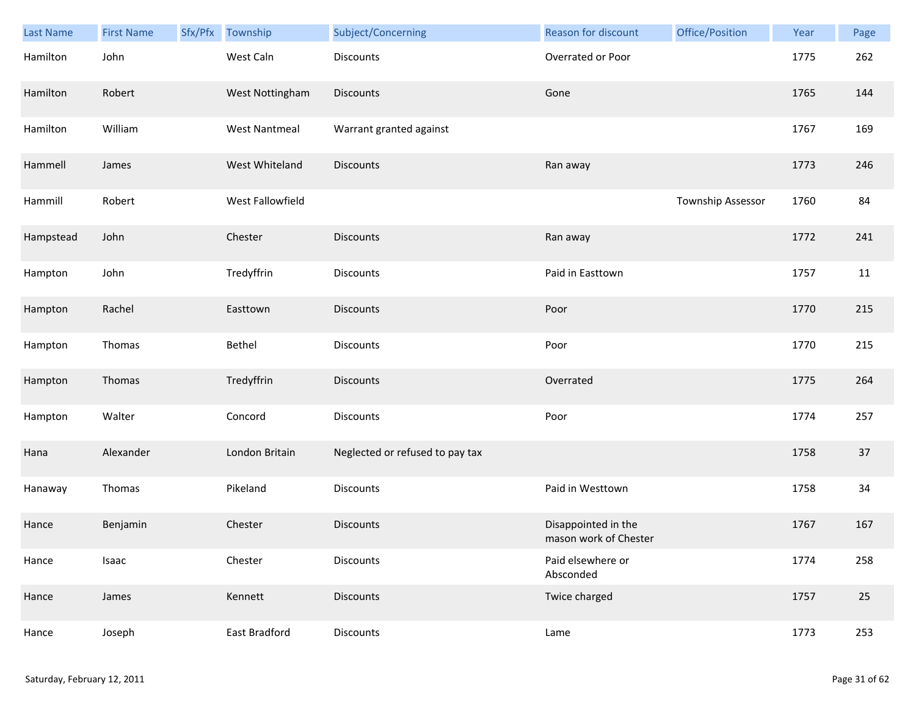| Last Name | First Name | Sfx/Pfx | Township | Subject/Concerning | Reason for discount | Office/Position | Year | Page |
|---|---|---|---|---|---|---|---|---|
| Hamilton | John | | West Caln | Discounts | Overrated or Poor | | 1775 | 262 |
| Hamilton | Robert | | West Nottingham | Discounts | Gone | | 1765 | 144 |
| Hamilton | William | | West Nantmeal | Warrant granted against | | | 1767 | 169 |
| Hammell | James | | West Whiteland | Discounts | Ran away | | 1773 | 246 |
| Hammill | Robert | | West Fallowfield | | | Township Assessor | 1760 | 84 |
| Hampstead | John | | Chester | Discounts | Ran away | | 1772 | 241 |
| Hampton | John | | Tredyffrin | Discounts | Paid in Easttown | | 1757 | 11 |
| Hampton | Rachel | | Easttown | Discounts | Poor | | 1770 | 215 |
| Hampton | Thomas | | Bethel | Discounts | Poor | | 1770 | 215 |
| Hampton | Thomas | | Tredyffrin | Discounts | Overrated | | 1775 | 264 |
| Hampton | Walter | | Concord | Discounts | Poor | | 1774 | 257 |
| Hana | Alexander | | London Britain | Neglected or refused to pay tax | | | 1758 | 37 |
| Hanaway | Thomas | | Pikeland | Discounts | Paid in Westtown | | 1758 | 34 |
| Hance | Benjamin | | Chester | Discounts | Disappointed in the mason work of Chester | | 1767 | 167 |
| Hance | Isaac | | Chester | Discounts | Paid elsewhere or Absconded | | 1774 | 258 |
| Hance | James | | Kennett | Discounts | Twice charged | | 1757 | 25 |
| Hance | Joseph | | East Bradford | Discounts | Lame | | 1773 | 253 |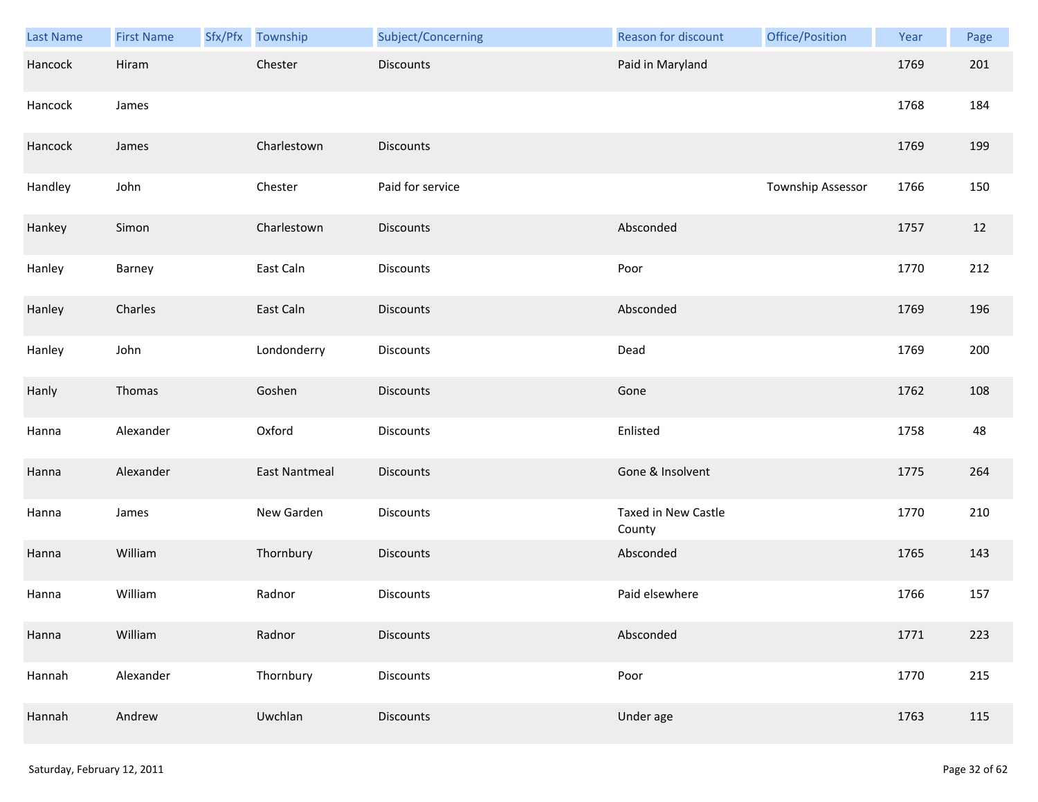| Last Name | First Name | Sfx/Pfx | Township | Subject/Concerning | Reason for discount | Office/Position | Year | Page |
|---|---|---|---|---|---|---|---|---|
| Hancock | Hiram | | Chester | Discounts | Paid in Maryland | | 1769 | 201 |
| Hancock | James | | | | | | 1768 | 184 |
| Hancock | James | | Charlestown | Discounts | | | 1769 | 199 |
| Handley | John | | Chester | Paid for service | | Township Assessor | 1766 | 150 |
| Hankey | Simon | | Charlestown | Discounts | Absconded | | 1757 | 12 |
| Hanley | Barney | | East Caln | Discounts | Poor | | 1770 | 212 |
| Hanley | Charles | | East Caln | Discounts | Absconded | | 1769 | 196 |
| Hanley | John | | Londonderry | Discounts | Dead | | 1769 | 200 |
| Hanly | Thomas | | Goshen | Discounts | Gone | | 1762 | 108 |
| Hanna | Alexander | | Oxford | Discounts | Enlisted | | 1758 | 48 |
| Hanna | Alexander | | East Nantmeal | Discounts | Gone & Insolvent | | 1775 | 264 |
| Hanna | James | | New Garden | Discounts | Taxed in New Castle County | | 1770 | 210 |
| Hanna | William | | Thornbury | Discounts | Absconded | | 1765 | 143 |
| Hanna | William | | Radnor | Discounts | Paid elsewhere | | 1766 | 157 |
| Hanna | William | | Radnor | Discounts | Absconded | | 1771 | 223 |
| Hannah | Alexander | | Thornbury | Discounts | Poor | | 1770 | 215 |
| Hannah | Andrew | | Uwchlan | Discounts | Under age | | 1763 | 115 |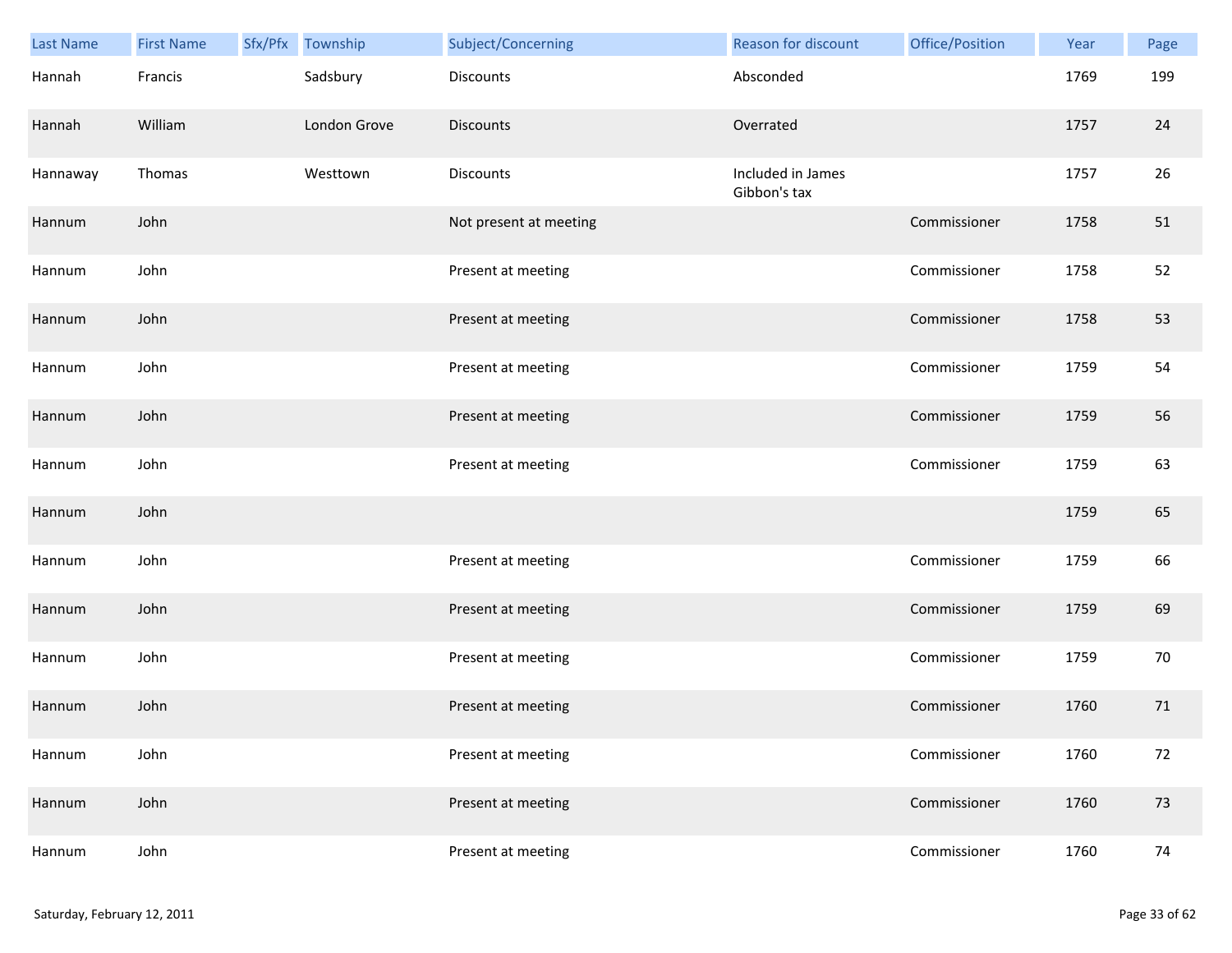| Last Name | First Name | Sfx/Pfx | Township | Subject/Concerning | Reason for discount | Office/Position | Year | Page |
| --- | --- | --- | --- | --- | --- | --- | --- | --- |
| Hannah | Francis | | Sadsbury | Discounts | Absconded | | 1769 | 199 |
| Hannah | William | | London Grove | Discounts | Overrated | | 1757 | 24 |
| Hannaway | Thomas | | Westtown | Discounts | Included in James Gibbon's tax | | 1757 | 26 |
| Hannum | John | | | Not present at meeting | | Commissioner | 1758 | 51 |
| Hannum | John | | | Present at meeting | | Commissioner | 1758 | 52 |
| Hannum | John | | | Present at meeting | | Commissioner | 1758 | 53 |
| Hannum | John | | | Present at meeting | | Commissioner | 1759 | 54 |
| Hannum | John | | | Present at meeting | | Commissioner | 1759 | 56 |
| Hannum | John | | | Present at meeting | | Commissioner | 1759 | 63 |
| Hannum | John | | | | | | 1759 | 65 |
| Hannum | John | | | Present at meeting | | Commissioner | 1759 | 66 |
| Hannum | John | | | Present at meeting | | Commissioner | 1759 | 69 |
| Hannum | John | | | Present at meeting | | Commissioner | 1759 | 70 |
| Hannum | John | | | Present at meeting | | Commissioner | 1760 | 71 |
| Hannum | John | | | Present at meeting | | Commissioner | 1760 | 72 |
| Hannum | John | | | Present at meeting | | Commissioner | 1760 | 73 |
| Hannum | John | | | Present at meeting | | Commissioner | 1760 | 74 |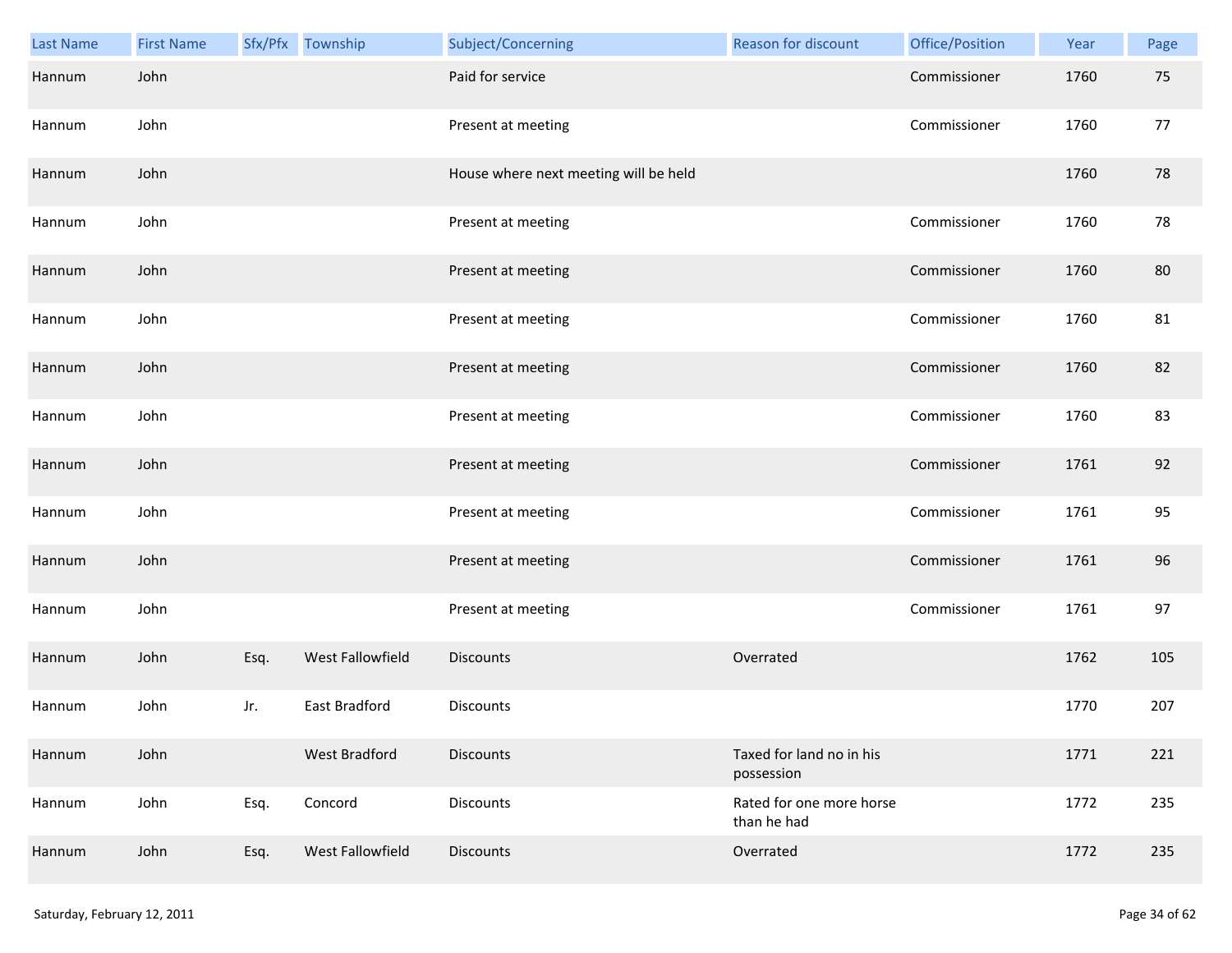| Last Name | First Name | Sfx/Pfx | Township | Subject/Concerning | Reason for discount | Office/Position | Year | Page |
|---|---|---|---|---|---|---|---|---|
| Hannum | John | | | Paid for service | | Commissioner | 1760 | 75 |
| Hannum | John | | | Present at meeting | | Commissioner | 1760 | 77 |
| Hannum | John | | | House where next meeting will be held | | | 1760 | 78 |
| Hannum | John | | | Present at meeting | | Commissioner | 1760 | 78 |
| Hannum | John | | | Present at meeting | | Commissioner | 1760 | 80 |
| Hannum | John | | | Present at meeting | | Commissioner | 1760 | 81 |
| Hannum | John | | | Present at meeting | | Commissioner | 1760 | 82 |
| Hannum | John | | | Present at meeting | | Commissioner | 1760 | 83 |
| Hannum | John | | | Present at meeting | | Commissioner | 1761 | 92 |
| Hannum | John | | | Present at meeting | | Commissioner | 1761 | 95 |
| Hannum | John | | | Present at meeting | | Commissioner | 1761 | 96 |
| Hannum | John | | | Present at meeting | | Commissioner | 1761 | 97 |
| Hannum | John | Esq. | West Fallowfield | Discounts | Overrated | | 1762 | 105 |
| Hannum | John | Jr. | East Bradford | Discounts | | | 1770 | 207 |
| Hannum | John | | West Bradford | Discounts | Taxed for land no in his possession | | 1771 | 221 |
| Hannum | John | Esq. | Concord | Discounts | Rated for one more horse than he had | | 1772 | 235 |
| Hannum | John | Esq. | West Fallowfield | Discounts | Overrated | | 1772 | 235 |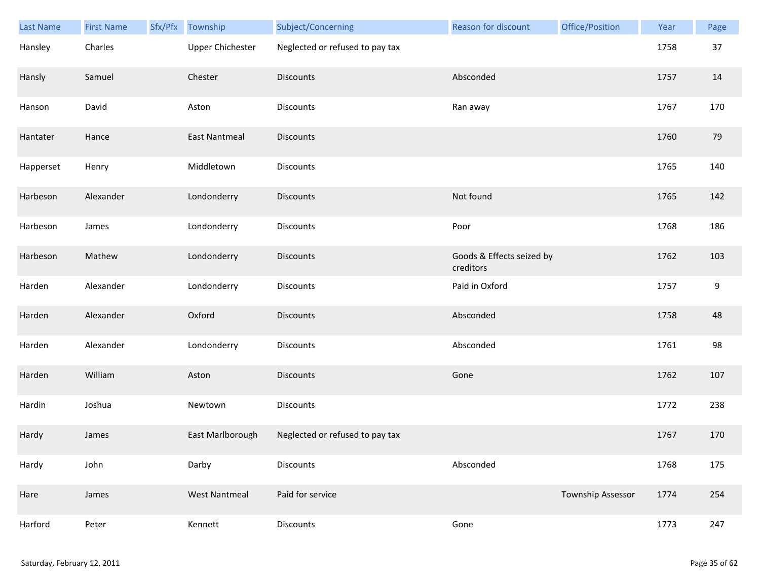| Last Name | First Name | Sfx/Pfx | Township | Subject/Concerning | Reason for discount | Office/Position | Year | Page |
|---|---|---|---|---|---|---|---|---|
| Hansley | Charles | | Upper Chichester | Neglected or refused to pay tax | | | 1758 | 37 |
| Hansly | Samuel | | Chester | Discounts | Absconded | | 1757 | 14 |
| Hanson | David | | Aston | Discounts | Ran away | | 1767 | 170 |
| Hantater | Hance | | East Nantmeal | Discounts | | | 1760 | 79 |
| Happerset | Henry | | Middletown | Discounts | | | 1765 | 140 |
| Harbeson | Alexander | | Londonderry | Discounts | Not found | | 1765 | 142 |
| Harbeson | James | | Londonderry | Discounts | Poor | | 1768 | 186 |
| Harbeson | Mathew | | Londonderry | Discounts | Goods & Effects seized by creditors | | 1762 | 103 |
| Harden | Alexander | | Londonderry | Discounts | Paid in Oxford | | 1757 | 9 |
| Harden | Alexander | | Oxford | Discounts | Absconded | | 1758 | 48 |
| Harden | Alexander | | Londonderry | Discounts | Absconded | | 1761 | 98 |
| Harden | William | | Aston | Discounts | Gone | | 1762 | 107 |
| Hardin | Joshua | | Newtown | Discounts | | | 1772 | 238 |
| Hardy | James | | East Marlborough | Neglected or refused to pay tax | | | 1767 | 170 |
| Hardy | John | | Darby | Discounts | Absconded | | 1768 | 175 |
| Hare | James | | West Nantmeal | Paid for service | | Township Assessor | 1774 | 254 |
| Harford | Peter | | Kennett | Discounts | Gone | | 1773 | 247 |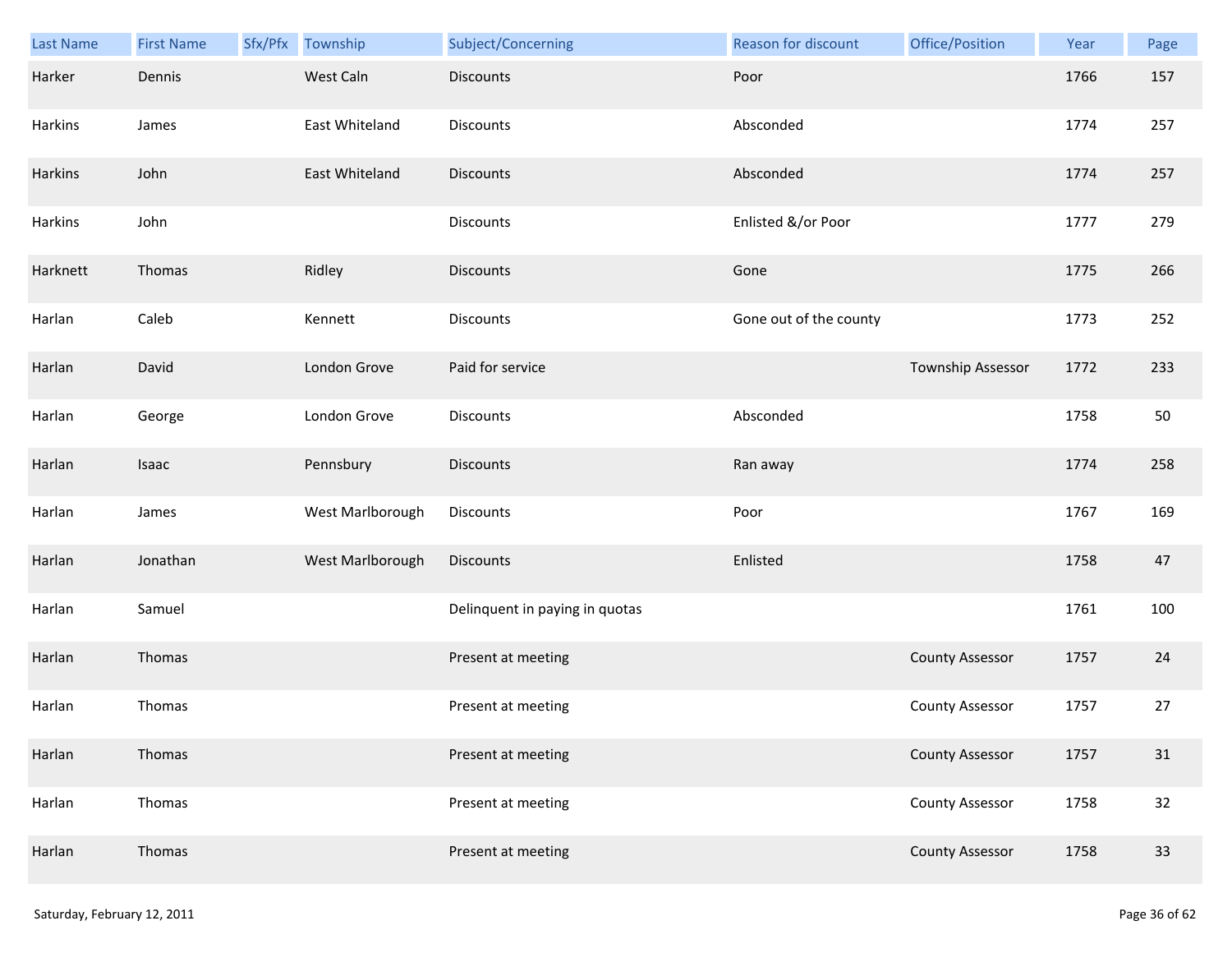| Last Name | First Name | Sfx/Pfx | Township | Subject/Concerning | Reason for discount | Office/Position | Year | Page |
|---|---|---|---|---|---|---|---|---|
| Harker | Dennis | | West Caln | Discounts | Poor | | 1766 | 157 |
| Harkins | James | | East Whiteland | Discounts | Absconded | | 1774 | 257 |
| Harkins | John | | East Whiteland | Discounts | Absconded | | 1774 | 257 |
| Harkins | John | | | Discounts | Enlisted &/or Poor | | 1777 | 279 |
| Harknett | Thomas | | Ridley | Discounts | Gone | | 1775 | 266 |
| Harlan | Caleb | | Kennett | Discounts | Gone out of the county | | 1773 | 252 |
| Harlan | David | | London Grove | Paid for service | | Township Assessor | 1772 | 233 |
| Harlan | George | | London Grove | Discounts | Absconded | | 1758 | 50 |
| Harlan | Isaac | | Pennsbury | Discounts | Ran away | | 1774 | 258 |
| Harlan | James | | West Marlborough | Discounts | Poor | | 1767 | 169 |
| Harlan | Jonathan | | West Marlborough | Discounts | Enlisted | | 1758 | 47 |
| Harlan | Samuel | | | Delinquent in paying in quotas | | | 1761 | 100 |
| Harlan | Thomas | | | Present at meeting | | County Assessor | 1757 | 24 |
| Harlan | Thomas | | | Present at meeting | | County Assessor | 1757 | 27 |
| Harlan | Thomas | | | Present at meeting | | County Assessor | 1757 | 31 |
| Harlan | Thomas | | | Present at meeting | | County Assessor | 1758 | 32 |
| Harlan | Thomas | | | Present at meeting | | County Assessor | 1758 | 33 |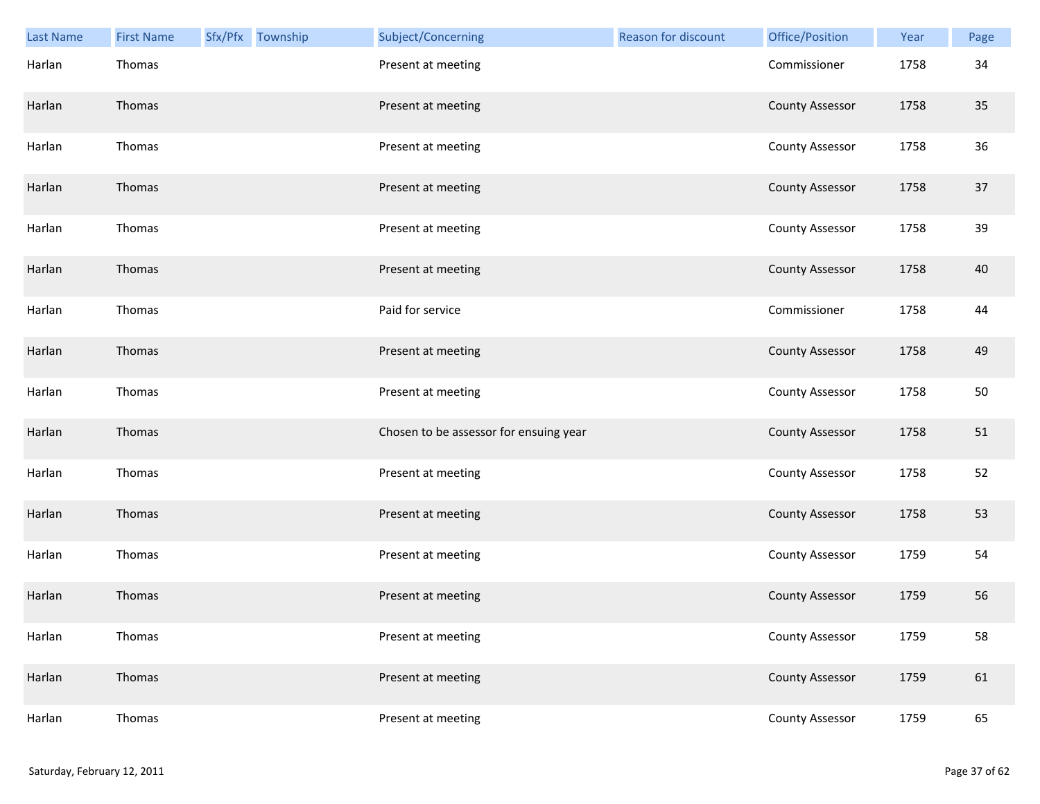| Last Name | First Name | Sfx/Pfx | Township | Subject/Concerning | Reason for discount | Office/Position | Year | Page |
|---|---|---|---|---|---|---|---|---|
| Harlan | Thomas | | | Present at meeting | | Commissioner | 1758 | 34 |
| Harlan | Thomas | | | Present at meeting | | County Assessor | 1758 | 35 |
| Harlan | Thomas | | | Present at meeting | | County Assessor | 1758 | 36 |
| Harlan | Thomas | | | Present at meeting | | County Assessor | 1758 | 37 |
| Harlan | Thomas | | | Present at meeting | | County Assessor | 1758 | 39 |
| Harlan | Thomas | | | Present at meeting | | County Assessor | 1758 | 40 |
| Harlan | Thomas | | | Paid for service | | Commissioner | 1758 | 44 |
| Harlan | Thomas | | | Present at meeting | | County Assessor | 1758 | 49 |
| Harlan | Thomas | | | Present at meeting | | County Assessor | 1758 | 50 |
| Harlan | Thomas | | | Chosen to be assessor for ensuing year | | County Assessor | 1758 | 51 |
| Harlan | Thomas | | | Present at meeting | | County Assessor | 1758 | 52 |
| Harlan | Thomas | | | Present at meeting | | County Assessor | 1758 | 53 |
| Harlan | Thomas | | | Present at meeting | | County Assessor | 1759 | 54 |
| Harlan | Thomas | | | Present at meeting | | County Assessor | 1759 | 56 |
| Harlan | Thomas | | | Present at meeting | | County Assessor | 1759 | 58 |
| Harlan | Thomas | | | Present at meeting | | County Assessor | 1759 | 61 |
| Harlan | Thomas | | | Present at meeting | | County Assessor | 1759 | 65 |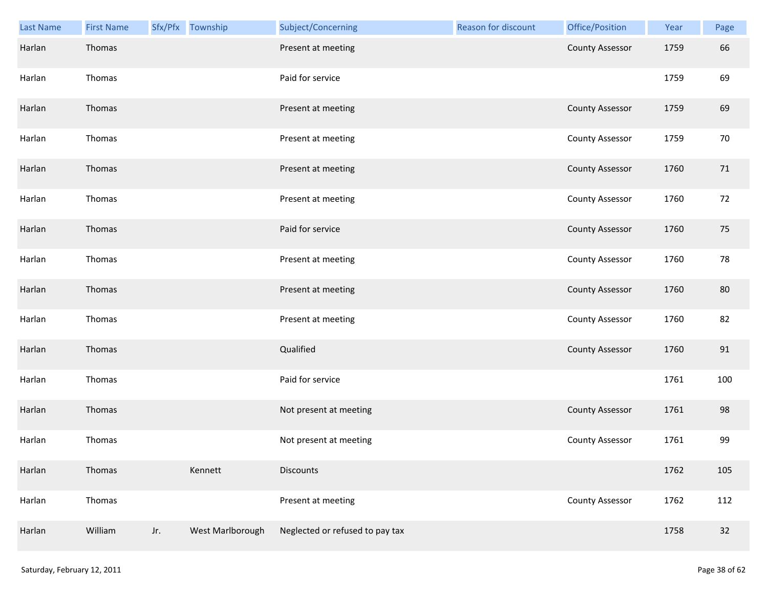| Last Name | First Name | Sfx/Pfx | Township | Subject/Concerning | Reason for discount | Office/Position | Year | Page |
|---|---|---|---|---|---|---|---|---|
| Harlan | Thomas | | | Present at meeting | | County Assessor | 1759 | 66 |
| Harlan | Thomas | | | Paid for service | | | 1759 | 69 |
| Harlan | Thomas | | | Present at meeting | | County Assessor | 1759 | 69 |
| Harlan | Thomas | | | Present at meeting | | County Assessor | 1759 | 70 |
| Harlan | Thomas | | | Present at meeting | | County Assessor | 1760 | 71 |
| Harlan | Thomas | | | Present at meeting | | County Assessor | 1760 | 72 |
| Harlan | Thomas | | | Paid for service | | County Assessor | 1760 | 75 |
| Harlan | Thomas | | | Present at meeting | | County Assessor | 1760 | 78 |
| Harlan | Thomas | | | Present at meeting | | County Assessor | 1760 | 80 |
| Harlan | Thomas | | | Present at meeting | | County Assessor | 1760 | 82 |
| Harlan | Thomas | | | Qualified | | County Assessor | 1760 | 91 |
| Harlan | Thomas | | | Paid for service | | | 1761 | 100 |
| Harlan | Thomas | | | Not present at meeting | | County Assessor | 1761 | 98 |
| Harlan | Thomas | | | Not present at meeting | | County Assessor | 1761 | 99 |
| Harlan | Thomas | | Kennett | Discounts | | | 1762 | 105 |
| Harlan | Thomas | | | Present at meeting | | County Assessor | 1762 | 112 |
| Harlan | William | Jr. | West Marlborough | Neglected or refused to pay tax | | | 1758 | 32 |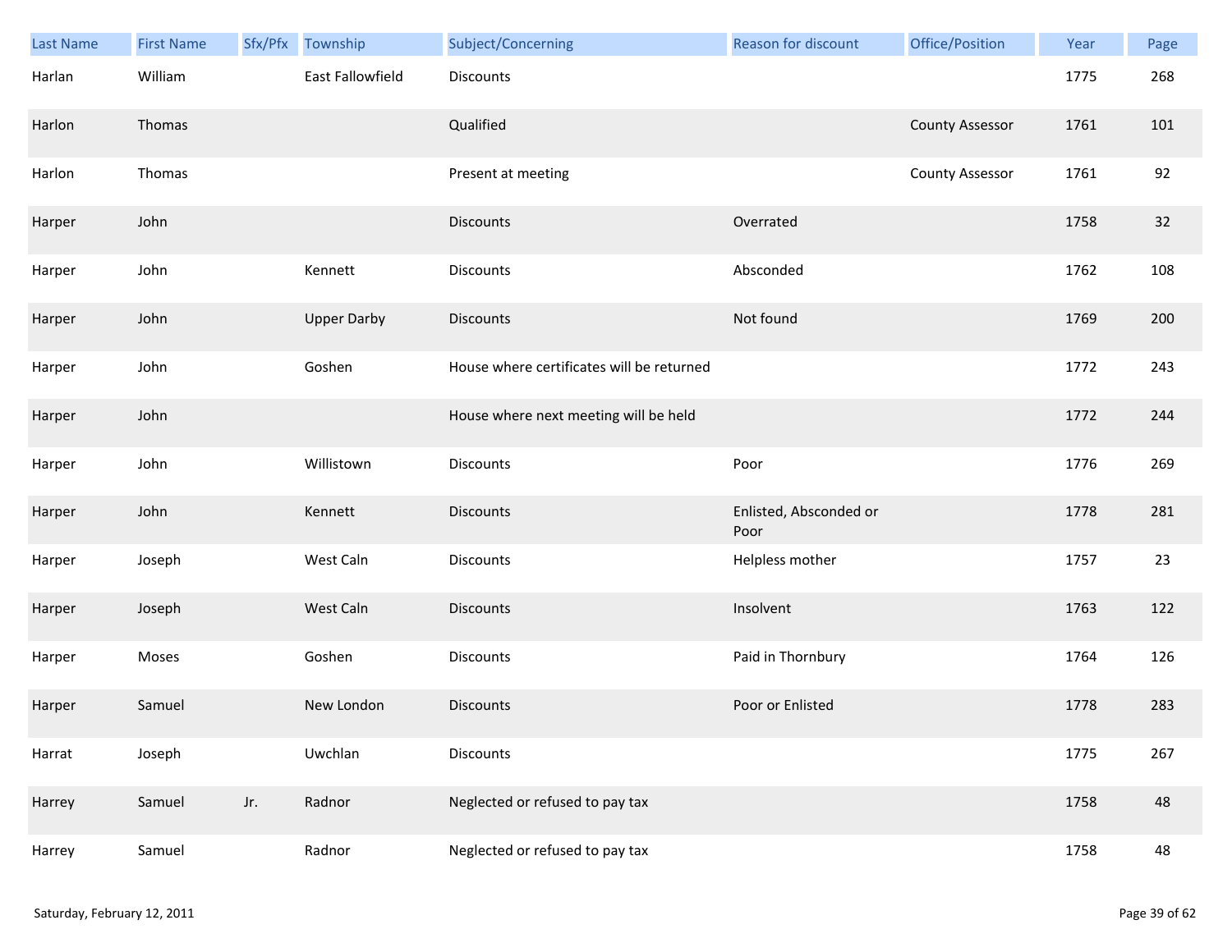| Last Name | First Name | Sfx/Pfx | Township | Subject/Concerning | Reason for discount | Office/Position | Year | Page |
|---|---|---|---|---|---|---|---|---|
| Harlan | William | | East Fallowfield | Discounts | | | 1775 | 268 |
| Harlon | Thomas | | | Qualified | | County Assessor | 1761 | 101 |
| Harlon | Thomas | | | Present at meeting | | County Assessor | 1761 | 92 |
| Harper | John | | | Discounts | Overrated | | 1758 | 32 |
| Harper | John | | Kennett | Discounts | Absconded | | 1762 | 108 |
| Harper | John | | Upper Darby | Discounts | Not found | | 1769 | 200 |
| Harper | John | | Goshen | House where certificates will be returned | | | 1772 | 243 |
| Harper | John | | | House where next meeting will be held | | | 1772 | 244 |
| Harper | John | | Willistown | Discounts | Poor | | 1776 | 269 |
| Harper | John | | Kennett | Discounts | Enlisted, Absconded or Poor | | 1778 | 281 |
| Harper | Joseph | | West Caln | Discounts | Helpless mother | | 1757 | 23 |
| Harper | Joseph | | West Caln | Discounts | Insolvent | | 1763 | 122 |
| Harper | Moses | | Goshen | Discounts | Paid in Thornbury | | 1764 | 126 |
| Harper | Samuel | | New London | Discounts | Poor or Enlisted | | 1778 | 283 |
| Harrat | Joseph | | Uwchlan | Discounts | | | 1775 | 267 |
| Harrey | Samuel | Jr. | Radnor | Neglected or refused to pay tax | | | 1758 | 48 |
| Harrey | Samuel | | Radnor | Neglected or refused to pay tax | | | 1758 | 48 |

Saturday, February 12, 2011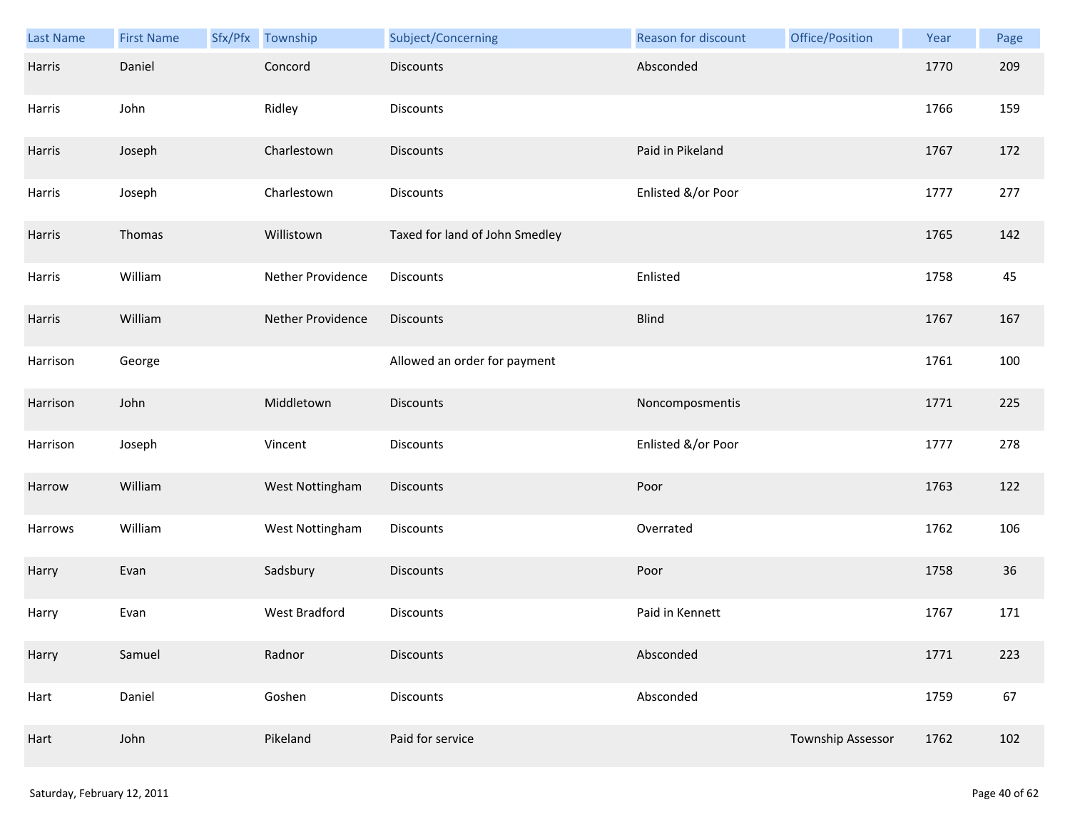| Last Name | First Name | Sfx/Pfx | Township | Subject/Concerning | Reason for discount | Office/Position | Year | Page |
|---|---|---|---|---|---|---|---|---|
| Harris | Daniel | | Concord | Discounts | Absconded | | 1770 | 209 |
| Harris | John | | Ridley | Discounts | | | 1766 | 159 |
| Harris | Joseph | | Charlestown | Discounts | Paid in Pikeland | | 1767 | 172 |
| Harris | Joseph | | Charlestown | Discounts | Enlisted &/or Poor | | 1777 | 277 |
| Harris | Thomas | | Willistown | Taxed for land of John Smedley | | | 1765 | 142 |
| Harris | William | | Nether Providence | Discounts | Enlisted | | 1758 | 45 |
| Harris | William | | Nether Providence | Discounts | Blind | | 1767 | 167 |
| Harrison | George | | | Allowed an order for payment | | | 1761 | 100 |
| Harrison | John | | Middletown | Discounts | Noncomposmentis | | 1771 | 225 |
| Harrison | Joseph | | Vincent | Discounts | Enlisted &/or Poor | | 1777 | 278 |
| Harrow | William | | West Nottingham | Discounts | Poor | | 1763 | 122 |
| Harrows | William | | West Nottingham | Discounts | Overrated | | 1762 | 106 |
| Harry | Evan | | Sadsbury | Discounts | Poor | | 1758 | 36 |
| Harry | Evan | | West Bradford | Discounts | Paid in Kennett | | 1767 | 171 |
| Harry | Samuel | | Radnor | Discounts | Absconded | | 1771 | 223 |
| Hart | Daniel | | Goshen | Discounts | Absconded | | 1759 | 67 |
| Hart | John | | Pikeland | Paid for service | | Township Assessor | 1762 | 102 |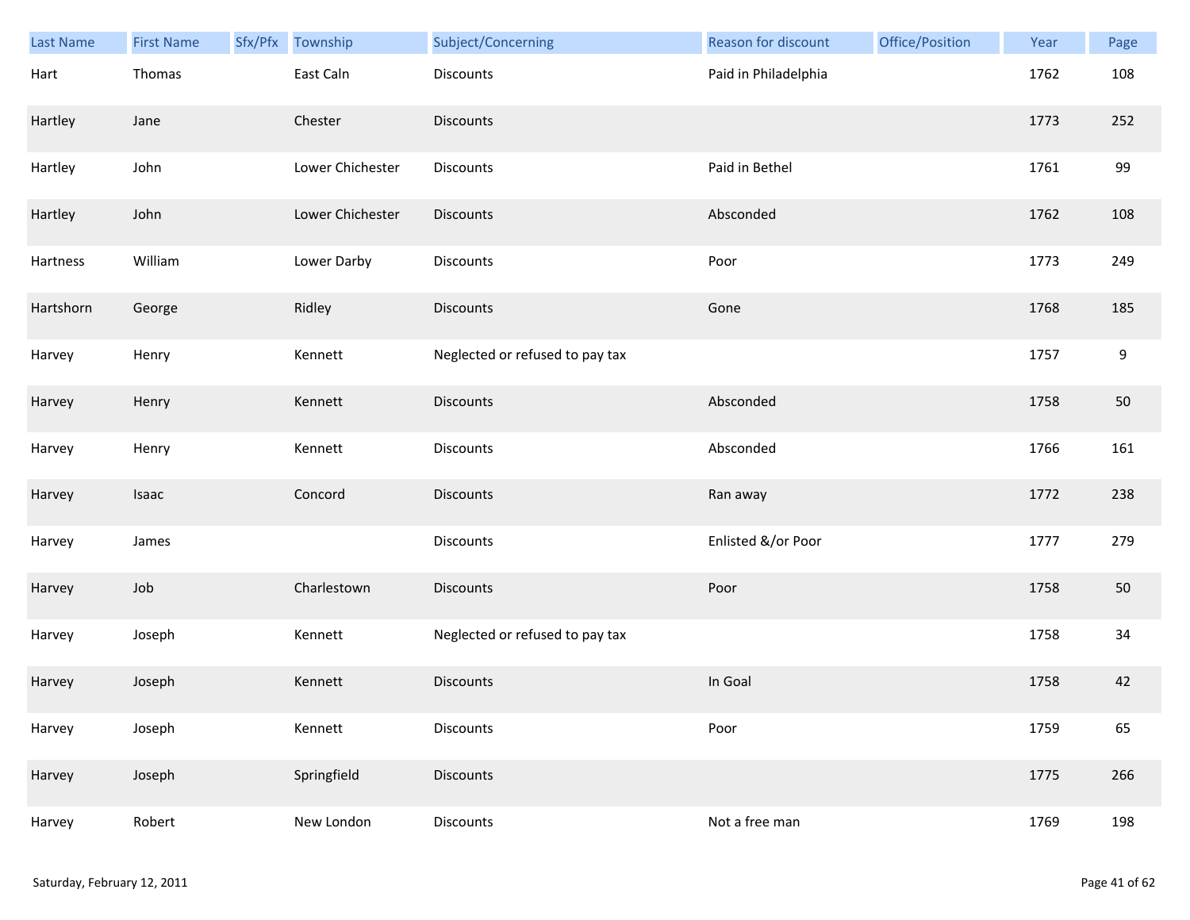| Last Name | First Name | Sfx/Pfx | Township | Subject/Concerning | Reason for discount | Office/Position | Year | Page |
|---|---|---|---|---|---|---|---|---|
| Hart | Thomas | | East Caln | Discounts | Paid in Philadelphia | | 1762 | 108 |
| Hartley | Jane | | Chester | Discounts | | | 1773 | 252 |
| Hartley | John | | Lower Chichester | Discounts | Paid in Bethel | | 1761 | 99 |
| Hartley | John | | Lower Chichester | Discounts | Absconded | | 1762 | 108 |
| Hartness | William | | Lower Darby | Discounts | Poor | | 1773 | 249 |
| Hartshorn | George | | Ridley | Discounts | Gone | | 1768 | 185 |
| Harvey | Henry | | Kennett | Neglected or refused to pay tax | | | 1757 | 9 |
| Harvey | Henry | | Kennett | Discounts | Absconded | | 1758 | 50 |
| Harvey | Henry | | Kennett | Discounts | Absconded | | 1766 | 161 |
| Harvey | Isaac | | Concord | Discounts | Ran away | | 1772 | 238 |
| Harvey | James | | | Discounts | Enlisted &/or Poor | | 1777 | 279 |
| Harvey | Job | | Charlestown | Discounts | Poor | | 1758 | 50 |
| Harvey | Joseph | | Kennett | Neglected or refused to pay tax | | | 1758 | 34 |
| Harvey | Joseph | | Kennett | Discounts | In Goal | | 1758 | 42 |
| Harvey | Joseph | | Kennett | Discounts | Poor | | 1759 | 65 |
| Harvey | Joseph | | Springfield | Discounts | | | 1775 | 266 |
| Harvey | Robert | | New London | Discounts | Not a free man | | 1769 | 198 |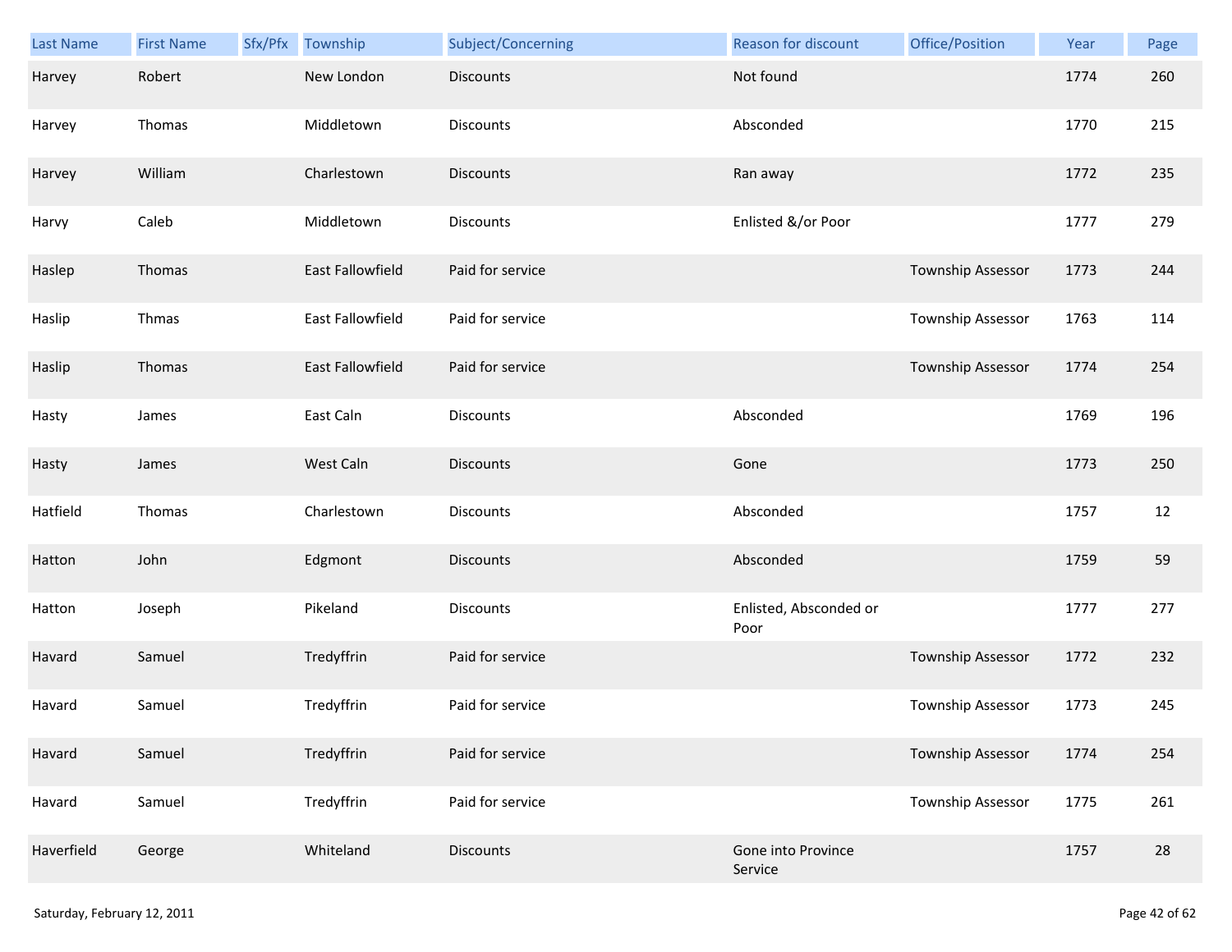| Last Name | First Name | Sfx/Pfx | Township | Subject/Concerning | Reason for discount | Office/Position | Year | Page |
|---|---|---|---|---|---|---|---|---|
| Harvey | Robert | | New London | Discounts | Not found | | 1774 | 260 |
| Harvey | Thomas | | Middletown | Discounts | Absconded | | 1770 | 215 |
| Harvey | William | | Charlestown | Discounts | Ran away | | 1772 | 235 |
| Harvy | Caleb | | Middletown | Discounts | Enlisted &/or Poor | | 1777 | 279 |
| Haslep | Thomas | | East Fallowfield | Paid for service | | Township Assessor | 1773 | 244 |
| Haslip | Thmas | | East Fallowfield | Paid for service | | Township Assessor | 1763 | 114 |
| Haslip | Thomas | | East Fallowfield | Paid for service | | Township Assessor | 1774 | 254 |
| Hasty | James | | East Caln | Discounts | Absconded | | 1769 | 196 |
| Hasty | James | | West Caln | Discounts | Gone | | 1773 | 250 |
| Hatfield | Thomas | | Charlestown | Discounts | Absconded | | 1757 | 12 |
| Hatton | John | | Edgmont | Discounts | Absconded | | 1759 | 59 |
| Hatton | Joseph | | Pikeland | Discounts | Enlisted, Absconded or Poor | | 1777 | 277 |
| Havard | Samuel | | Tredyffrin | Paid for service | | Township Assessor | 1772 | 232 |
| Havard | Samuel | | Tredyffrin | Paid for service | | Township Assessor | 1773 | 245 |
| Havard | Samuel | | Tredyffrin | Paid for service | | Township Assessor | 1774 | 254 |
| Havard | Samuel | | Tredyffrin | Paid for service | | Township Assessor | 1775 | 261 |
| Haverfield | George | | Whiteland | Discounts | Gone into Province Service | | 1757 | 28 |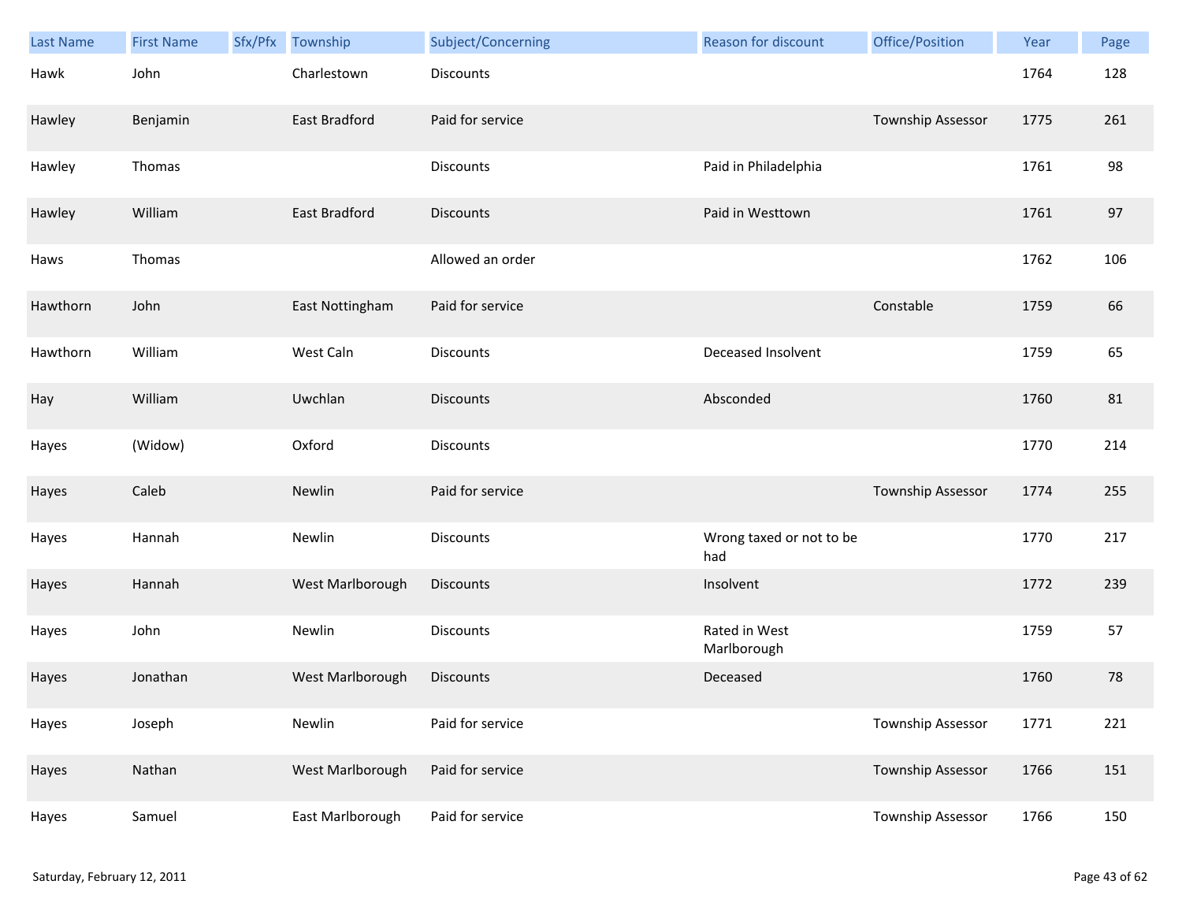| Last Name | First Name | Sfx/Pfx | Township | Subject/Concerning | Reason for discount | Office/Position | Year | Page |
|---|---|---|---|---|---|---|---|---|
| Hawk | John | | Charlestown | Discounts | | | 1764 | 128 |
| Hawley | Benjamin | | East Bradford | Paid for service | | Township Assessor | 1775 | 261 |
| Hawley | Thomas | | | Discounts | Paid in Philadelphia | | 1761 | 98 |
| Hawley | William | | East Bradford | Discounts | Paid in Westtown | | 1761 | 97 |
| Haws | Thomas | | | Allowed an order | | | 1762 | 106 |
| Hawthorn | John | | East Nottingham | Paid for service | | Constable | 1759 | 66 |
| Hawthorn | William | | West Caln | Discounts | Deceased Insolvent | | 1759 | 65 |
| Hay | William | | Uwchlan | Discounts | Absconded | | 1760 | 81 |
| Hayes | (Widow) | | Oxford | Discounts | | | 1770 | 214 |
| Hayes | Caleb | | Newlin | Paid for service | | Township Assessor | 1774 | 255 |
| Hayes | Hannah | | Newlin | Discounts | Wrong taxed or not to be had | | 1770 | 217 |
| Hayes | Hannah | | West Marlborough | Discounts | Insolvent | | 1772 | 239 |
| Hayes | John | | Newlin | Discounts | Rated in West Marlborough | | 1759 | 57 |
| Hayes | Jonathan | | West Marlborough | Discounts | Deceased | | 1760 | 78 |
| Hayes | Joseph | | Newlin | Paid for service | | Township Assessor | 1771 | 221 |
| Hayes | Nathan | | West Marlborough | Paid for service | | Township Assessor | 1766 | 151 |
| Hayes | Samuel | | East Marlborough | Paid for service | | Township Assessor | 1766 | 150 |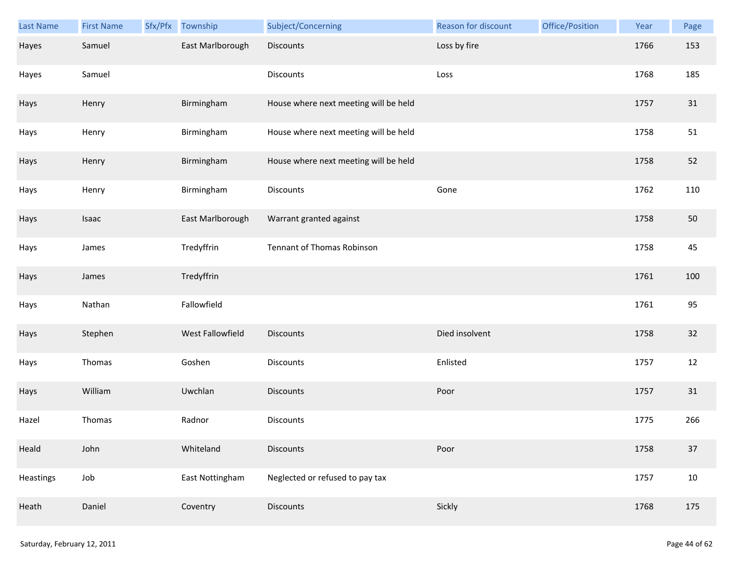| Last Name | First Name | Sfx/Pfx | Township | Subject/Concerning | Reason for discount | Office/Position | Year | Page |
|---|---|---|---|---|---|---|---|---|
| Hayes | Samuel | | East Marlborough | Discounts | Loss by fire | | 1766 | 153 |
| Hayes | Samuel | | | Discounts | Loss | | 1768 | 185 |
| Hays | Henry | | Birmingham | House where next meeting will be held | | | 1757 | 31 |
| Hays | Henry | | Birmingham | House where next meeting will be held | | | 1758 | 51 |
| Hays | Henry | | Birmingham | House where next meeting will be held | | | 1758 | 52 |
| Hays | Henry | | Birmingham | Discounts | Gone | | 1762 | 110 |
| Hays | Isaac | | East Marlborough | Warrant granted against | | | 1758 | 50 |
| Hays | James | | Tredyffrin | Tennant of Thomas Robinson | | | 1758 | 45 |
| Hays | James | | Tredyffrin | | | | 1761 | 100 |
| Hays | Nathan | | Fallowfield | | | | 1761 | 95 |
| Hays | Stephen | | West Fallowfield | Discounts | Died insolvent | | 1758 | 32 |
| Hays | Thomas | | Goshen | Discounts | Enlisted | | 1757 | 12 |
| Hays | William | | Uwchlan | Discounts | Poor | | 1757 | 31 |
| Hazel | Thomas | | Radnor | Discounts | | | 1775 | 266 |
| Heald | John | | Whiteland | Discounts | Poor | | 1758 | 37 |
| Heastings | Job | | East Nottingham | Neglected or refused to pay tax | | | 1757 | 10 |
| Heath | Daniel | | Coventry | Discounts | Sickly | | 1768 | 175 |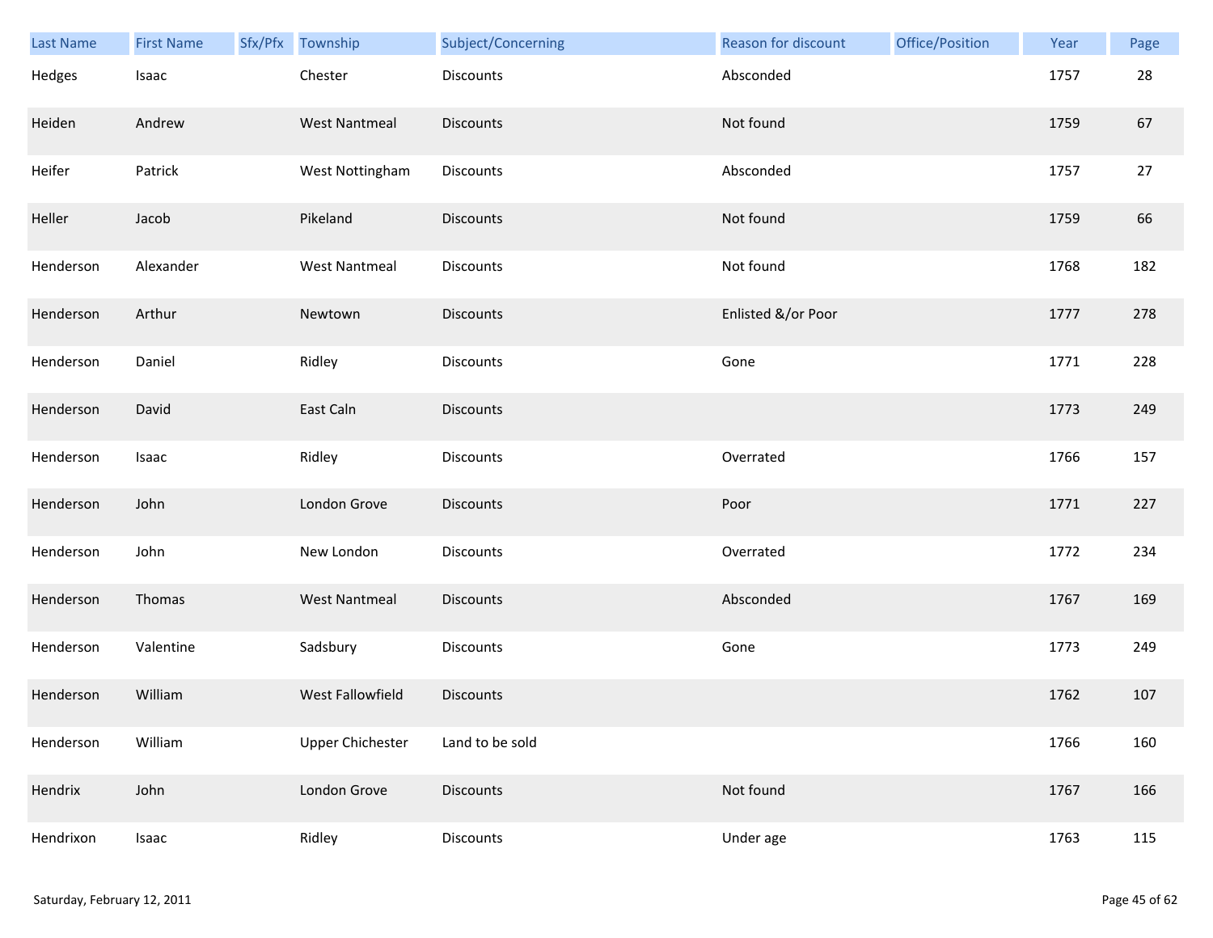| Last Name | First Name | Sfx/Pfx | Township | Subject/Concerning | Reason for discount | Office/Position | Year | Page |
|---|---|---|---|---|---|---|---|---|
| Hedges | Isaac | | Chester | Discounts | Absconded | | 1757 | 28 |
| Heiden | Andrew | | West Nantmeal | Discounts | Not found | | 1759 | 67 |
| Heifer | Patrick | | West Nottingham | Discounts | Absconded | | 1757 | 27 |
| Heller | Jacob | | Pikeland | Discounts | Not found | | 1759 | 66 |
| Henderson | Alexander | | West Nantmeal | Discounts | Not found | | 1768 | 182 |
| Henderson | Arthur | | Newtown | Discounts | Enlisted &/or Poor | | 1777 | 278 |
| Henderson | Daniel | | Ridley | Discounts | Gone | | 1771 | 228 |
| Henderson | David | | East Caln | Discounts | | | 1773 | 249 |
| Henderson | Isaac | | Ridley | Discounts | Overrated | | 1766 | 157 |
| Henderson | John | | London Grove | Discounts | Poor | | 1771 | 227 |
| Henderson | John | | New London | Discounts | Overrated | | 1772 | 234 |
| Henderson | Thomas | | West Nantmeal | Discounts | Absconded | | 1767 | 169 |
| Henderson | Valentine | | Sadsbury | Discounts | Gone | | 1773 | 249 |
| Henderson | William | | West Fallowfield | Discounts | | | 1762 | 107 |
| Henderson | William | | Upper Chichester | Land to be sold | | | 1766 | 160 |
| Hendrix | John | | London Grove | Discounts | Not found | | 1767 | 166 |
| Hendrixon | Isaac | | Ridley | Discounts | Under age | | 1763 | 115 |

Saturday, February 12, 2011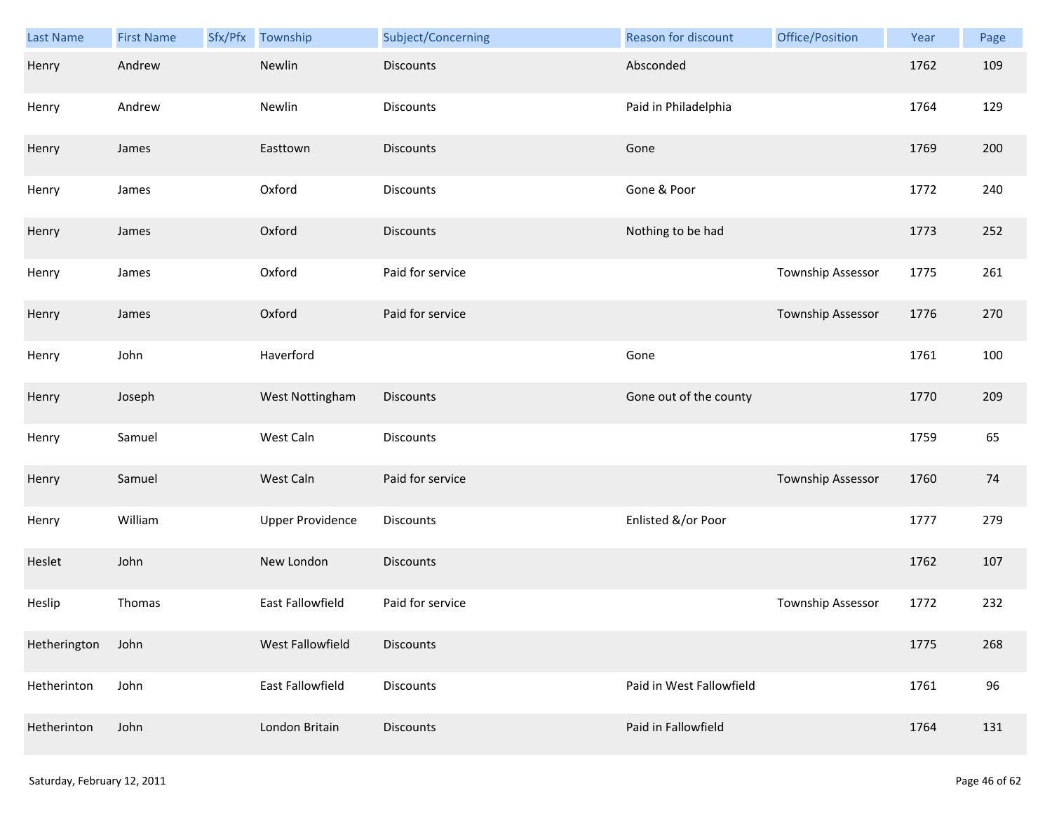| Last Name | First Name | Sfx/Pfx | Township | Subject/Concerning | Reason for discount | Office/Position | Year | Page |
|---|---|---|---|---|---|---|---|---|
| Henry | Andrew | | Newlin | Discounts | Absconded | | 1762 | 109 |
| Henry | Andrew | | Newlin | Discounts | Paid in Philadelphia | | 1764 | 129 |
| Henry | James | | Easttown | Discounts | Gone | | 1769 | 200 |
| Henry | James | | Oxford | Discounts | Gone & Poor | | 1772 | 240 |
| Henry | James | | Oxford | Discounts | Nothing to be had | | 1773 | 252 |
| Henry | James | | Oxford | Paid for service | | Township Assessor | 1775 | 261 |
| Henry | James | | Oxford | Paid for service | | Township Assessor | 1776 | 270 |
| Henry | John | | Haverford | | Gone | | 1761 | 100 |
| Henry | Joseph | | West Nottingham | Discounts | Gone out of the county | | 1770 | 209 |
| Henry | Samuel | | West Caln | Discounts | | | 1759 | 65 |
| Henry | Samuel | | West Caln | Paid for service | | Township Assessor | 1760 | 74 |
| Henry | William | | Upper Providence | Discounts | Enlisted &/or Poor | | 1777 | 279 |
| Heslet | John | | New London | Discounts | | | 1762 | 107 |
| Heslip | Thomas | | East Fallowfield | Paid for service | | Township Assessor | 1772 | 232 |
| Hetherington | John | | West Fallowfield | Discounts | | | 1775 | 268 |
| Hetherinton | John | | East Fallowfield | Discounts | Paid in West Fallowfield | | 1761 | 96 |
| Hetherinton | John | | London Britain | Discounts | Paid in Fallowfield | | 1764 | 131 |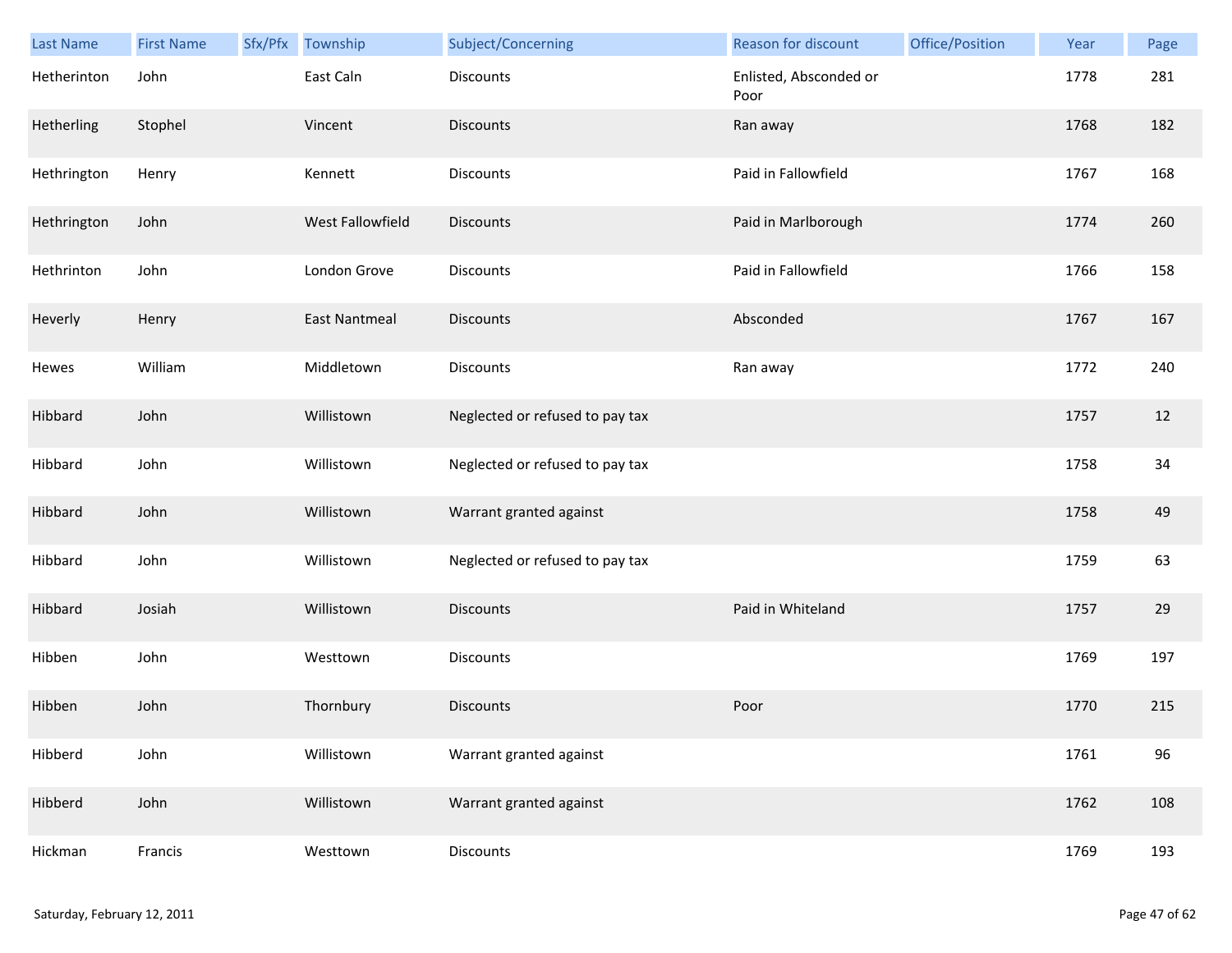| Last Name | First Name | Sfx/Pfx | Township | Subject/Concerning | Reason for discount | Office/Position | Year | Page |
|---|---|---|---|---|---|---|---|---|
| Hetherinton | John | | East Caln | Discounts | Enlisted, Absconded or Poor | | 1778 | 281 |
| Hetherling | Stophel | | Vincent | Discounts | Ran away | | 1768 | 182 |
| Hethrington | Henry | | Kennett | Discounts | Paid in Fallowfield | | 1767 | 168 |
| Hethrington | John | | West Fallowfield | Discounts | Paid in Marlborough | | 1774 | 260 |
| Hethrinton | John | | London Grove | Discounts | Paid in Fallowfield | | 1766 | 158 |
| Heverly | Henry | | East Nantmeal | Discounts | Absconded | | 1767 | 167 |
| Hewes | William | | Middletown | Discounts | Ran away | | 1772 | 240 |
| Hibbard | John | | Willistown | Neglected or refused to pay tax | | | 1757 | 12 |
| Hibbard | John | | Willistown | Neglected or refused to pay tax | | | 1758 | 34 |
| Hibbard | John | | Willistown | Warrant granted against | | | 1758 | 49 |
| Hibbard | John | | Willistown | Neglected or refused to pay tax | | | 1759 | 63 |
| Hibbard | Josiah | | Willistown | Discounts | Paid in Whiteland | | 1757 | 29 |
| Hibben | John | | Westtown | Discounts | | | 1769 | 197 |
| Hibben | John | | Thornbury | Discounts | Poor | | 1770 | 215 |
| Hibberd | John | | Willistown | Warrant granted against | | | 1761 | 96 |
| Hibberd | John | | Willistown | Warrant granted against | | | 1762 | 108 |
| Hickman | Francis | | Westtown | Discounts | | | 1769 | 193 |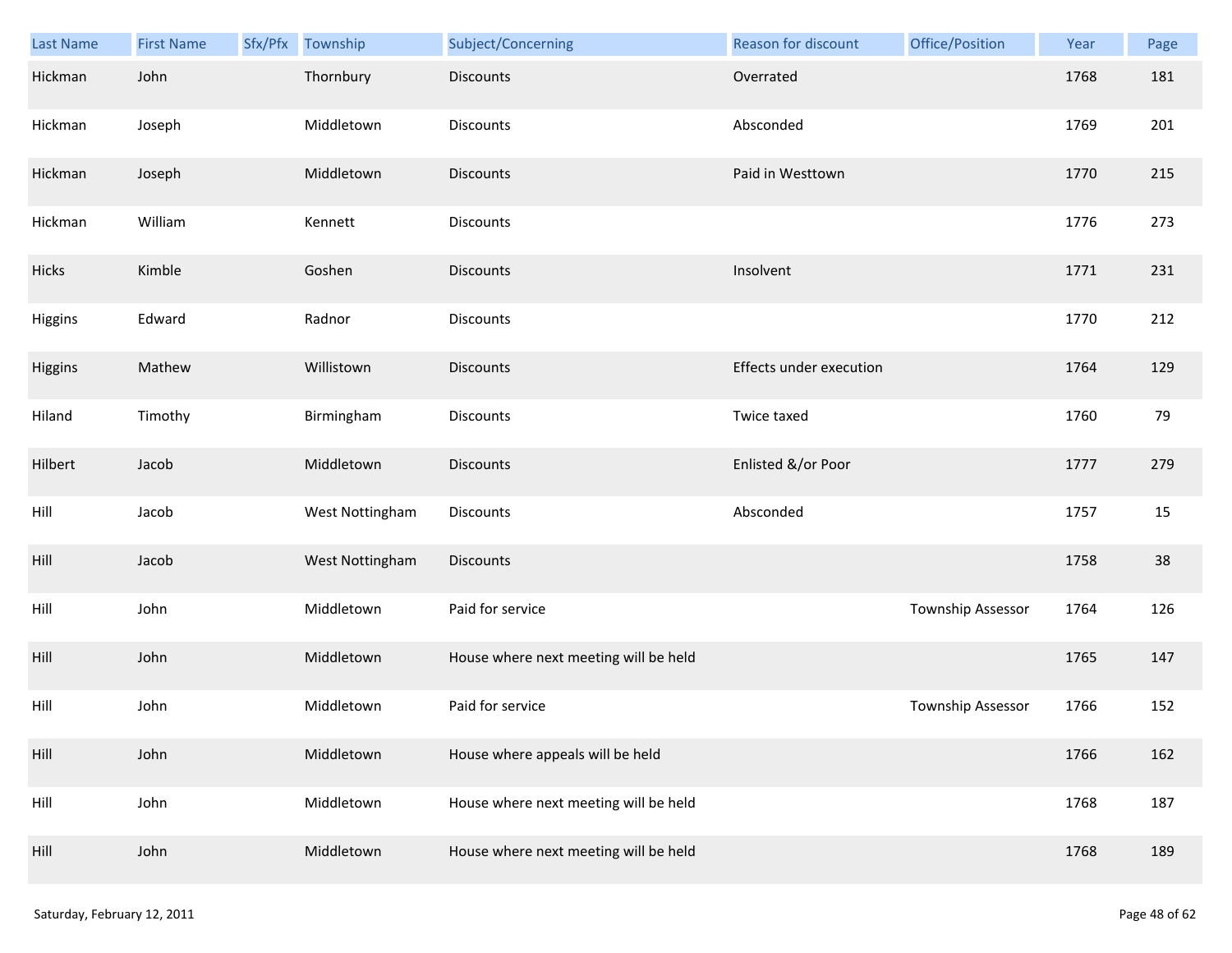| Last Name | First Name | Sfx/Pfx | Township | Subject/Concerning | Reason for discount | Office/Position | Year | Page |
|---|---|---|---|---|---|---|---|---|
| Hickman | John | | Thornbury | Discounts | Overrated | | 1768 | 181 |
| Hickman | Joseph | | Middletown | Discounts | Absconded | | 1769 | 201 |
| Hickman | Joseph | | Middletown | Discounts | Paid in Westtown | | 1770 | 215 |
| Hickman | William | | Kennett | Discounts | | | 1776 | 273 |
| Hicks | Kimble | | Goshen | Discounts | Insolvent | | 1771 | 231 |
| Higgins | Edward | | Radnor | Discounts | | | 1770 | 212 |
| Higgins | Mathew | | Willistown | Discounts | Effects under execution | | 1764 | 129 |
| Hiland | Timothy | | Birmingham | Discounts | Twice taxed | | 1760 | 79 |
| Hilbert | Jacob | | Middletown | Discounts | Enlisted &/or Poor | | 1777 | 279 |
| Hill | Jacob | | West Nottingham | Discounts | Absconded | | 1757 | 15 |
| Hill | Jacob | | West Nottingham | Discounts | | | 1758 | 38 |
| Hill | John | | Middletown | Paid for service | | Township Assessor | 1764 | 126 |
| Hill | John | | Middletown | House where next meeting will be held | | | 1765 | 147 |
| Hill | John | | Middletown | Paid for service | | Township Assessor | 1766 | 152 |
| Hill | John | | Middletown | House where appeals will be held | | | 1766 | 162 |
| Hill | John | | Middletown | House where next meeting will be held | | | 1768 | 187 |
| Hill | John | | Middletown | House where next meeting will be held | | | 1768 | 189 |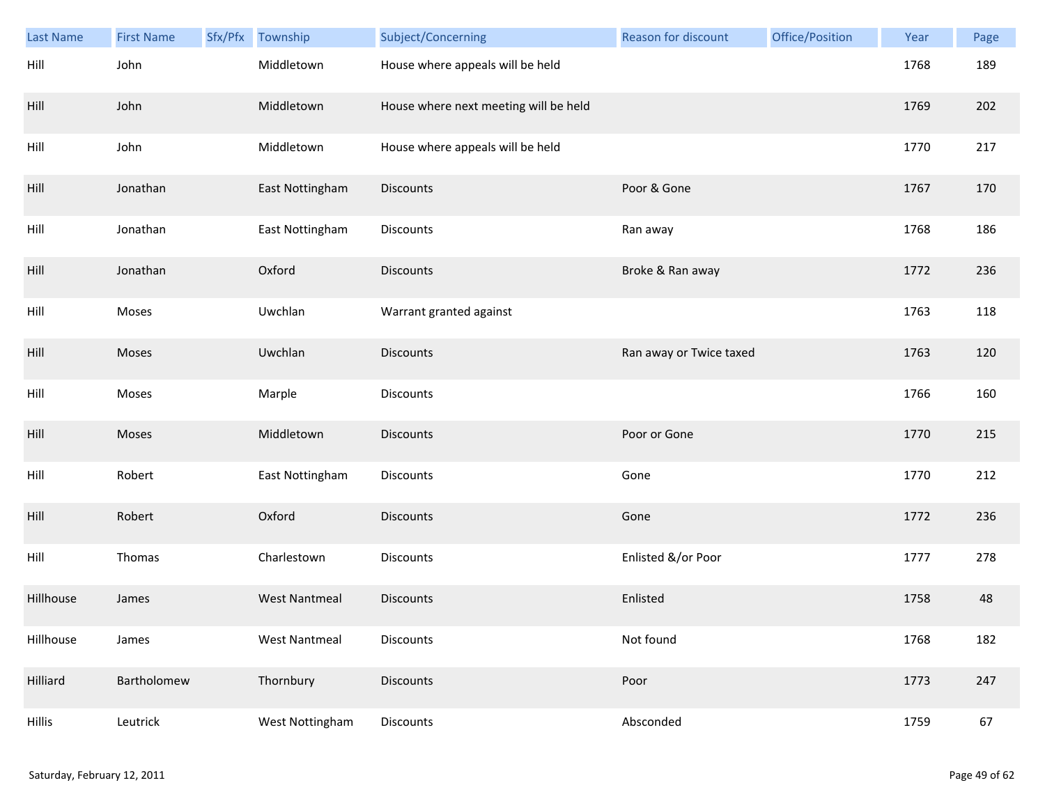| Last Name | First Name | Sfx/Pfx | Township | Subject/Concerning | Reason for discount | Office/Position | Year | Page |
|---|---|---|---|---|---|---|---|---|
| Hill | John | | Middletown | House where appeals will be held | | | 1768 | 189 |
| Hill | John | | Middletown | House where next meeting will be held | | | 1769 | 202 |
| Hill | John | | Middletown | House where appeals will be held | | | 1770 | 217 |
| Hill | Jonathan | | East Nottingham | Discounts | Poor & Gone | | 1767 | 170 |
| Hill | Jonathan | | East Nottingham | Discounts | Ran away | | 1768 | 186 |
| Hill | Jonathan | | Oxford | Discounts | Broke & Ran away | | 1772 | 236 |
| Hill | Moses | | Uwchlan | Warrant granted against | | | 1763 | 118 |
| Hill | Moses | | Uwchlan | Discounts | Ran away or Twice taxed | | 1763 | 120 |
| Hill | Moses | | Marple | Discounts | | | 1766 | 160 |
| Hill | Moses | | Middletown | Discounts | Poor or Gone | | 1770 | 215 |
| Hill | Robert | | East Nottingham | Discounts | Gone | | 1770 | 212 |
| Hill | Robert | | Oxford | Discounts | Gone | | 1772 | 236 |
| Hill | Thomas | | Charlestown | Discounts | Enlisted &/or Poor | | 1777 | 278 |
| Hillhouse | James | | West Nantmeal | Discounts | Enlisted | | 1758 | 48 |
| Hillhouse | James | | West Nantmeal | Discounts | Not found | | 1768 | 182 |
| Hilliard | Bartholomew | | Thornbury | Discounts | Poor | | 1773 | 247 |
| Hillis | Leutrick | | West Nottingham | Discounts | Absconded | | 1759 | 67 |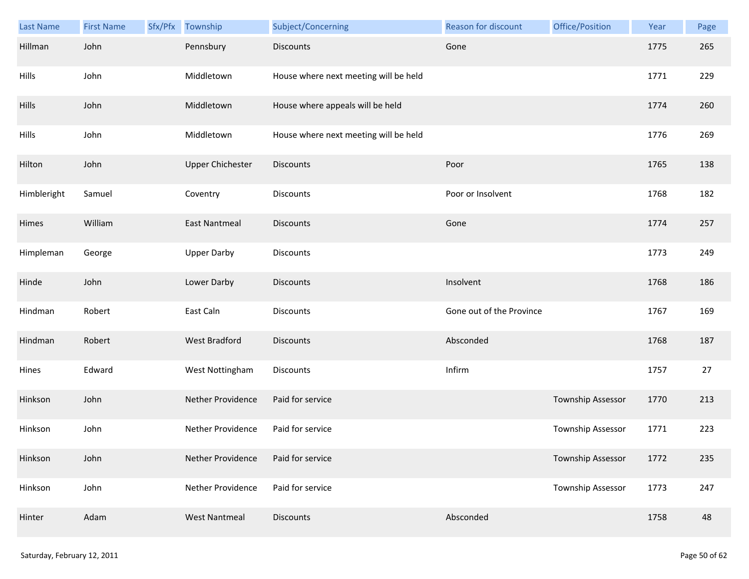| Last Name | First Name | Sfx/Pfx | Township | Subject/Concerning | Reason for discount | Office/Position | Year | Page |
|---|---|---|---|---|---|---|---|---|
| Hillman | John | | Pennsbury | Discounts | Gone | | 1775 | 265 |
| Hills | John | | Middletown | House where next meeting will be held | | | 1771 | 229 |
| Hills | John | | Middletown | House where appeals will be held | | | 1774 | 260 |
| Hills | John | | Middletown | House where next meeting will be held | | | 1776 | 269 |
| Hilton | John | | Upper Chichester | Discounts | Poor | | 1765 | 138 |
| Himbleright | Samuel | | Coventry | Discounts | Poor or Insolvent | | 1768 | 182 |
| Himes | William | | East Nantmeal | Discounts | Gone | | 1774 | 257 |
| Himpleman | George | | Upper Darby | Discounts | | | 1773 | 249 |
| Hinde | John | | Lower Darby | Discounts | Insolvent | | 1768 | 186 |
| Hindman | Robert | | East Caln | Discounts | Gone out of the Province | | 1767 | 169 |
| Hindman | Robert | | West Bradford | Discounts | Absconded | | 1768 | 187 |
| Hines | Edward | | West Nottingham | Discounts | Infirm | | 1757 | 27 |
| Hinkson | John | | Nether Providence | Paid for service | | Township Assessor | 1770 | 213 |
| Hinkson | John | | Nether Providence | Paid for service | | Township Assessor | 1771 | 223 |
| Hinkson | John | | Nether Providence | Paid for service | | Township Assessor | 1772 | 235 |
| Hinkson | John | | Nether Providence | Paid for service | | Township Assessor | 1773 | 247 |
| Hinter | Adam | | West Nantmeal | Discounts | Absconded | | 1758 | 48 |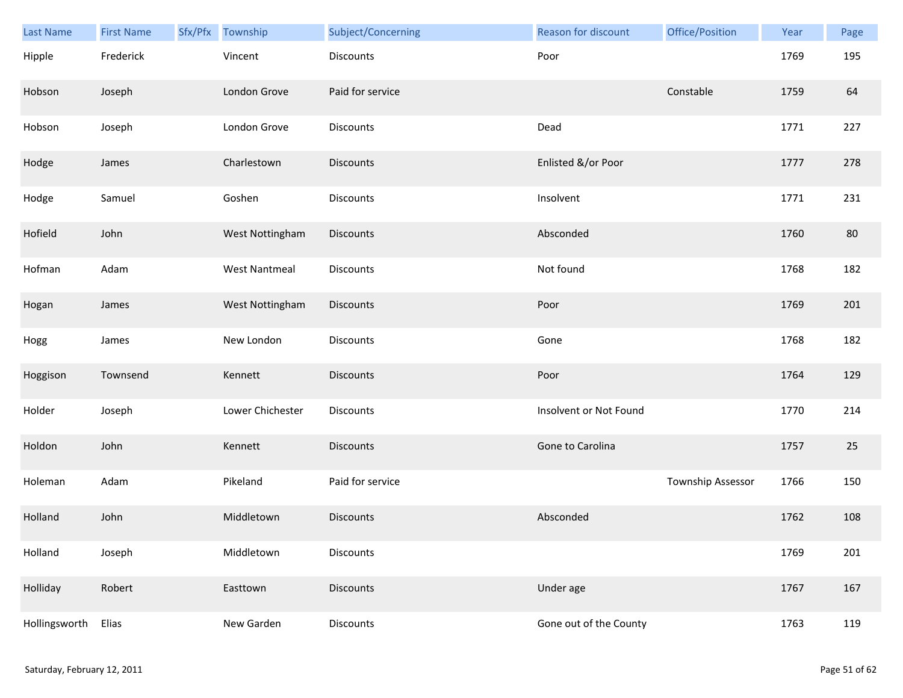| Last Name | First Name | Sfx/Pfx | Township | Subject/Concerning | Reason for discount | Office/Position | Year | Page |
|---|---|---|---|---|---|---|---|---|
| Hipple | Frederick | | Vincent | Discounts | Poor | | 1769 | 195 |
| Hobson | Joseph | | London Grove | Paid for service | | Constable | 1759 | 64 |
| Hobson | Joseph | | London Grove | Discounts | Dead | | 1771 | 227 |
| Hodge | James | | Charlestown | Discounts | Enlisted &/or Poor | | 1777 | 278 |
| Hodge | Samuel | | Goshen | Discounts | Insolvent | | 1771 | 231 |
| Hofield | John | | West Nottingham | Discounts | Absconded | | 1760 | 80 |
| Hofman | Adam | | West Nantmeal | Discounts | Not found | | 1768 | 182 |
| Hogan | James | | West Nottingham | Discounts | Poor | | 1769 | 201 |
| Hogg | James | | New London | Discounts | Gone | | 1768 | 182 |
| Hoggison | Townsend | | Kennett | Discounts | Poor | | 1764 | 129 |
| Holder | Joseph | | Lower Chichester | Discounts | Insolvent or Not Found | | 1770 | 214 |
| Holdon | John | | Kennett | Discounts | Gone to Carolina | | 1757 | 25 |
| Holeman | Adam | | Pikeland | Paid for service | | Township Assessor | 1766 | 150 |
| Holland | John | | Middletown | Discounts | Absconded | | 1762 | 108 |
| Holland | Joseph | | Middletown | Discounts | | | 1769 | 201 |
| Holliday | Robert | | Easttown | Discounts | Under age | | 1767 | 167 |
| Hollingsworth | Elias | | New Garden | Discounts | Gone out of the County | | 1763 | 119 |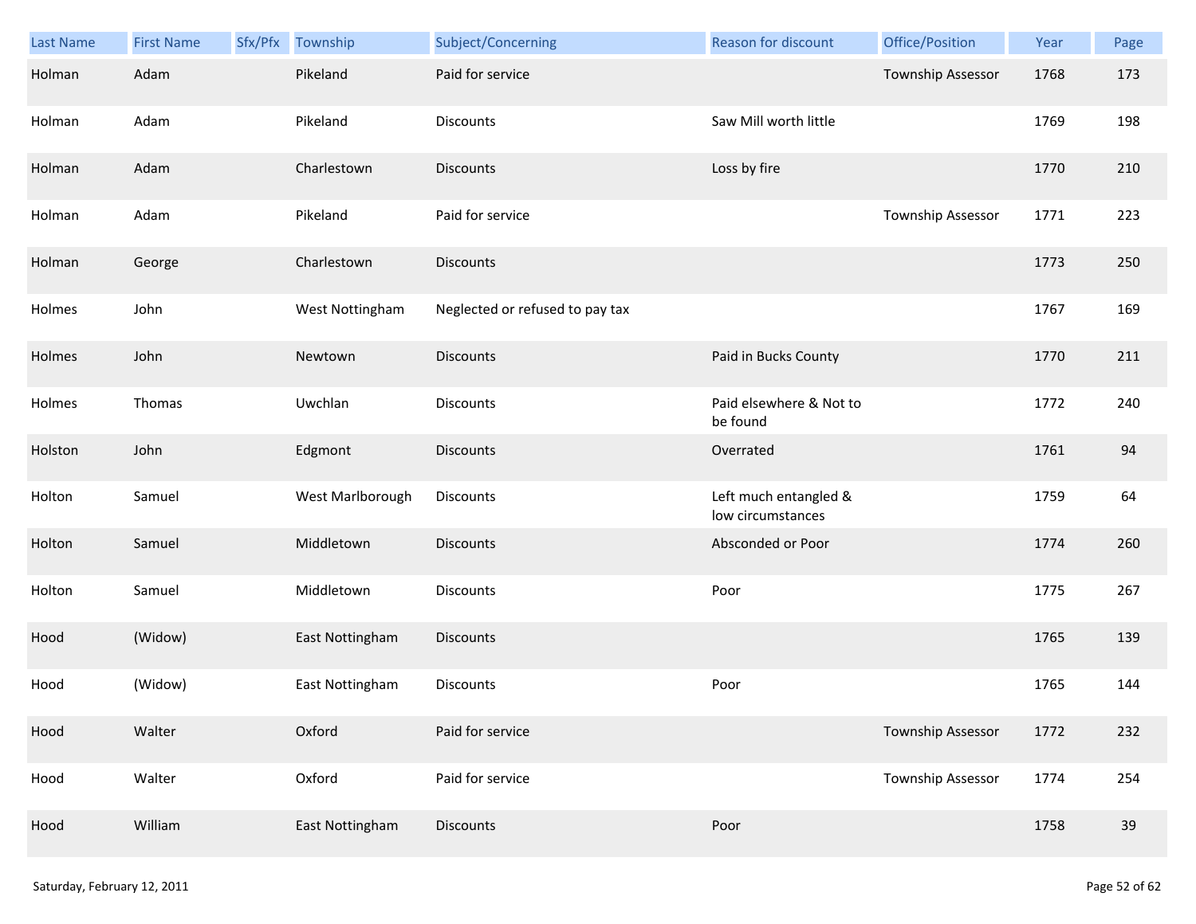| Last Name | First Name | Sfx/Pfx | Township | Subject/Concerning | Reason for discount | Office/Position | Year | Page |
|---|---|---|---|---|---|---|---|---|
| Holman | Adam | | Pikeland | Paid for service | | Township Assessor | 1768 | 173 |
| Holman | Adam | | Pikeland | Discounts | Saw Mill worth little | | 1769 | 198 |
| Holman | Adam | | Charlestown | Discounts | Loss by fire | | 1770 | 210 |
| Holman | Adam | | Pikeland | Paid for service | | Township Assessor | 1771 | 223 |
| Holman | George | | Charlestown | Discounts | | | 1773 | 250 |
| Holmes | John | | West Nottingham | Neglected or refused to pay tax | | | 1767 | 169 |
| Holmes | John | | Newtown | Discounts | Paid in Bucks County | | 1770 | 211 |
| Holmes | Thomas | | Uwchlan | Discounts | Paid elsewhere & Not to be found | | 1772 | 240 |
| Holston | John | | Edgmont | Discounts | Overrated | | 1761 | 94 |
| Holton | Samuel | | West Marlborough | Discounts | Left much entangled & low circumstances | | 1759 | 64 |
| Holton | Samuel | | Middletown | Discounts | Absconded or Poor | | 1774 | 260 |
| Holton | Samuel | | Middletown | Discounts | Poor | | 1775 | 267 |
| Hood | (Widow) | | East Nottingham | Discounts | | | 1765 | 139 |
| Hood | (Widow) | | East Nottingham | Discounts | Poor | | 1765 | 144 |
| Hood | Walter | | Oxford | Paid for service | | Township Assessor | 1772 | 232 |
| Hood | Walter | | Oxford | Paid for service | | Township Assessor | 1774 | 254 |
| Hood | William | | East Nottingham | Discounts | Poor | | 1758 | 39 |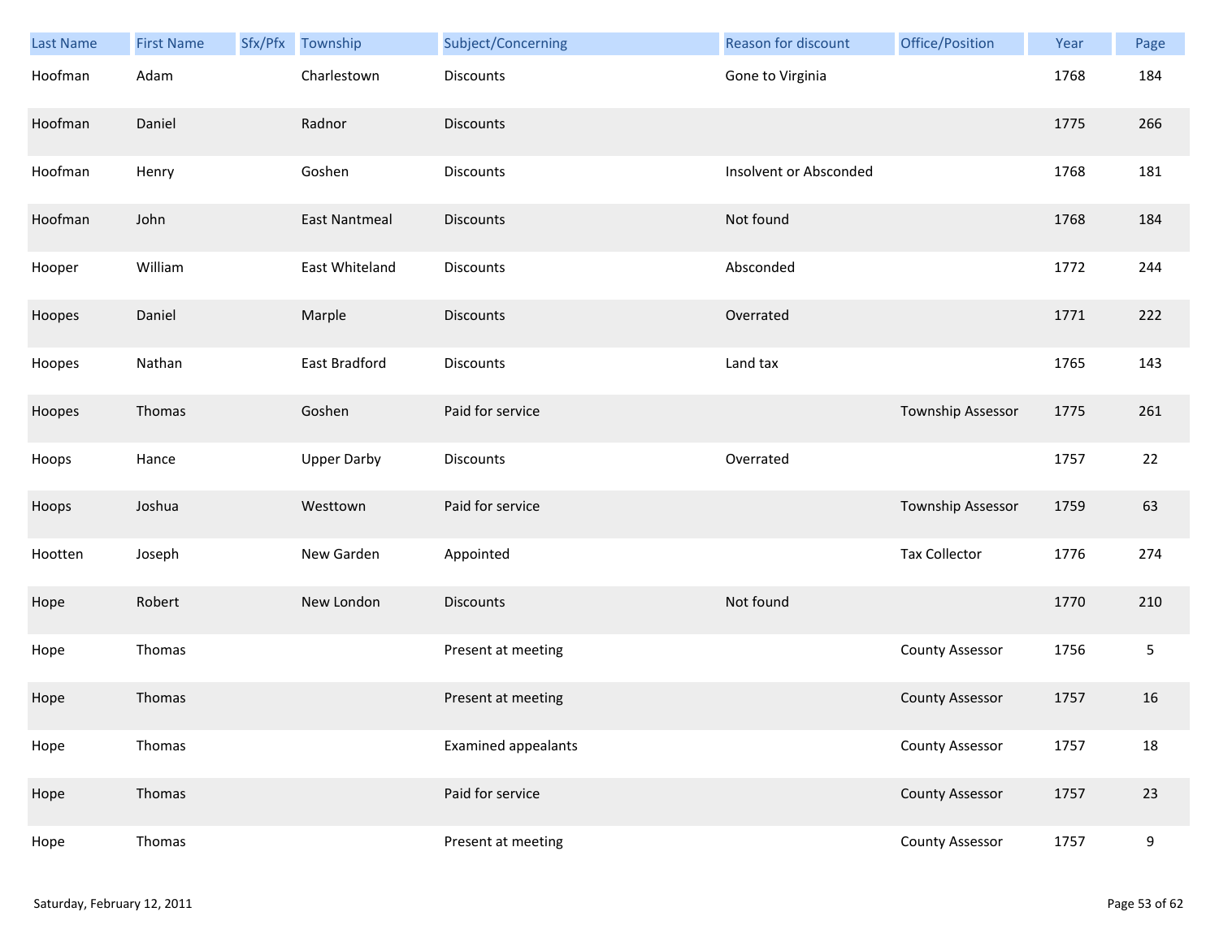| Last Name | First Name | Sfx/Pfx | Township | Subject/Concerning | Reason for discount | Office/Position | Year | Page |
|---|---|---|---|---|---|---|---|---|
| Hoofman | Adam | | Charlestown | Discounts | Gone to Virginia | | 1768 | 184 |
| Hoofman | Daniel | | Radnor | Discounts | | | 1775 | 266 |
| Hoofman | Henry | | Goshen | Discounts | Insolvent or Absconded | | 1768 | 181 |
| Hoofman | John | | East Nantmeal | Discounts | Not found | | 1768 | 184 |
| Hooper | William | | East Whiteland | Discounts | Absconded | | 1772 | 244 |
| Hoopes | Daniel | | Marple | Discounts | Overrated | | 1771 | 222 |
| Hoopes | Nathan | | East Bradford | Discounts | Land tax | | 1765 | 143 |
| Hoopes | Thomas | | Goshen | Paid for service | | Township Assessor | 1775 | 261 |
| Hoops | Hance | | Upper Darby | Discounts | Overrated | | 1757 | 22 |
| Hoops | Joshua | | Westtown | Paid for service | | Township Assessor | 1759 | 63 |
| Hootten | Joseph | | New Garden | Appointed | | Tax Collector | 1776 | 274 |
| Hope | Robert | | New London | Discounts | Not found | | 1770 | 210 |
| Hope | Thomas | | | Present at meeting | | County Assessor | 1756 | 5 |
| Hope | Thomas | | | Present at meeting | | County Assessor | 1757 | 16 |
| Hope | Thomas | | | Examined appealants | | County Assessor | 1757 | 18 |
| Hope | Thomas | | | Paid for service | | County Assessor | 1757 | 23 |
| Hope | Thomas | | | Present at meeting | | County Assessor | 1757 | 9 |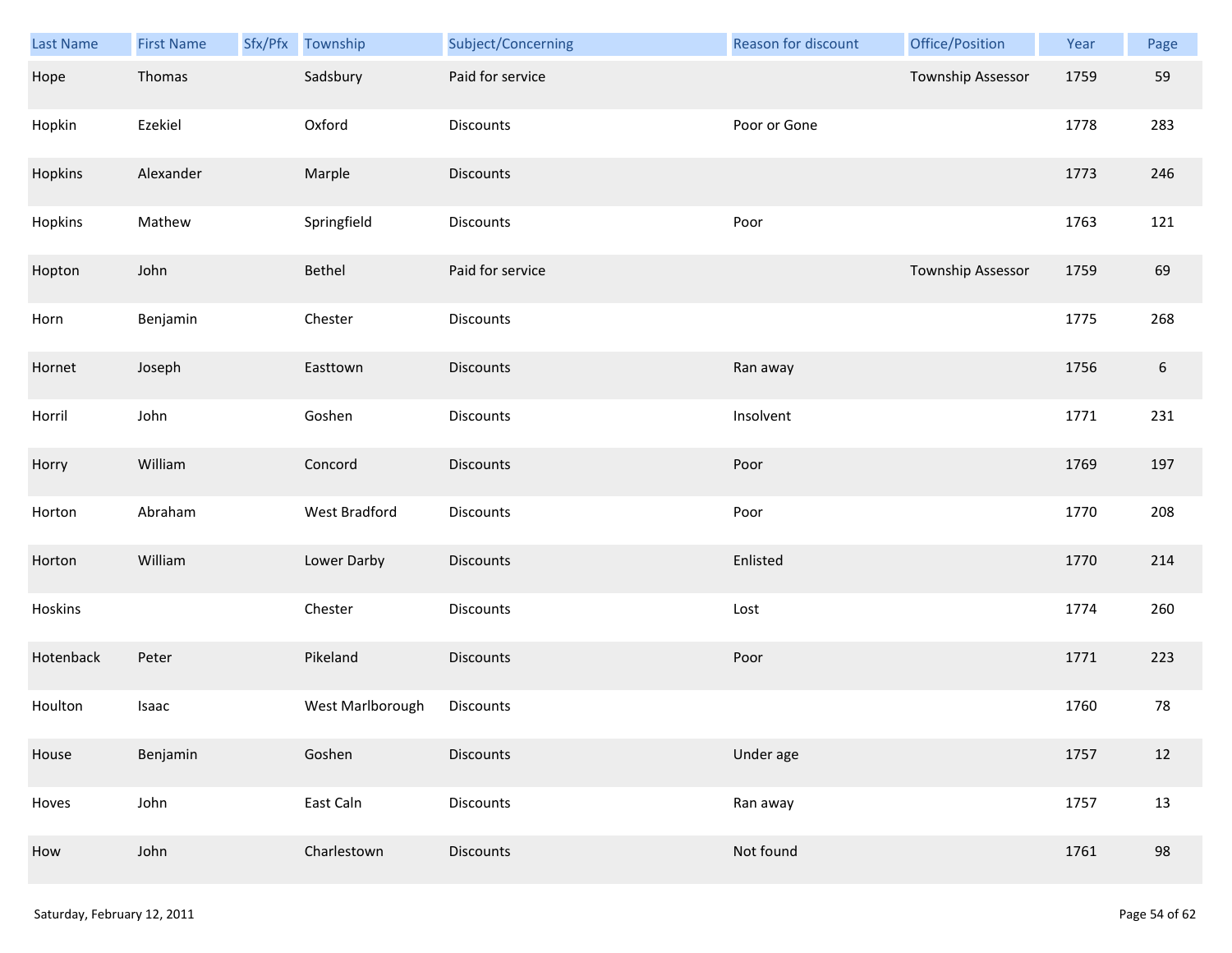| Last Name | First Name | Sfx/Pfx | Township | Subject/Concerning | Reason for discount | Office/Position | Year | Page |
|---|---|---|---|---|---|---|---|---|
| Hope | Thomas | | Sadsbury | Paid for service | | Township Assessor | 1759 | 59 |
| Hopkin | Ezekiel | | Oxford | Discounts | Poor or Gone | | 1778 | 283 |
| Hopkins | Alexander | | Marple | Discounts | | | 1773 | 246 |
| Hopkins | Mathew | | Springfield | Discounts | Poor | | 1763 | 121 |
| Hopton | John | | Bethel | Paid for service | | Township Assessor | 1759 | 69 |
| Horn | Benjamin | | Chester | Discounts | | | 1775 | 268 |
| Hornet | Joseph | | Easttown | Discounts | Ran away | | 1756 | 6 |
| Horril | John | | Goshen | Discounts | Insolvent | | 1771 | 231 |
| Horry | William | | Concord | Discounts | Poor | | 1769 | 197 |
| Horton | Abraham | | West Bradford | Discounts | Poor | | 1770 | 208 |
| Horton | William | | Lower Darby | Discounts | Enlisted | | 1770 | 214 |
| Hoskins | | | Chester | Discounts | Lost | | 1774 | 260 |
| Hotenback | Peter | | Pikeland | Discounts | Poor | | 1771 | 223 |
| Houlton | Isaac | | West Marlborough | Discounts | | | 1760 | 78 |
| House | Benjamin | | Goshen | Discounts | Under age | | 1757 | 12 |
| Hoves | John | | East Caln | Discounts | Ran away | | 1757 | 13 |
| How | John | | Charlestown | Discounts | Not found | | 1761 | 98 |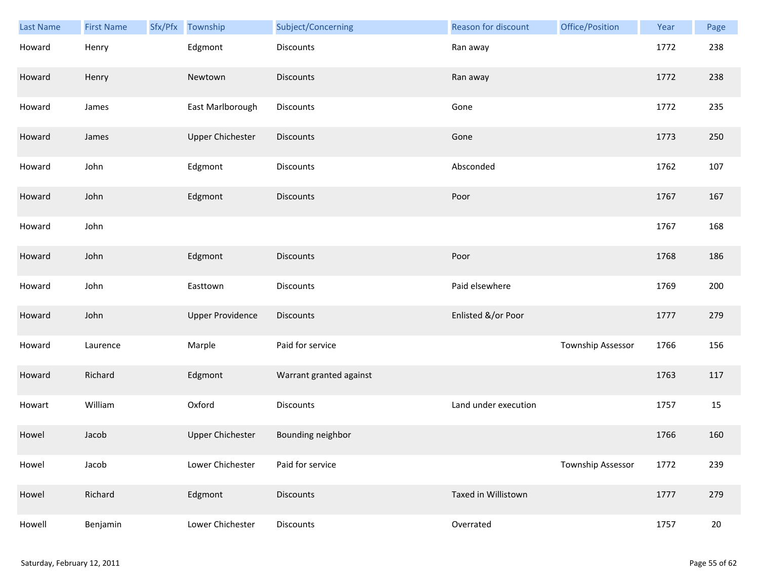| Last Name | First Name | Sfx/Pfx | Township | Subject/Concerning | Reason for discount | Office/Position | Year | Page |
|---|---|---|---|---|---|---|---|---|
| Howard | Henry | | Edgmont | Discounts | Ran away | | 1772 | 238 |
| Howard | Henry | | Newtown | Discounts | Ran away | | 1772 | 238 |
| Howard | James | | East Marlborough | Discounts | Gone | | 1772 | 235 |
| Howard | James | | Upper Chichester | Discounts | Gone | | 1773 | 250 |
| Howard | John | | Edgmont | Discounts | Absconded | | 1762 | 107 |
| Howard | John | | Edgmont | Discounts | Poor | | 1767 | 167 |
| Howard | John | | | | | | 1767 | 168 |
| Howard | John | | Edgmont | Discounts | Poor | | 1768 | 186 |
| Howard | John | | Easttown | Discounts | Paid elsewhere | | 1769 | 200 |
| Howard | John | | Upper Providence | Discounts | Enlisted &/or Poor | | 1777 | 279 |
| Howard | Laurence | | Marple | Paid for service | | Township Assessor | 1766 | 156 |
| Howard | Richard | | Edgmont | Warrant granted against | | | 1763 | 117 |
| Howart | William | | Oxford | Discounts | Land under execution | | 1757 | 15 |
| Howel | Jacob | | Upper Chichester | Bounding neighbor | | | 1766 | 160 |
| Howel | Jacob | | Lower Chichester | Paid for service | | Township Assessor | 1772 | 239 |
| Howel | Richard | | Edgmont | Discounts | Taxed in Willistown | | 1777 | 279 |
| Howell | Benjamin | | Lower Chichester | Discounts | Overrated | | 1757 | 20 |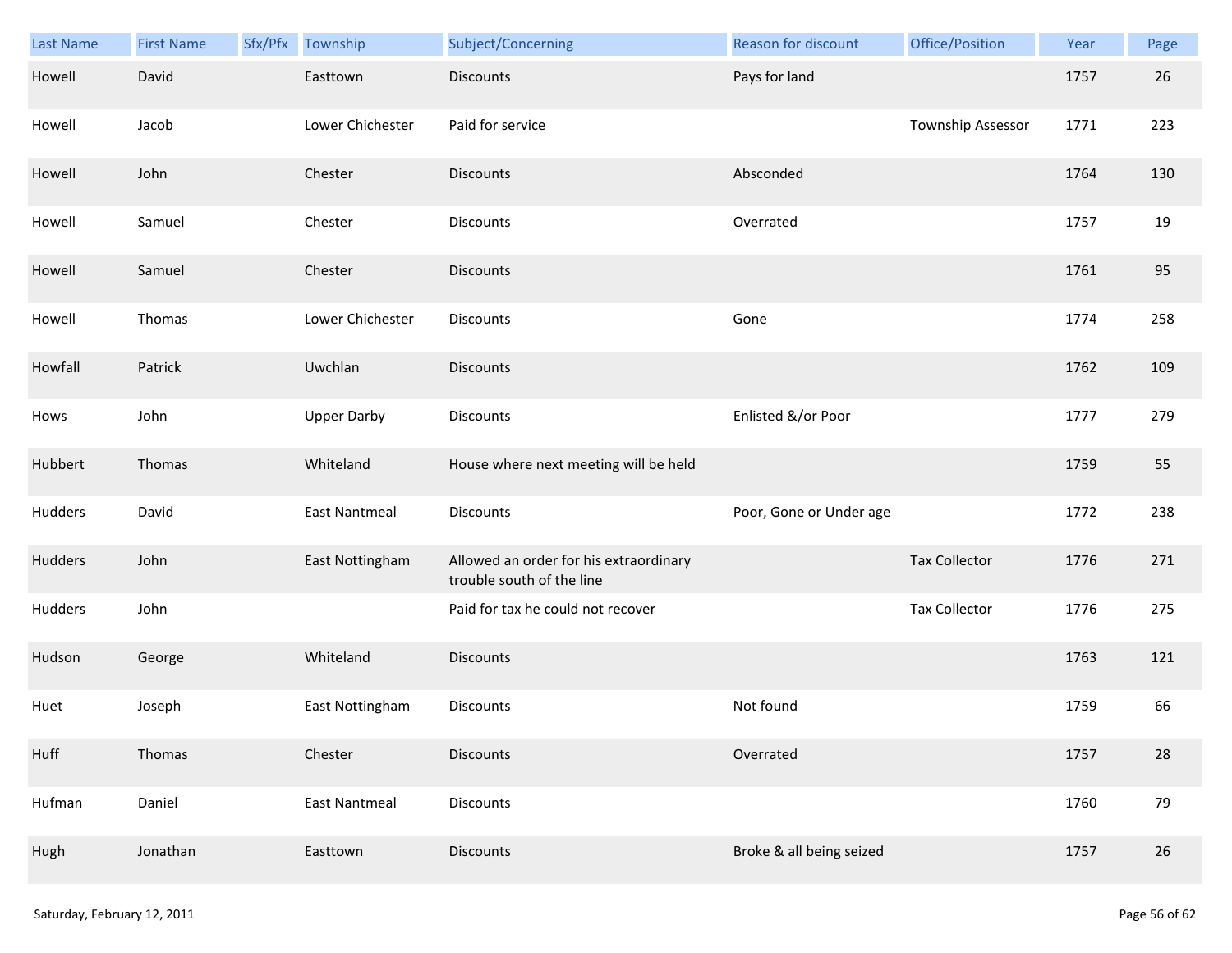| Last Name | First Name | Sfx/Pfx | Township | Subject/Concerning | Reason for discount | Office/Position | Year | Page |
|---|---|---|---|---|---|---|---|---|
| Howell | David | | Easttown | Discounts | Pays for land | | 1757 | 26 |
| Howell | Jacob | | Lower Chichester | Paid for service | | Township Assessor | 1771 | 223 |
| Howell | John | | Chester | Discounts | Absconded | | 1764 | 130 |
| Howell | Samuel | | Chester | Discounts | Overrated | | 1757 | 19 |
| Howell | Samuel | | Chester | Discounts | | | 1761 | 95 |
| Howell | Thomas | | Lower Chichester | Discounts | Gone | | 1774 | 258 |
| Howfall | Patrick | | Uwchlan | Discounts | | | 1762 | 109 |
| Hows | John | | Upper Darby | Discounts | Enlisted &/or Poor | | 1777 | 279 |
| Hubbert | Thomas | | Whiteland | House where next meeting will be held | | | 1759 | 55 |
| Hudders | David | | East Nantmeal | Discounts | Poor, Gone or Under age | | 1772 | 238 |
| Hudders | John | | East Nottingham | Allowed an order for his extraordinary trouble south of the line | | Tax Collector | 1776 | 271 |
| Hudders | John | | | Paid for tax he could not recover | | Tax Collector | 1776 | 275 |
| Hudson | George | | Whiteland | Discounts | | | 1763 | 121 |
| Huet | Joseph | | East Nottingham | Discounts | Not found | | 1759 | 66 |
| Huff | Thomas | | Chester | Discounts | Overrated | | 1757 | 28 |
| Hufman | Daniel | | East Nantmeal | Discounts | | | 1760 | 79 |
| Hugh | Jonathan | | Easttown | Discounts | Broke & all being seized | | 1757 | 26 |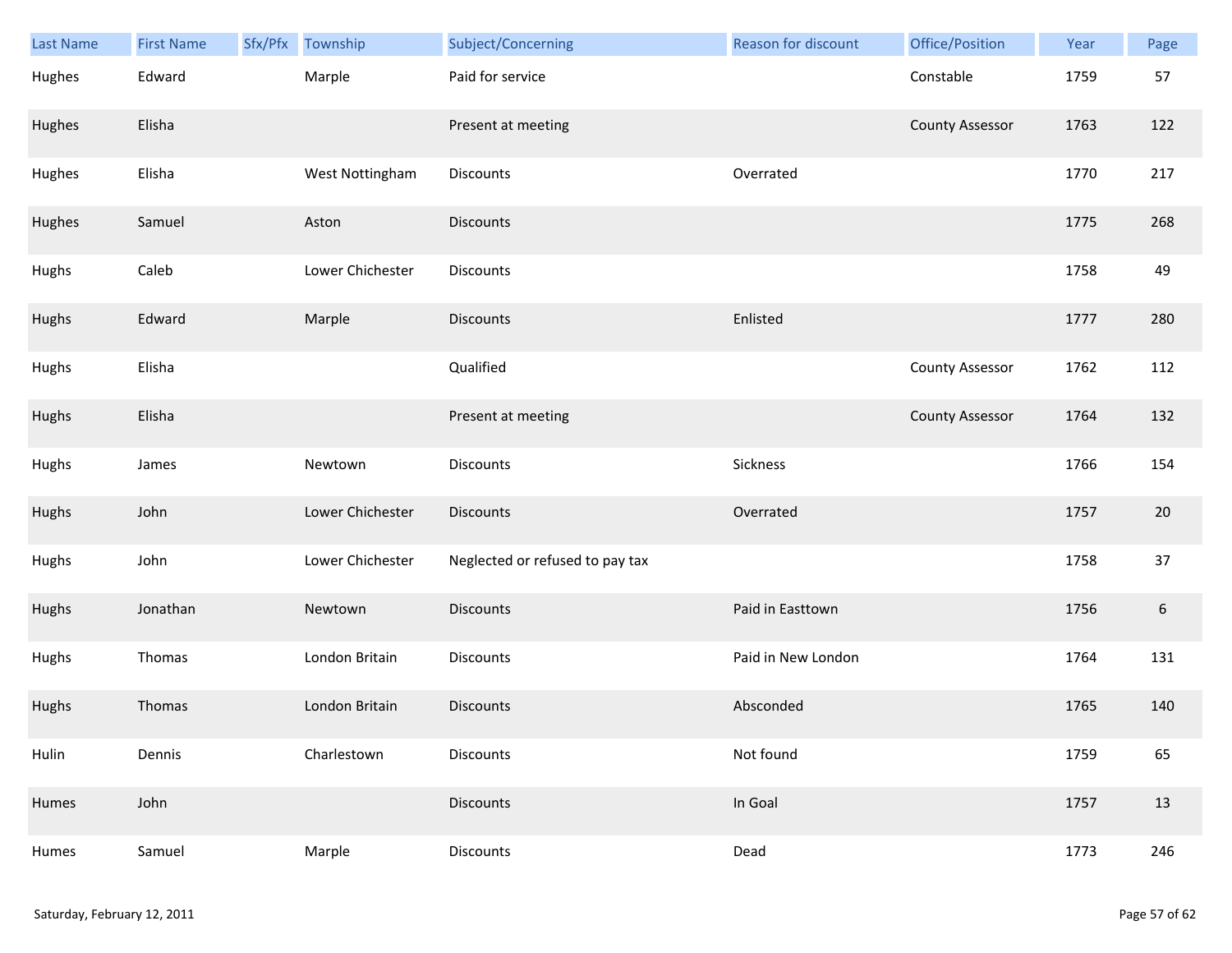| Last Name | First Name | Sfx/Pfx | Township | Subject/Concerning | Reason for discount | Office/Position | Year | Page |
|---|---|---|---|---|---|---|---|---|
| Hughes | Edward | | Marple | Paid for service | | Constable | 1759 | 57 |
| Hughes | Elisha | | | Present at meeting | | County Assessor | 1763 | 122 |
| Hughes | Elisha | | West Nottingham | Discounts | Overrated | | 1770 | 217 |
| Hughes | Samuel | | Aston | Discounts | | | 1775 | 268 |
| Hughs | Caleb | | Lower Chichester | Discounts | | | 1758 | 49 |
| Hughs | Edward | | Marple | Discounts | Enlisted | | 1777 | 280 |
| Hughs | Elisha | | | Qualified | | County Assessor | 1762 | 112 |
| Hughs | Elisha | | | Present at meeting | | County Assessor | 1764 | 132 |
| Hughs | James | | Newtown | Discounts | Sickness | | 1766 | 154 |
| Hughs | John | | Lower Chichester | Discounts | Overrated | | 1757 | 20 |
| Hughs | John | | Lower Chichester | Neglected or refused to pay tax | | | 1758 | 37 |
| Hughs | Jonathan | | Newtown | Discounts | Paid in Easttown | | 1756 | 6 |
| Hughs | Thomas | | London Britain | Discounts | Paid in New London | | 1764 | 131 |
| Hughs | Thomas | | London Britain | Discounts | Absconded | | 1765 | 140 |
| Hulin | Dennis | | Charlestown | Discounts | Not found | | 1759 | 65 |
| Humes | John | | | Discounts | In Goal | | 1757 | 13 |
| Humes | Samuel | | Marple | Discounts | Dead | | 1773 | 246 |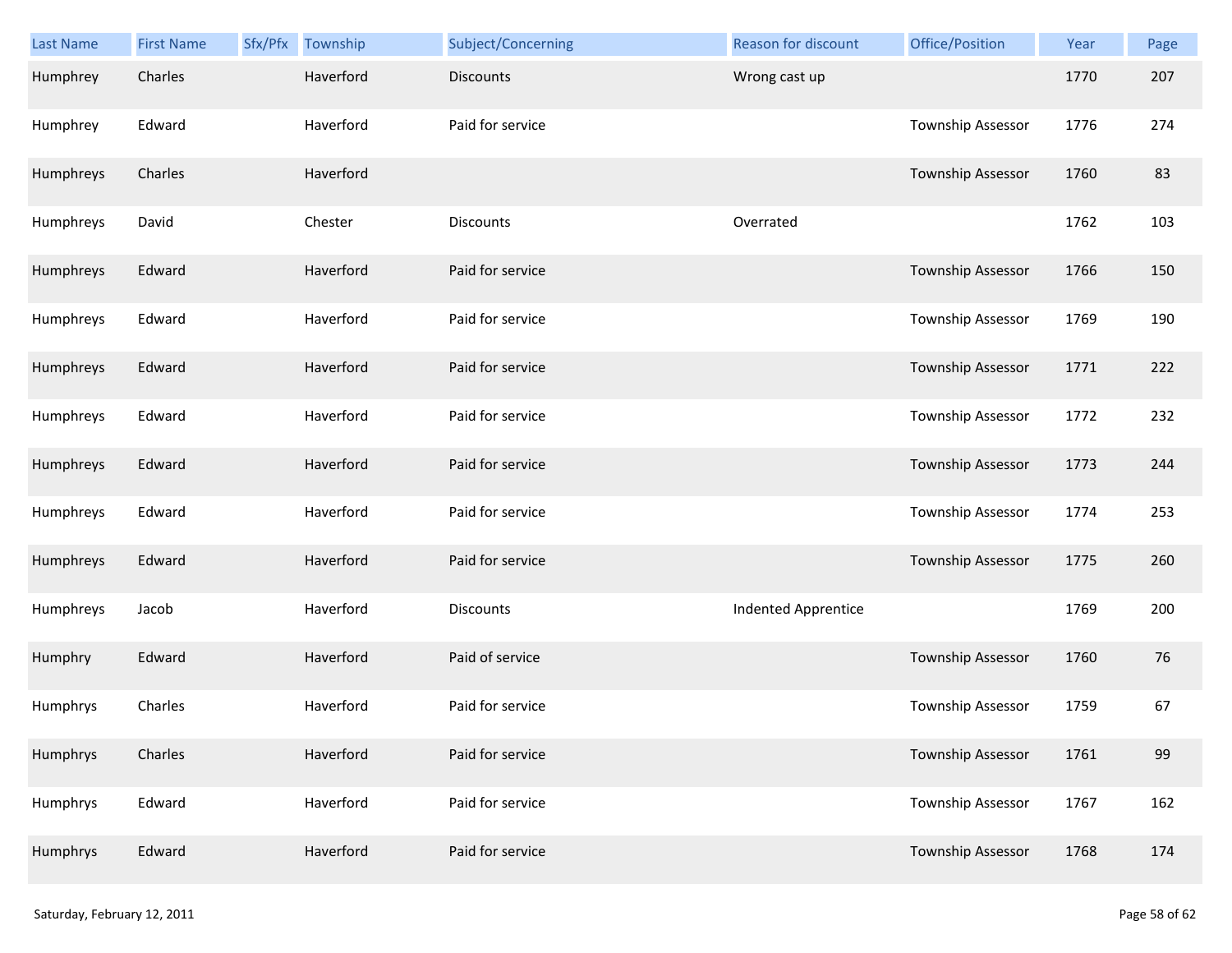| Last Name | First Name | Sfx/Pfx | Township | Subject/Concerning | Reason for discount | Office/Position | Year | Page |
|---|---|---|---|---|---|---|---|---|
| Humphrey | Charles | | Haverford | Discounts | Wrong cast up | | 1770 | 207 |
| Humphrey | Edward | | Haverford | Paid for service | | Township Assessor | 1776 | 274 |
| Humphreys | Charles | | Haverford | | | Township Assessor | 1760 | 83 |
| Humphreys | David | | Chester | Discounts | Overrated | | 1762 | 103 |
| Humphreys | Edward | | Haverford | Paid for service | | Township Assessor | 1766 | 150 |
| Humphreys | Edward | | Haverford | Paid for service | | Township Assessor | 1769 | 190 |
| Humphreys | Edward | | Haverford | Paid for service | | Township Assessor | 1771 | 222 |
| Humphreys | Edward | | Haverford | Paid for service | | Township Assessor | 1772 | 232 |
| Humphreys | Edward | | Haverford | Paid for service | | Township Assessor | 1773 | 244 |
| Humphreys | Edward | | Haverford | Paid for service | | Township Assessor | 1774 | 253 |
| Humphreys | Edward | | Haverford | Paid for service | | Township Assessor | 1775 | 260 |
| Humphreys | Jacob | | Haverford | Discounts | Indented Apprentice | | 1769 | 200 |
| Humphry | Edward | | Haverford | Paid of service | | Township Assessor | 1760 | 76 |
| Humphrys | Charles | | Haverford | Paid for service | | Township Assessor | 1759 | 67 |
| Humphrys | Charles | | Haverford | Paid for service | | Township Assessor | 1761 | 99 |
| Humphrys | Edward | | Haverford | Paid for service | | Township Assessor | 1767 | 162 |
| Humphrys | Edward | | Haverford | Paid for service | | Township Assessor | 1768 | 174 |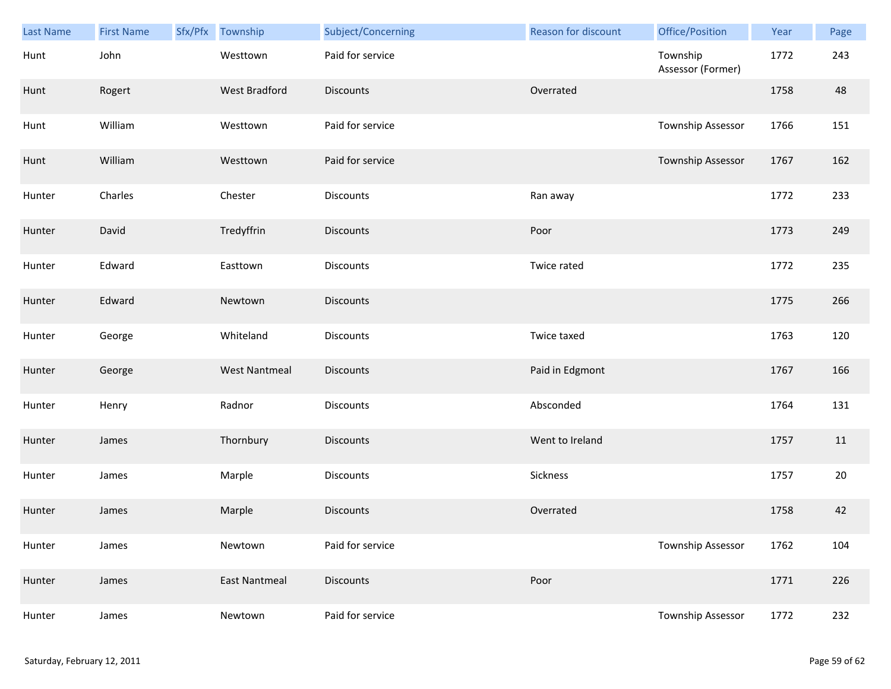| Last Name | First Name | Sfx/Pfx | Township | Subject/Concerning | Reason for discount | Office/Position | Year | Page |
|---|---|---|---|---|---|---|---|---|
| Hunt | John | | Westtown | Paid for service | | Township Assessor (Former) | 1772 | 243 |
| Hunt | Rogert | | West Bradford | Discounts | Overrated | | 1758 | 48 |
| Hunt | William | | Westtown | Paid for service | | Township Assessor | 1766 | 151 |
| Hunt | William | | Westtown | Paid for service | | Township Assessor | 1767 | 162 |
| Hunter | Charles | | Chester | Discounts | Ran away | | 1772 | 233 |
| Hunter | David | | Tredyffrin | Discounts | Poor | | 1773 | 249 |
| Hunter | Edward | | Easttown | Discounts | Twice rated | | 1772 | 235 |
| Hunter | Edward | | Newtown | Discounts | | | 1775 | 266 |
| Hunter | George | | Whiteland | Discounts | Twice taxed | | 1763 | 120 |
| Hunter | George | | West Nantmeal | Discounts | Paid in Edgmont | | 1767 | 166 |
| Hunter | Henry | | Radnor | Discounts | Absconded | | 1764 | 131 |
| Hunter | James | | Thornbury | Discounts | Went to Ireland | | 1757 | 11 |
| Hunter | James | | Marple | Discounts | Sickness | | 1757 | 20 |
| Hunter | James | | Marple | Discounts | Overrated | | 1758 | 42 |
| Hunter | James | | Newtown | Paid for service | | Township Assessor | 1762 | 104 |
| Hunter | James | | East Nantmeal | Discounts | Poor | | 1771 | 226 |
| Hunter | James | | Newtown | Paid for service | | Township Assessor | 1772 | 232 |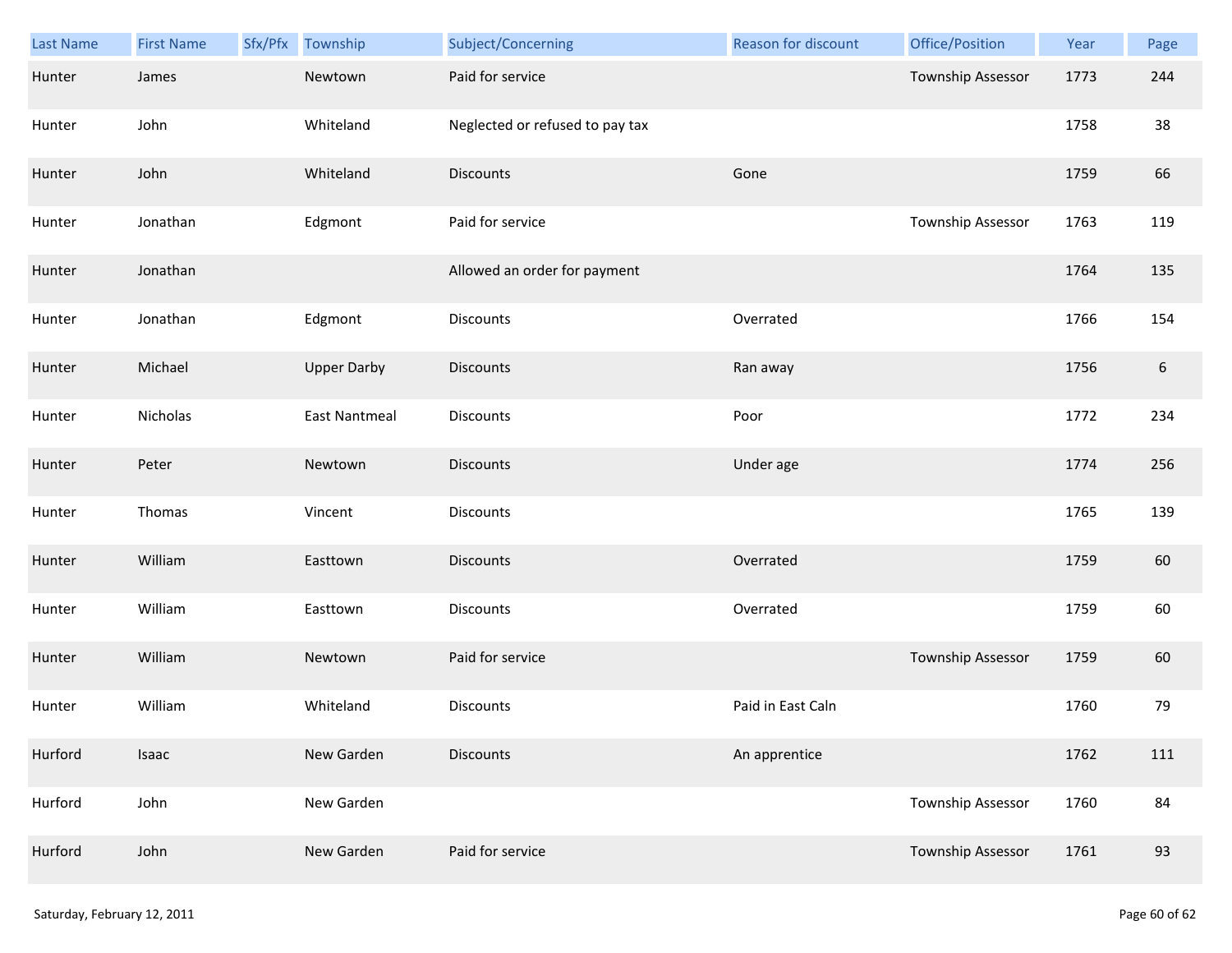| Last Name | First Name | Sfx/Pfx | Township | Subject/Concerning | Reason for discount | Office/Position | Year | Page |
|---|---|---|---|---|---|---|---|---|
| Hunter | James | | Newtown | Paid for service | | Township Assessor | 1773 | 244 |
| Hunter | John | | Whiteland | Neglected or refused to pay tax | | | 1758 | 38 |
| Hunter | John | | Whiteland | Discounts | Gone | | 1759 | 66 |
| Hunter | Jonathan | | Edgmont | Paid for service | | Township Assessor | 1763 | 119 |
| Hunter | Jonathan | | | Allowed an order for payment | | | 1764 | 135 |
| Hunter | Jonathan | | Edgmont | Discounts | Overrated | | 1766 | 154 |
| Hunter | Michael | | Upper Darby | Discounts | Ran away | | 1756 | 6 |
| Hunter | Nicholas | | East Nantmeal | Discounts | Poor | | 1772 | 234 |
| Hunter | Peter | | Newtown | Discounts | Under age | | 1774 | 256 |
| Hunter | Thomas | | Vincent | Discounts | | | 1765 | 139 |
| Hunter | William | | Easttown | Discounts | Overrated | | 1759 | 60 |
| Hunter | William | | Easttown | Discounts | Overrated | | 1759 | 60 |
| Hunter | William | | Newtown | Paid for service | | Township Assessor | 1759 | 60 |
| Hunter | William | | Whiteland | Discounts | Paid in East Caln | | 1760 | 79 |
| Hurford | Isaac | | New Garden | Discounts | An apprentice | | 1762 | 111 |
| Hurford | John | | New Garden | | | Township Assessor | 1760 | 84 |
| Hurford | John | | New Garden | Paid for service | | Township Assessor | 1761 | 93 |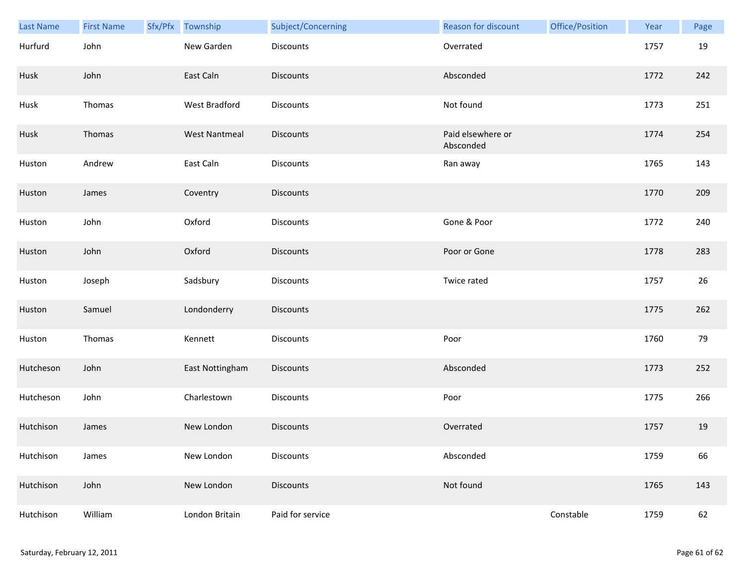| Last Name | First Name | Sfx/Pfx | Township | Subject/Concerning | Reason for discount | Office/Position | Year | Page |
|---|---|---|---|---|---|---|---|---|
| Hurfurd | John | | New Garden | Discounts | Overrated | | 1757 | 19 |
| Husk | John | | East Caln | Discounts | Absconded | | 1772 | 242 |
| Husk | Thomas | | West Bradford | Discounts | Not found | | 1773 | 251 |
| Husk | Thomas | | West Nantmeal | Discounts | Paid elsewhere or Absconded | | 1774 | 254 |
| Huston | Andrew | | East Caln | Discounts | Ran away | | 1765 | 143 |
| Huston | James | | Coventry | Discounts | | | 1770 | 209 |
| Huston | John | | Oxford | Discounts | Gone & Poor | | 1772 | 240 |
| Huston | John | | Oxford | Discounts | Poor or Gone | | 1778 | 283 |
| Huston | Joseph | | Sadsbury | Discounts | Twice rated | | 1757 | 26 |
| Huston | Samuel | | Londonderry | Discounts | | | 1775 | 262 |
| Huston | Thomas | | Kennett | Discounts | Poor | | 1760 | 79 |
| Hutcheson | John | | East Nottingham | Discounts | Absconded | | 1773 | 252 |
| Hutcheson | John | | Charlestown | Discounts | Poor | | 1775 | 266 |
| Hutchison | James | | New London | Discounts | Overrated | | 1757 | 19 |
| Hutchison | James | | New London | Discounts | Absconded | | 1759 | 66 |
| Hutchison | John | | New London | Discounts | Not found | | 1765 | 143 |
| Hutchison | William | | London Britain | Paid for service | | Constable | 1759 | 62 |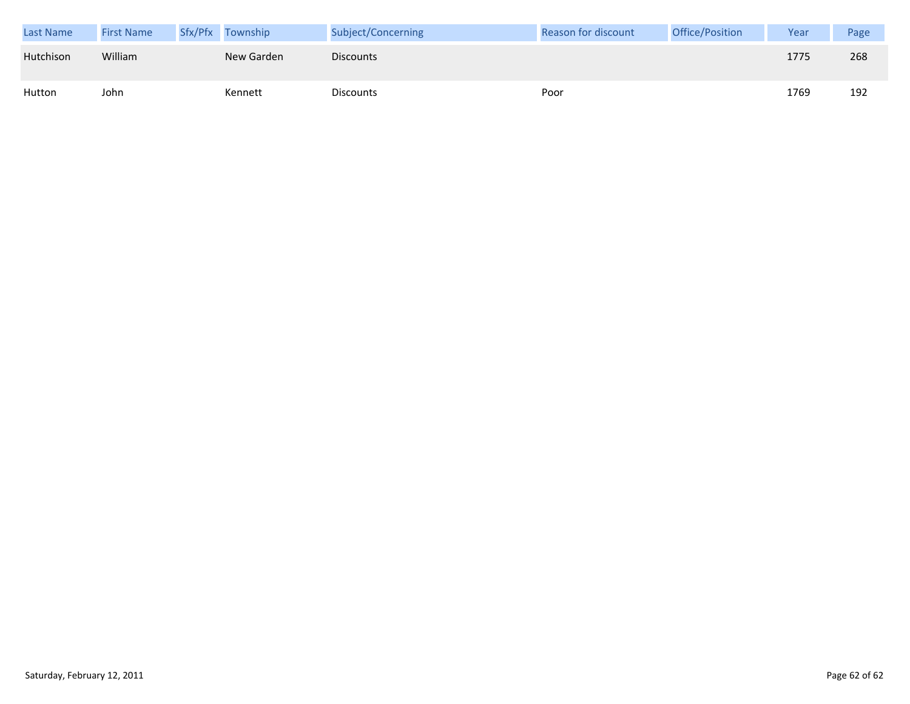| Last Name | First Name | Sfx/Pfx | Township | Subject/Concerning | Reason for discount | Office/Position | Year | Page |
|---|---|---|---|---|---|---|---|---|
| Hutchison | William | | New Garden | Discounts | | | 1775 | 268 |
| Hutton | John | | Kennett | Discounts | Poor | | 1769 | 192 |

Saturday, February 12, 2011